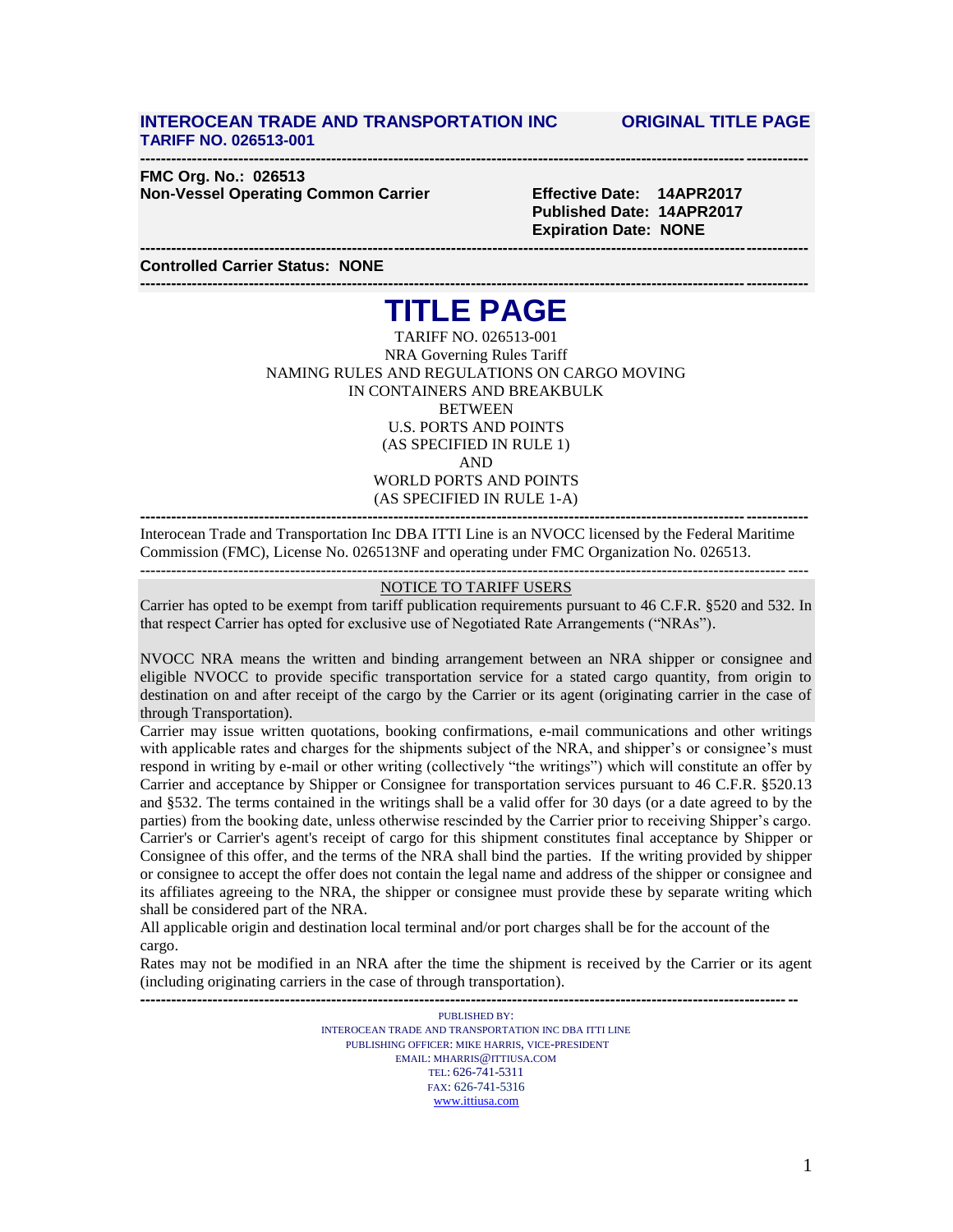**INTEROCEAN TRADE AND TRANSPORTATION INC** **ORIGINAL TITLE PAGE**
**TARIFF NO. 026513-001**

---

**FMC Org. No.: 026513**
**Non-Vessel Operating Common Carrier**

**Effective Date: 14APR2017**
**Published Date: 14APR2017**
**Expiration Date: NONE**

---

**Controlled Carrier Status: NONE**

---

# TITLE PAGE

TARIFF NO. 026513-001
NRA Governing Rules Tariff
NAMING RULES AND REGULATIONS ON CARGO MOVING
IN CONTAINERS AND BREAKBULK
BETWEEN
U.S. PORTS AND POINTS
(AS SPECIFIED IN RULE 1)
AND
WORLD PORTS AND POINTS
(AS SPECIFIED IN RULE 1-A)

---

Interocean Trade and Transportation Inc DBA ITTI Line is an NVOCC licensed by the Federal Maritime Commission (FMC), License No. 026513NF and operating under FMC Organization No. 026513.

---

NOTICE TO TARIFF USERS

Carrier has opted to be exempt from tariff publication requirements pursuant to 46 C.F.R. §520 and 532. In that respect Carrier has opted for exclusive use of Negotiated Rate Arrangements ("NRAs").

NVOCC NRA means the written and binding arrangement between an NRA shipper or consignee and eligible NVOCC to provide specific transportation service for a stated cargo quantity, from origin to destination on and after receipt of the cargo by the Carrier or its agent (originating carrier in the case of through Transportation).

Carrier may issue written quotations, booking confirmations, e-mail communications and other writings with applicable rates and charges for the shipments subject of the NRA, and shipper's or consignee's must respond in writing by e-mail or other writing (collectively "the writings") which will constitute an offer by Carrier and acceptance by Shipper or Consignee for transportation services pursuant to 46 C.F.R. §520.13 and §532. The terms contained in the writings shall be a valid offer for 30 days (or a date agreed to by the parties) from the booking date, unless otherwise rescinded by the Carrier prior to receiving Shipper's cargo. Carrier's or Carrier's agent's receipt of cargo for this shipment constitutes final acceptance by Shipper or Consignee of this offer, and the terms of the NRA shall bind the parties. If the writing provided by shipper or consignee to accept the offer does not contain the legal name and address of the shipper or consignee and its affiliates agreeing to the NRA, the shipper or consignee must provide these by separate writing which shall be considered part of the NRA.

All applicable origin and destination local terminal and/or port charges shall be for the account of the cargo.

Rates may not be modified in an NRA after the time the shipment is received by the Carrier or its agent (including originating carriers in the case of through transportation).

---

PUBLISHED BY:
INTEROCEAN TRADE AND TRANSPORTATION INC DBA ITTI LINE
PUBLISHING OFFICER: MIKE HARRIS, VICE-PRESIDENT
EMAIL: MHARRIS@ITTIUSA.COM
TEL: 626-741-5311
FAX: 626-741-5316
www.ittiusa.com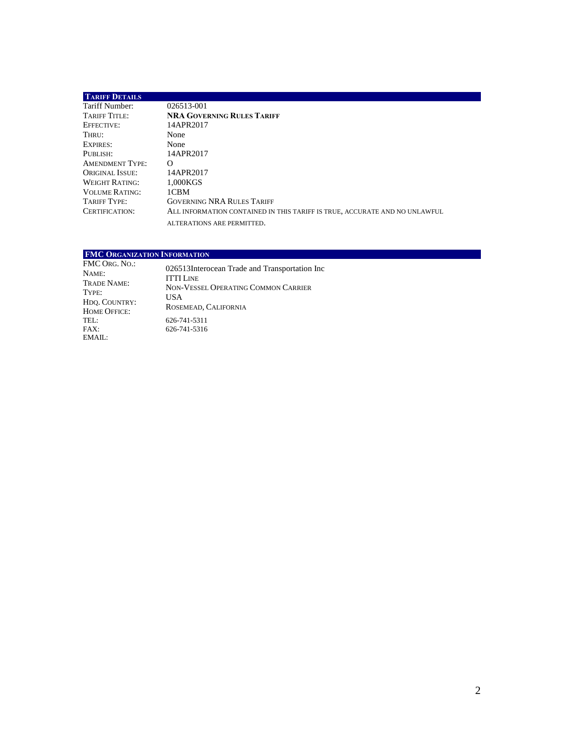## Tariff Details

| | |
|---|---|
| Tariff Number: | 026513-001 |
| Tariff Title: | **NRA Governing Rules Tariff** |
| Effective: | 14APR2017 |
| Thru: | None |
| Expires: | None |
| Publish: | 14APR2017 |
| Amendment Type: | O |
| Original Issue: | 14APR2017 |
| Weight Rating: | 1,000KGS |
| Volume Rating: | 1CBM |
| Tariff Type: | Governing NRA Rules Tariff |
| Certification: | All information contained in this tariff is true, accurate and no unlawful alterations are permitted. |

## FMC Organization Information

| | |
|---|---|
| FMC Org. No.: | 026513 |
| Name: | Interocean Trade and Transportation Inc |
| Trade Name: | ITTI Line |
| Type: | Non-Vessel Operating Common Carrier |
| Hdq. Country: | USA |
| Home Office: | Rosemead, California |
| TEL: | 626-741-5311 |
| FAX: | 626-741-5316 |
| EMAIL: | |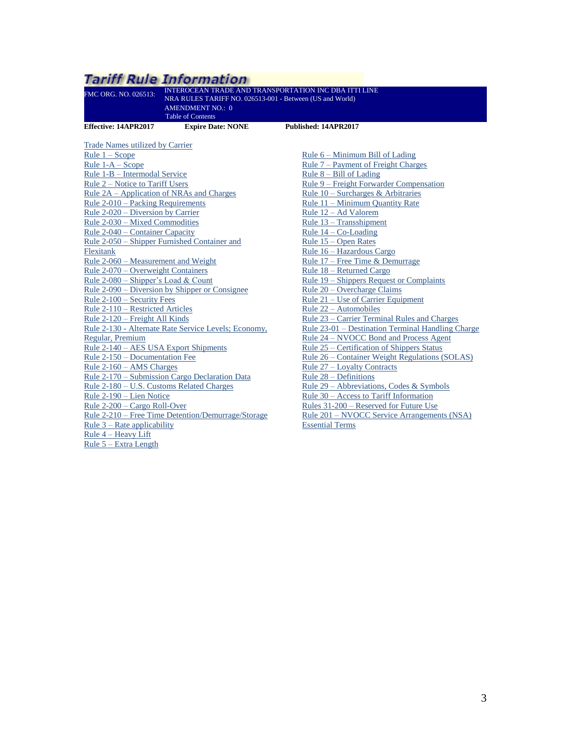# Tariff Rule Information

FMC ORG. NO. 026513: INTEROCEAN TRADE AND TRANSPORTATION INC DBA ITTI LINE
NRA RULES TARIFF NO. 026513-001 - Between (US and World)
AMENDMENT NO.: 0
Table of Contents

**Effective: 14APR2017** **Expire Date: NONE** **Published: 14APR2017**

Trade Names utilized by Carrier
Rule 1 – Scope
Rule 1-A – Scope
Rule 1-B – Intermodal Service
Rule 2 – Notice to Tariff Users
Rule 2A – Application of NRAs and Charges
Rule 2-010 – Packing Requirements
Rule 2-020 – Diversion by Carrier
Rule 2-030 – Mixed Commodities
Rule 2-040 – Container Capacity
Rule 2-050 – Shipper Furnished Container and Flexitank
Rule 2-060 – Measurement and Weight
Rule 2-070 – Overweight Containers
Rule 2-080 – Shipper's Load & Count
Rule 2-090 – Diversion by Shipper or Consignee
Rule 2-100 – Security Fees
Rule 2-110 – Restricted Articles
Rule 2-120 – Freight All Kinds
Rule 2-130 - Alternate Rate Service Levels; Economy, Regular, Premium
Rule 2-140 – AES USA Export Shipments
Rule 2-150 – Documentation Fee
Rule 2-160 – AMS Charges
Rule 2-170 – Submission Cargo Declaration Data
Rule 2-180 – U.S. Customs Related Charges
Rule 2-190 – Lien Notice
Rule 2-200 – Cargo Roll-Over
Rule 2-210 – Free Time Detention/Demurrage/Storage
Rule 3 – Rate applicability
Rule 4 – Heavy Lift
Rule 5 – Extra Length
Rule 6 – Minimum Bill of Lading
Rule 7 – Payment of Freight Charges
Rule 8 – Bill of Lading
Rule 9 – Freight Forwarder Compensation
Rule 10 – Surcharges & Arbitraries
Rule 11 – Minimum Quantity Rate
Rule 12 – Ad Valorem
Rule 13 – Transshipment
Rule 14 – Co-Loading
Rule 15 – Open Rates
Rule 16 – Hazardous Cargo
Rule 17 – Free Time & Demurrage
Rule 18 – Returned Cargo
Rule 19 – Shippers Request or Complaints
Rule 20 – Overcharge Claims
Rule 21 – Use of Carrier Equipment
Rule 22 – Automobiles
Rule 23 – Carrier Terminal Rules and Charges
Rule 23-01 – Destination Terminal Handling Charge
Rule 24 – NVOCC Bond and Process Agent
Rule 25 – Certification of Shippers Status
Rule 26 – Container Weight Regulations (SOLAS)
Rule 27 – Loyalty Contracts
Rule 28 – Definitions
Rule 29 – Abbreviations, Codes & Symbols
Rule 30 – Access to Tariff Information
Rules 31-200 – Reserved for Future Use
Rule 201 – NVOCC Service Arrangements (NSA)
Essential Terms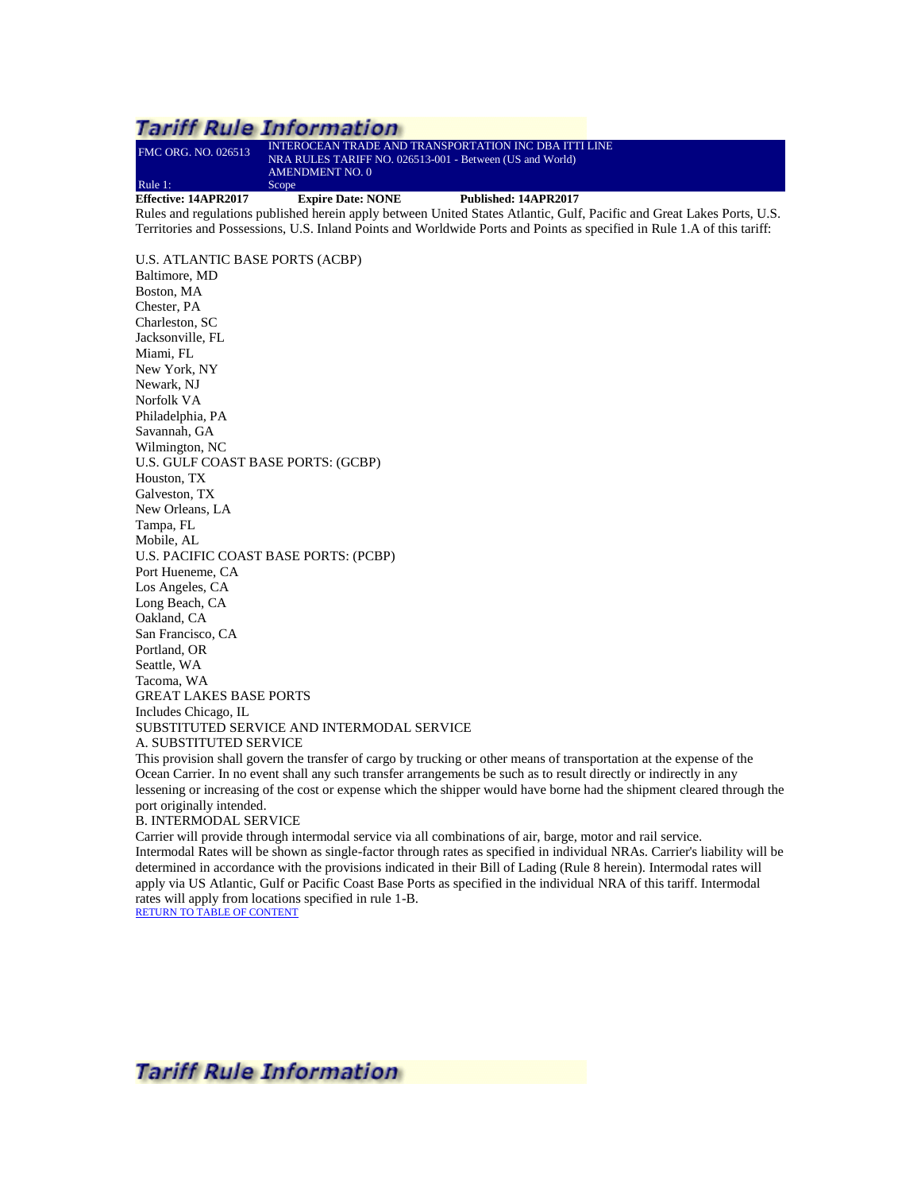## Tariff Rule Information

| FMC ORG. NO. 026513 | INTEROCEAN TRADE AND TRANSPORTATION INC DBA ITTI LINE<br>NRA RULES TARIFF NO. 026513-001 - Between (US and World)<br>AMENDMENT NO. 0 |
|---|---|
| Rule 1: | Scope |

**Effective: 14APR2017** **Expire Date: NONE** **Published: 14APR2017**

Rules and regulations published herein apply between United States Atlantic, Gulf, Pacific and Great Lakes Ports, U.S. Territories and Possessions, U.S. Inland Points and Worldwide Ports and Points as specified in Rule 1.A of this tariff:

U.S. ATLANTIC BASE PORTS (ACBP)
Baltimore, MD
Boston, MA
Chester, PA
Charleston, SC
Jacksonville, FL
Miami, FL
New York, NY
Newark, NJ
Norfolk VA
Philadelphia, PA
Savannah, GA
Wilmington, NC
U.S. GULF COAST BASE PORTS: (GCBP)
Houston, TX
Galveston, TX
New Orleans, LA
Tampa, FL
Mobile, AL
U.S. PACIFIC COAST BASE PORTS: (PCBP)
Port Hueneme, CA
Los Angeles, CA
Long Beach, CA
Oakland, CA
San Francisco, CA
Portland, OR
Seattle, WA
Tacoma, WA
GREAT LAKES BASE PORTS
Includes Chicago, IL
SUBSTITUTED SERVICE AND INTERMODAL SERVICE
A. SUBSTITUTED SERVICE
This provision shall govern the transfer of cargo by trucking or other means of transportation at the expense of the Ocean Carrier. In no event shall any such transfer arrangements be such as to result directly or indirectly in any lessening or increasing of the cost or expense which the shipper would have borne had the shipment cleared through the port originally intended.
B. INTERMODAL SERVICE
Carrier will provide through intermodal service via all combinations of air, barge, motor and rail service. Intermodal Rates will be shown as single-factor through rates as specified in individual NRAs. Carrier's liability will be determined in accordance with the provisions indicated in their Bill of Lading (Rule 8 herein). Intermodal rates will apply via US Atlantic, Gulf or Pacific Coast Base Ports as specified in the individual NRA of this tariff. Intermodal rates will apply from locations specified in rule 1-B.
RETURN TO TABLE OF CONTENT

## Tariff Rule Information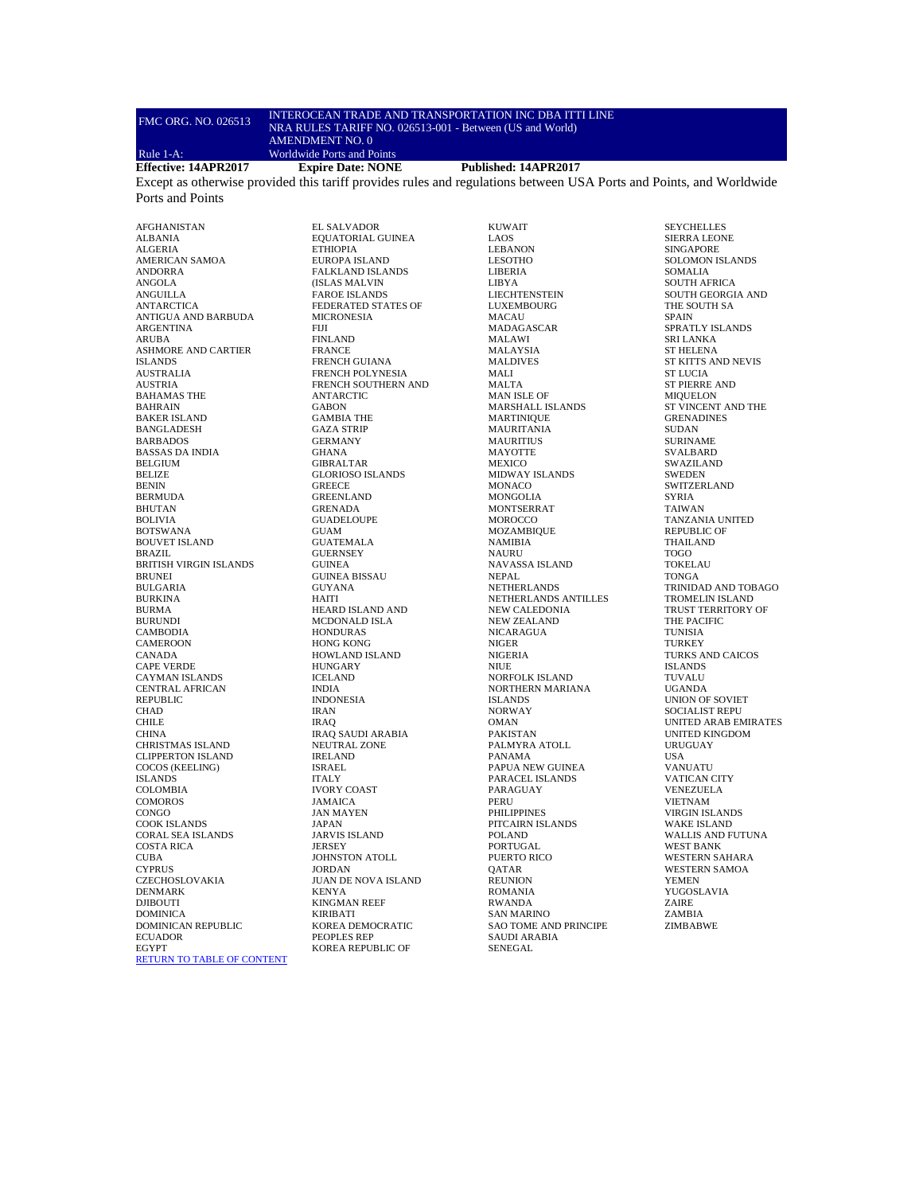| FMC ORG. NO. 026513 | INTEROCEAN TRADE AND TRANSPORTATION INC DBA ITTI LINE<br>NRA RULES TARIFF NO. 026513-001 - Between (US and World)<br>AMENDMENT NO. 0 |
|---|---|
| Rule 1-A: | Worldwide Ports and Points |

**Effective: 14APR2017** **Expire Date: NONE** **Published: 14APR2017**

Except as otherwise provided this tariff provides rules and regulations between USA Ports and Points, and Worldwide Ports and Points

AFGHANISTAN
ALBANIA
ALGERIA
AMERICAN SAMOA
ANDORRA
ANGOLA
ANGUILLA
ANTARCTICA
ANTIGUA AND BARBUDA
ARGENTINA
ARUBA
ASHMORE AND CARTIER
ISLANDS
AUSTRALIA
AUSTRIA
BAHAMAS THE
BAHRAIN
BAKER ISLAND
BANGLADESH
BARBADOS
BASSAS DA INDIA
BELGIUM
BELIZE
BENIN
BERMUDA
BHUTAN
BOLIVIA
BOTSWANA
BOUVET ISLAND
BRAZIL
BRITISH VIRGIN ISLANDS
BRUNEI
BULGARIA
BURKINA
BURMA
BURUNDI
CAMBODIA
CAMEROON
CANADA
CAPE VERDE
CAYMAN ISLANDS
CENTRAL AFRICAN
REPUBLIC
CHAD
CHILE
CHINA
CHRISTMAS ISLAND
CLIPPERTON ISLAND
COCOS (KEELING)
ISLANDS
COLOMBIA
COMOROS
CONGO
COOK ISLANDS
CORAL SEA ISLANDS
COSTA RICA
CUBA
CYPRUS
CZECHOSLOVAKIA
DENMARK
DJIBOUTI
DOMINICA
DOMINICAN REPUBLIC
ECUADOR
EGYPT
EL SALVADOR
EQUATORIAL GUINEA
ETHIOPIA
EUROPA ISLAND
FALKLAND ISLANDS
(ISLAS MALVIN
FAROE ISLANDS
FEDERATED STATES OF
MICRONESIA
FIJI
FINLAND
FRANCE
FRENCH GUIANA
FRENCH POLYNESIA
FRENCH SOUTHERN AND
ANTARCTIC
GABON
GAMBIA THE
GAZA STRIP
GERMANY
GHANA
GIBRALTAR
GLORIOSO ISLANDS
GREECE
GREENLAND
GRENADA
GUADELOUPE
GUAM
GUATEMALA
GUERNSEY
GUINEA
GUINEA BISSAU
GUYANA
HAITI
HEARD ISLAND AND
MCDONALD ISLA
HONDURAS
HONG KONG
HOWLAND ISLAND
HUNGARY
ICELAND
INDIA
INDONESIA
IRAN
IRAQ
IRAQ SAUDI ARABIA
NEUTRAL ZONE
IRELAND
ISRAEL
ITALY
IVORY COAST
JAMAICA
JAN MAYEN
JAPAN
JARVIS ISLAND
JERSEY
JOHNSTON ATOLL
JORDAN
JUAN DE NOVA ISLAND
KENYA
KINGMAN REEF
KIRIBATI
KOREA DEMOCRATIC
PEOPLES REP
KOREA REPUBLIC OF
KUWAIT
LAOS
LEBANON
LESOTHO
LIBERIA
LIBYA
LIECHTENSTEIN
LUXEMBOURG
MACAU
MADAGASCAR
MALAWI
MALAYSIA
MALDIVES
MALI
MALTA
MAN ISLE OF
MARSHALL ISLANDS
MARTINIQUE
MAURITANIA
MAURITIUS
MAYOTTE
MEXICO
MIDWAY ISLANDS
MONACO
MONGOLIA
MONTSERRAT
MOROCCO
MOZAMBIQUE
NAMIBIA
NAURU
NAVASSA ISLAND
NEPAL
NETHERLANDS
NETHERLANDS ANTILLES
NEW CALEDONIA
NEW ZEALAND
NICARAGUA
NIGER
NIGERIA
NIUE
NORFOLK ISLAND
NORTHERN MARIANA
ISLANDS
NORWAY
OMAN
PAKISTAN
PALMYRA ATOLL
PANAMA
PAPUA NEW GUINEA
PARACEL ISLANDS
PARAGUAY
PERU
PHILIPPINES
PITCAIRN ISLANDS
POLAND
PORTUGAL
PUERTO RICO
QATAR
REUNION
ROMANIA
RWANDA
SAN MARINO
SAO TOME AND PRINCIPE
SAUDI ARABIA
SENEGAL
SEYCHELLES
SIERRA LEONE
SINGAPORE
SOLOMON ISLANDS
SOMALIA
SOUTH AFRICA
SOUTH GEORGIA AND
THE SOUTH SA
SPAIN
SPRATLY ISLANDS
SRI LANKA
ST HELENA
ST KITTS AND NEVIS
ST LUCIA
ST PIERRE AND
MIQUELON
ST VINCENT AND THE
GRENADINES
SUDAN
SURINAME
SVALBARD
SWAZILAND
SWEDEN
SWITZERLAND
SYRIA
TAIWAN
TANZANIA UNITED
REPUBLIC OF
THAILAND
TOGO
TOKELAU
TONGA
TRINIDAD AND TOBAGO
TROMELIN ISLAND
TRUST TERRITORY OF
THE PACIFIC
TUNISIA
TURKEY
TURKS AND CAICOS
ISLANDS
TUVALU
UGANDA
UNION OF SOVIET
SOCIALIST REPU
UNITED ARAB EMIRATES
UNITED KINGDOM
URUGUAY
USA
VANUATU
VATICAN CITY
VENEZUELA
VIETNAM
VIRGIN ISLANDS
WAKE ISLAND
WALLIS AND FUTUNA
WEST BANK
WESTERN SAHARA
WESTERN SAMOA
YEMEN
YUGOSLAVIA
ZAIRE
ZAMBIA
ZIMBABWE

RETURN TO TABLE OF CONTENT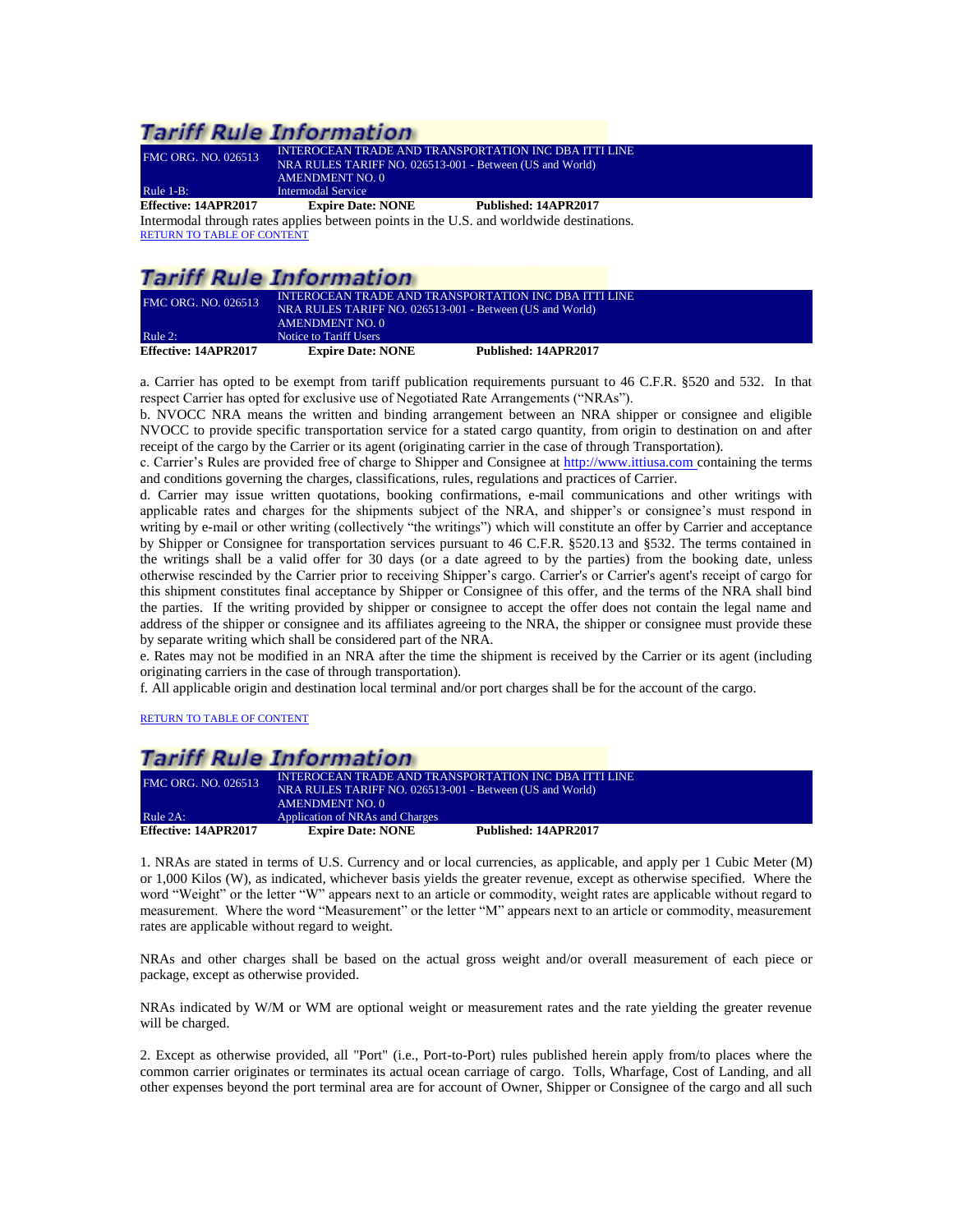## Tariff Rule Information

| FMC ORG. NO. 026513 | INTEROCEAN TRADE AND TRANSPORTATION INC DBA ITTI LINE<br>NRA RULES TARIFF NO. 026513-001 - Between (US and World)<br>AMENDMENT NO. 0 |
|---|---|
| Rule 1-B: | Intermodal Service |

**Effective: 14APR2017** **Expire Date: NONE** **Published: 14APR2017**

Intermodal through rates applies between points in the U.S. and worldwide destinations.

RETURN TO TABLE OF CONTENT

## Tariff Rule Information

| FMC ORG. NO. 026513 | INTEROCEAN TRADE AND TRANSPORTATION INC DBA ITTI LINE<br>NRA RULES TARIFF NO. 026513-001 - Between (US and World)<br>AMENDMENT NO. 0 |
|---|---|
| Rule 2: | Notice to Tariff Users |

**Effective: 14APR2017** **Expire Date: NONE** **Published: 14APR2017**

a. Carrier has opted to be exempt from tariff publication requirements pursuant to 46 C.F.R. §520 and 532. In that respect Carrier has opted for exclusive use of Negotiated Rate Arrangements ("NRAs").

b. NVOCC NRA means the written and binding arrangement between an NRA shipper or consignee and eligible NVOCC to provide specific transportation service for a stated cargo quantity, from origin to destination on and after receipt of the cargo by the Carrier or its agent (originating carrier in the case of through Transportation).

c. Carrier's Rules are provided free of charge to Shipper and Consignee at http://www.ittiusa.com containing the terms and conditions governing the charges, classifications, rules, regulations and practices of Carrier.

d. Carrier may issue written quotations, booking confirmations, e-mail communications and other writings with applicable rates and charges for the shipments subject of the NRA, and shipper's or consignee's must respond in writing by e-mail or other writing (collectively "the writings") which will constitute an offer by Carrier and acceptance by Shipper or Consignee for transportation services pursuant to 46 C.F.R. §520.13 and §532. The terms contained in the writings shall be a valid offer for 30 days (or a date agreed to by the parties) from the booking date, unless otherwise rescinded by the Carrier prior to receiving Shipper's cargo. Carrier's or Carrier's agent's receipt of cargo for this shipment constitutes final acceptance by Shipper or Consignee of this offer, and the terms of the NRA shall bind the parties. If the writing provided by shipper or consignee to accept the offer does not contain the legal name and address of the shipper or consignee and its affiliates agreeing to the NRA, the shipper or consignee must provide these by separate writing which shall be considered part of the NRA.

e. Rates may not be modified in an NRA after the time the shipment is received by the Carrier or its agent (including originating carriers in the case of through transportation).

f. All applicable origin and destination local terminal and/or port charges shall be for the account of the cargo.

RETURN TO TABLE OF CONTENT

## Tariff Rule Information

| FMC ORG. NO. 026513 | INTEROCEAN TRADE AND TRANSPORTATION INC DBA ITTI LINE<br>NRA RULES TARIFF NO. 026513-001 - Between (US and World)<br>AMENDMENT NO. 0 |
|---|---|
| Rule 2A: | Application of NRAs and Charges |

**Effective: 14APR2017** **Expire Date: NONE** **Published: 14APR2017**

1. NRAs are stated in terms of U.S. Currency and or local currencies, as applicable, and apply per 1 Cubic Meter (M) or 1,000 Kilos (W), as indicated, whichever basis yields the greater revenue, except as otherwise specified. Where the word "Weight" or the letter "W" appears next to an article or commodity, weight rates are applicable without regard to measurement. Where the word "Measurement" or the letter "M" appears next to an article or commodity, measurement rates are applicable without regard to weight.

NRAs and other charges shall be based on the actual gross weight and/or overall measurement of each piece or package, except as otherwise provided.

NRAs indicated by W/M or WM are optional weight or measurement rates and the rate yielding the greater revenue will be charged.

2. Except as otherwise provided, all "Port" (i.e., Port-to-Port) rules published herein apply from/to places where the common carrier originates or terminates its actual ocean carriage of cargo. Tolls, Wharfage, Cost of Landing, and all other expenses beyond the port terminal area are for account of Owner, Shipper or Consignee of the cargo and all such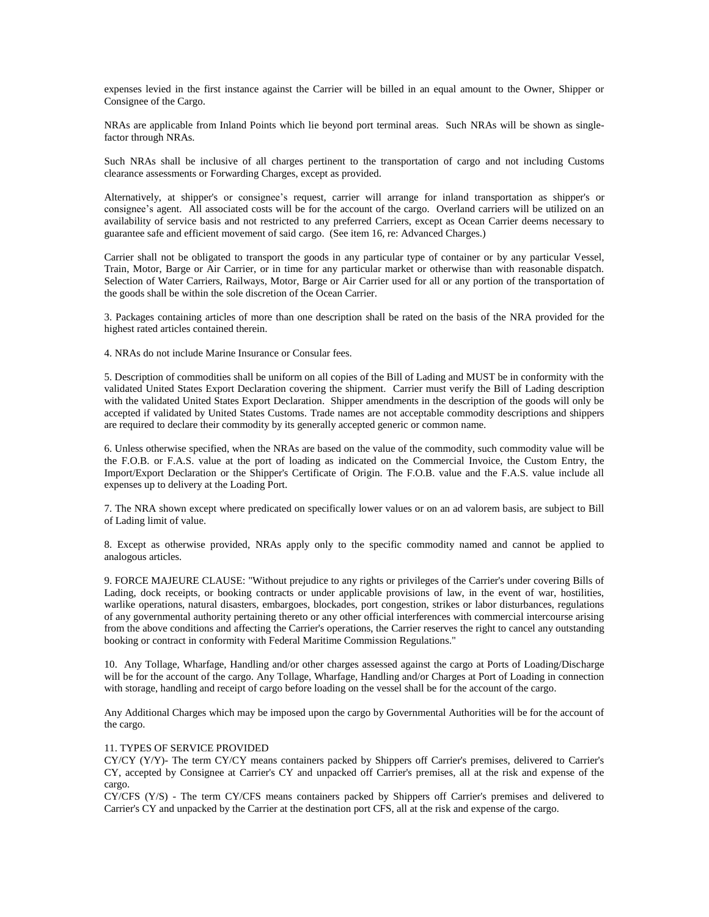expenses levied in the first instance against the Carrier will be billed in an equal amount to the Owner, Shipper or Consignee of the Cargo.

NRAs are applicable from Inland Points which lie beyond port terminal areas. Such NRAs will be shown as single-factor through NRAs.

Such NRAs shall be inclusive of all charges pertinent to the transportation of cargo and not including Customs clearance assessments or Forwarding Charges, except as provided.

Alternatively, at shipper's or consignee's request, carrier will arrange for inland transportation as shipper's or consignee's agent. All associated costs will be for the account of the cargo. Overland carriers will be utilized on an availability of service basis and not restricted to any preferred Carriers, except as Ocean Carrier deems necessary to guarantee safe and efficient movement of said cargo. (See item 16, re: Advanced Charges.)

Carrier shall not be obligated to transport the goods in any particular type of container or by any particular Vessel, Train, Motor, Barge or Air Carrier, or in time for any particular market or otherwise than with reasonable dispatch. Selection of Water Carriers, Railways, Motor, Barge or Air Carrier used for all or any portion of the transportation of the goods shall be within the sole discretion of the Ocean Carrier.

3. Packages containing articles of more than one description shall be rated on the basis of the NRA provided for the highest rated articles contained therein.

4. NRAs do not include Marine Insurance or Consular fees.

5. Description of commodities shall be uniform on all copies of the Bill of Lading and MUST be in conformity with the validated United States Export Declaration covering the shipment. Carrier must verify the Bill of Lading description with the validated United States Export Declaration. Shipper amendments in the description of the goods will only be accepted if validated by United States Customs. Trade names are not acceptable commodity descriptions and shippers are required to declare their commodity by its generally accepted generic or common name.

6. Unless otherwise specified, when the NRAs are based on the value of the commodity, such commodity value will be the F.O.B. or F.A.S. value at the port of loading as indicated on the Commercial Invoice, the Custom Entry, the Import/Export Declaration or the Shipper's Certificate of Origin. The F.O.B. value and the F.A.S. value include all expenses up to delivery at the Loading Port.

7. The NRA shown except where predicated on specifically lower values or on an ad valorem basis, are subject to Bill of Lading limit of value.

8. Except as otherwise provided, NRAs apply only to the specific commodity named and cannot be applied to analogous articles.

9. FORCE MAJEURE CLAUSE: "Without prejudice to any rights or privileges of the Carrier's under covering Bills of Lading, dock receipts, or booking contracts or under applicable provisions of law, in the event of war, hostilities, warlike operations, natural disasters, embargoes, blockades, port congestion, strikes or labor disturbances, regulations of any governmental authority pertaining thereto or any other official interferences with commercial intercourse arising from the above conditions and affecting the Carrier's operations, the Carrier reserves the right to cancel any outstanding booking or contract in conformity with Federal Maritime Commission Regulations."

10. Any Tollage, Wharfage, Handling and/or other charges assessed against the cargo at Ports of Loading/Discharge will be for the account of the cargo. Any Tollage, Wharfage, Handling and/or Charges at Port of Loading in connection with storage, handling and receipt of cargo before loading on the vessel shall be for the account of the cargo.

Any Additional Charges which may be imposed upon the cargo by Governmental Authorities will be for the account of the cargo.

11. TYPES OF SERVICE PROVIDED

CY/CY (Y/Y)- The term CY/CY means containers packed by Shippers off Carrier's premises, delivered to Carrier's CY, accepted by Consignee at Carrier's CY and unpacked off Carrier's premises, all at the risk and expense of the cargo.

CY/CFS (Y/S) - The term CY/CFS means containers packed by Shippers off Carrier's premises and delivered to Carrier's CY and unpacked by the Carrier at the destination port CFS, all at the risk and expense of the cargo.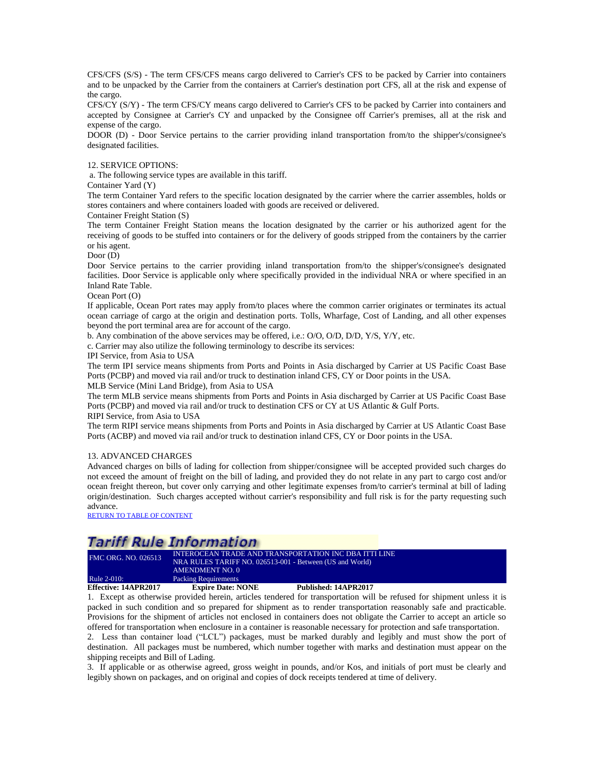CFS/CFS (S/S) - The term CFS/CFS means cargo delivered to Carrier's CFS to be packed by Carrier into containers and to be unpacked by the Carrier from the containers at Carrier's destination port CFS, all at the risk and expense of the cargo.
CFS/CY (S/Y) - The term CFS/CY means cargo delivered to Carrier's CFS to be packed by Carrier into containers and accepted by Consignee at Carrier's CY and unpacked by the Consignee off Carrier's premises, all at the risk and expense of the cargo.
DOOR (D) - Door Service pertains to the carrier providing inland transportation from/to the shipper's/consignee's designated facilities.

12. SERVICE OPTIONS:
a. The following service types are available in this tariff.
Container Yard (Y)
The term Container Yard refers to the specific location designated by the carrier where the carrier assembles, holds or stores containers and where containers loaded with goods are received or delivered.
Container Freight Station (S)
The term Container Freight Station means the location designated by the carrier or his authorized agent for the receiving of goods to be stuffed into containers or for the delivery of goods stripped from the containers by the carrier or his agent.
Door (D)
Door Service pertains to the carrier providing inland transportation from/to the shipper's/consignee's designated facilities. Door Service is applicable only where specifically provided in the individual NRA or where specified in an Inland Rate Table.
Ocean Port (O)
If applicable, Ocean Port rates may apply from/to places where the common carrier originates or terminates its actual ocean carriage of cargo at the origin and destination ports. Tolls, Wharfage, Cost of Landing, and all other expenses beyond the port terminal area are for account of the cargo.
b. Any combination of the above services may be offered, i.e.: O/O, O/D, D/D, Y/S, Y/Y, etc.
c. Carrier may also utilize the following terminology to describe its services:
IPI Service, from Asia to USA
The term IPI service means shipments from Ports and Points in Asia discharged by Carrier at US Pacific Coast Base Ports (PCBP) and moved via rail and/or truck to destination inland CFS, CY or Door points in the USA.
MLB Service (Mini Land Bridge), from Asia to USA
The term MLB service means shipments from Ports and Points in Asia discharged by Carrier at US Pacific Coast Base Ports (PCBP) and moved via rail and/or truck to destination CFS or CY at US Atlantic & Gulf Ports.
RIPI Service, from Asia to USA
The term RIPI service means shipments from Ports and Points in Asia discharged by Carrier at US Atlantic Coast Base Ports (ACBP) and moved via rail and/or truck to destination inland CFS, CY or Door points in the USA.

13. ADVANCED CHARGES
Advanced charges on bills of lading for collection from shipper/consignee will be accepted provided such charges do not exceed the amount of freight on the bill of lading, and provided they do not relate in any part to cargo cost and/or ocean freight thereon, but cover only carrying and other legitimate expenses from/to carrier's terminal at bill of lading origin/destination. Such charges accepted without carrier's responsibility and full risk is for the party requesting such advance.
RETURN TO TABLE OF CONTENT

## Tariff Rule Information

| FMC ORG. NO. 026513 | INTEROCEAN TRADE AND TRANSPORTATION INC DBA ITTI LINE<br>NRA RULES TARIFF NO. 026513-001 - Between (US and World)<br>AMENDMENT NO. 0 |
|---|---|
| Rule 2-010: | Packing Requirements |

**Effective: 14APR2017** **Expire Date: NONE** **Published: 14APR2017**

1. Except as otherwise provided herein, articles tendered for transportation will be refused for shipment unless it is packed in such condition and so prepared for shipment as to render transportation reasonably safe and practicable. Provisions for the shipment of articles not enclosed in containers does not obligate the Carrier to accept an article so offered for transportation when enclosure in a container is reasonable necessary for protection and safe transportation.
2. Less than container load ("LCL") packages, must be marked durably and legibly and must show the port of destination. All packages must be numbered, which number together with marks and destination must appear on the shipping receipts and Bill of Lading.
3. If applicable or as otherwise agreed, gross weight in pounds, and/or Kos, and initials of port must be clearly and legibly shown on packages, and on original and copies of dock receipts tendered at time of delivery.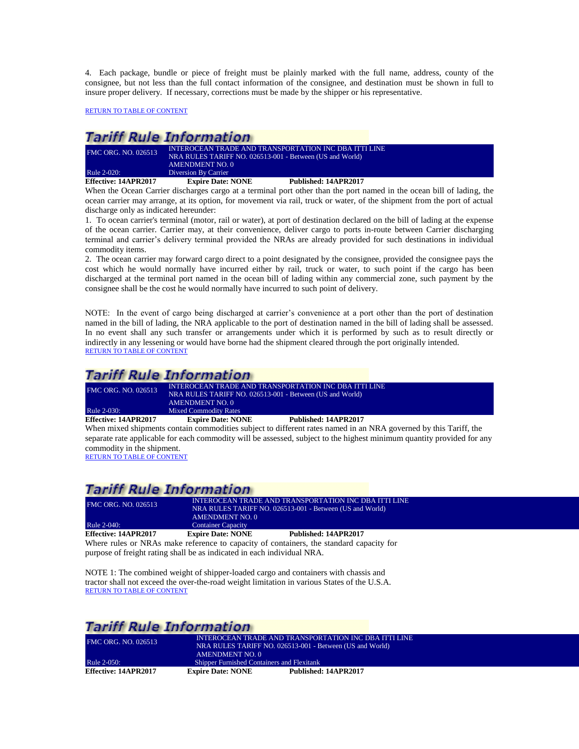4. Each package, bundle or piece of freight must be plainly marked with the full name, address, county of the consignee, but not less than the full contact information of the consignee, and destination must be shown in full to insure proper delivery. If necessary, corrections must be made by the shipper or his representative.

RETURN TO TABLE OF CONTENT

## Tariff Rule Information

| FMC ORG. NO. 026513 | INTEROCEAN TRADE AND TRANSPORTATION INC DBA ITTI LINE<br>NRA RULES TARIFF NO. 026513-001 - Between (US and World)<br>AMENDMENT NO. 0 |
|---|---|
| Rule 2-020: | Diversion By Carrier |

**Effective: 14APR2017** **Expire Date: NONE** **Published: 14APR2017**

When the Ocean Carrier discharges cargo at a terminal port other than the port named in the ocean bill of lading, the ocean carrier may arrange, at its option, for movement via rail, truck or water, of the shipment from the port of actual discharge only as indicated hereunder:

1. To ocean carrier's terminal (motor, rail or water), at port of destination declared on the bill of lading at the expense of the ocean carrier. Carrier may, at their convenience, deliver cargo to ports in-route between Carrier discharging terminal and carrier's delivery terminal provided the NRAs are already provided for such destinations in individual commodity items.
2. The ocean carrier may forward cargo direct to a point designated by the consignee, provided the consignee pays the cost which he would normally have incurred either by rail, truck or water, to such point if the cargo has been discharged at the terminal port named in the ocean bill of lading within any commercial zone, such payment by the consignee shall be the cost he would normally have incurred to such point of delivery.

NOTE: In the event of cargo being discharged at carrier's convenience at a port other than the port of destination named in the bill of lading, the NRA applicable to the port of destination named in the bill of lading shall be assessed. In no event shall any such transfer or arrangements under which it is performed by such as to result directly or indirectly in any lessening or would have borne had the shipment cleared through the port originally intended.

RETURN TO TABLE OF CONTENT

## Tariff Rule Information

| FMC ORG. NO. 026513 | INTEROCEAN TRADE AND TRANSPORTATION INC DBA ITTI LINE<br>NRA RULES TARIFF NO. 026513-001 - Between (US and World)<br>AMENDMENT NO. 0 |
|---|---|
| Rule 2-030: | Mixed Commodity Rates |

**Effective: 14APR2017** **Expire Date: NONE** **Published: 14APR2017**

When mixed shipments contain commodities subject to different rates named in an NRA governed by this Tariff, the separate rate applicable for each commodity will be assessed, subject to the highest minimum quantity provided for any commodity in the shipment.

RETURN TO TABLE OF CONTENT

## Tariff Rule Information

| FMC ORG. NO. 026513 | INTEROCEAN TRADE AND TRANSPORTATION INC DBA ITTI LINE<br>NRA RULES TARIFF NO. 026513-001 - Between (US and World)<br>AMENDMENT NO. 0 |
|---|---|
| Rule 2-040: | Container Capacity |

**Effective: 14APR2017** **Expire Date: NONE** **Published: 14APR2017**

Where rules or NRAs make reference to capacity of containers, the standard capacity for purpose of freight rating shall be as indicated in each individual NRA.

NOTE 1: The combined weight of shipper-loaded cargo and containers with chassis and tractor shall not exceed the over-the-road weight limitation in various States of the U.S.A.

RETURN TO TABLE OF CONTENT

## Tariff Rule Information

| FMC ORG. NO. 026513 | INTEROCEAN TRADE AND TRANSPORTATION INC DBA ITTI LINE<br>NRA RULES TARIFF NO. 026513-001 - Between (US and World)<br>AMENDMENT NO. 0 |
|---|---|
| Rule 2-050: | Shipper Furnished Containers and Flexitank |

**Effective: 14APR2017** **Expire Date: NONE** **Published: 14APR2017**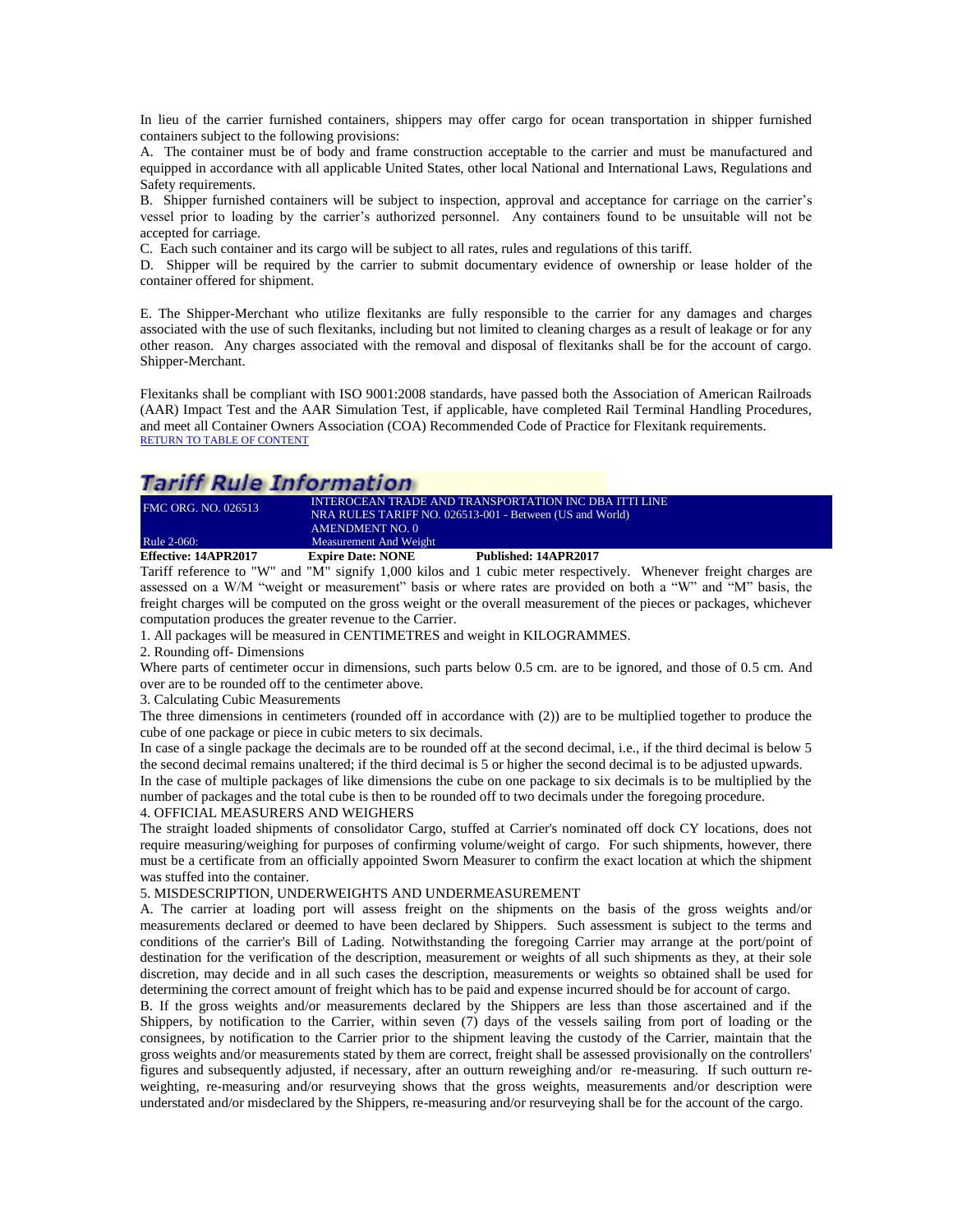In lieu of the carrier furnished containers, shippers may offer cargo for ocean transportation in shipper furnished containers subject to the following provisions:

A. The container must be of body and frame construction acceptable to the carrier and must be manufactured and equipped in accordance with all applicable United States, other local National and International Laws, Regulations and Safety requirements.

B. Shipper furnished containers will be subject to inspection, approval and acceptance for carriage on the carrier's vessel prior to loading by the carrier's authorized personnel. Any containers found to be unsuitable will not be accepted for carriage.

C. Each such container and its cargo will be subject to all rates, rules and regulations of this tariff.

D. Shipper will be required by the carrier to submit documentary evidence of ownership or lease holder of the container offered for shipment.

E. The Shipper-Merchant who utilize flexitanks are fully responsible to the carrier for any damages and charges associated with the use of such flexitanks, including but not limited to cleaning charges as a result of leakage or for any other reason. Any charges associated with the removal and disposal of flexitanks shall be for the account of cargo. Shipper-Merchant.

Flexitanks shall be compliant with ISO 9001:2008 standards, have passed both the Association of American Railroads (AAR) Impact Test and the AAR Simulation Test, if applicable, have completed Rail Terminal Handling Procedures, and meet all Container Owners Association (COA) Recommended Code of Practice for Flexitank requirements.

RETURN TO TABLE OF CONTENT

## Tariff Rule Information

| FMC ORG. NO. 026513 | INTEROCEAN TRADE AND TRANSPORTATION INC DBA ITTI LINE<br>NRA RULES TARIFF NO. 026513-001 - Between (US and World)<br>AMENDMENT NO. 0 |
|---|---|
| Rule 2-060: | Measurement And Weight |

**Effective: 14APR2017** **Expire Date: NONE** **Published: 14APR2017**

Tariff reference to "W" and "M" signify 1,000 kilos and 1 cubic meter respectively. Whenever freight charges are assessed on a W/M "weight or measurement" basis or where rates are provided on both a "W" and "M" basis, the freight charges will be computed on the gross weight or the overall measurement of the pieces or packages, whichever computation produces the greater revenue to the Carrier.

1. All packages will be measured in CENTIMETRES and weight in KILOGRAMMES.

2. Rounding off- Dimensions

Where parts of centimeter occur in dimensions, such parts below 0.5 cm. are to be ignored, and those of 0.5 cm. And over are to be rounded off to the centimeter above.

3. Calculating Cubic Measurements

The three dimensions in centimeters (rounded off in accordance with (2)) are to be multiplied together to produce the cube of one package or piece in cubic meters to six decimals.

In case of a single package the decimals are to be rounded off at the second decimal, i.e., if the third decimal is below 5 the second decimal remains unaltered; if the third decimal is 5 or higher the second decimal is to be adjusted upwards.

In the case of multiple packages of like dimensions the cube on one package to six decimals is to be multiplied by the number of packages and the total cube is then to be rounded off to two decimals under the foregoing procedure.

4. OFFICIAL MEASURERS AND WEIGHERS

The straight loaded shipments of consolidator Cargo, stuffed at Carrier's nominated off dock CY locations, does not require measuring/weighing for purposes of confirming volume/weight of cargo. For such shipments, however, there must be a certificate from an officially appointed Sworn Measurer to confirm the exact location at which the shipment was stuffed into the container.

5. MISDESCRIPTION, UNDERWEIGHTS AND UNDERMEASUREMENT

A. The carrier at loading port will assess freight on the shipments on the basis of the gross weights and/or measurements declared or deemed to have been declared by Shippers. Such assessment is subject to the terms and conditions of the carrier's Bill of Lading. Notwithstanding the foregoing Carrier may arrange at the port/point of destination for the verification of the description, measurement or weights of all such shipments as they, at their sole discretion, may decide and in all such cases the description, measurements or weights so obtained shall be used for determining the correct amount of freight which has to be paid and expense incurred should be for account of cargo.

B. If the gross weights and/or measurements declared by the Shippers are less than those ascertained and if the Shippers, by notification to the Carrier, within seven (7) days of the vessels sailing from port of loading or the consignees, by notification to the Carrier prior to the shipment leaving the custody of the Carrier, maintain that the gross weights and/or measurements stated by them are correct, freight shall be assessed provisionally on the controllers' figures and subsequently adjusted, if necessary, after an outturn reweighing and/or re-measuring. If such outturn re-weighting, re-measuring and/or resurveying shows that the gross weights, measurements and/or description were understated and/or misdeclared by the Shippers, re-measuring and/or resurveying shall be for the account of the cargo.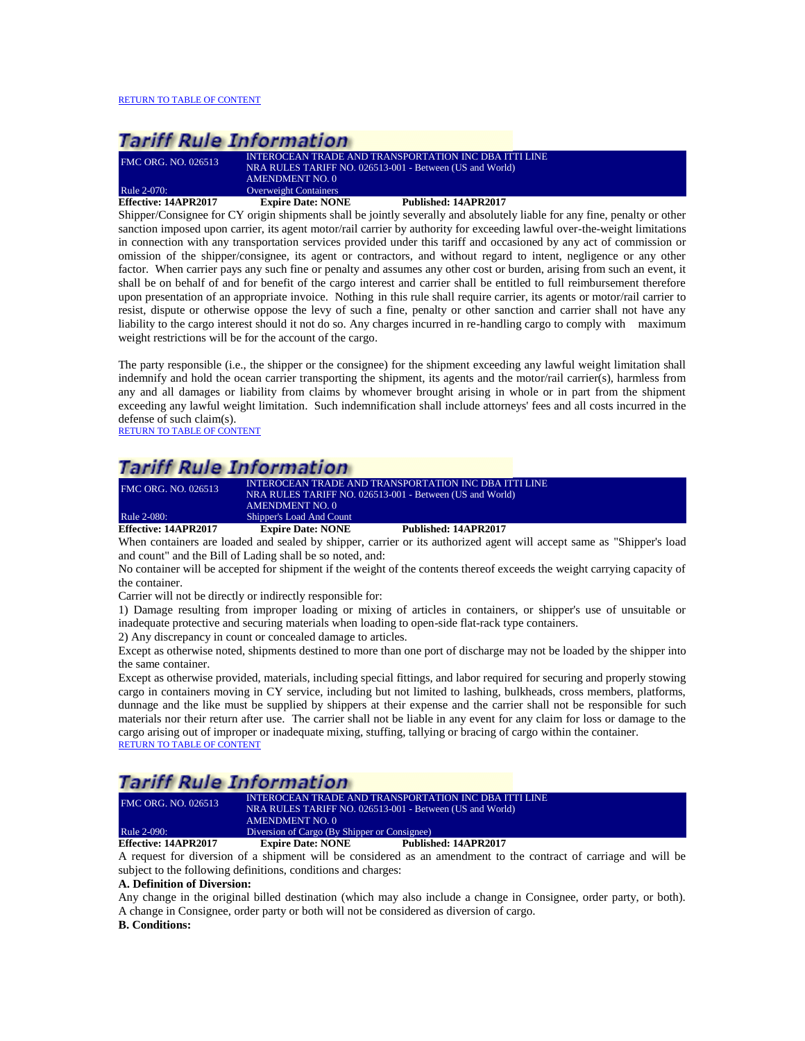RETURN TO TABLE OF CONTENT

## Tariff Rule Information

| FMC ORG. NO. 026513 | INTEROCEAN TRADE AND TRANSPORTATION INC DBA ITTI LINE<br>NRA RULES TARIFF NO. 026513-001 - Between (US and World)<br>AMENDMENT NO. 0 |
|---|---|
| Rule 2-070: | Overweight Containers |

**Effective: 14APR2017** **Expire Date: NONE** **Published: 14APR2017**

Shipper/Consignee for CY origin shipments shall be jointly severally and absolutely liable for any fine, penalty or other sanction imposed upon carrier, its agent motor/rail carrier by authority for exceeding lawful over-the-weight limitations in connection with any transportation services provided under this tariff and occasioned by any act of commission or omission of the shipper/consignee, its agent or contractors, and without regard to intent, negligence or any other factor. When carrier pays any such fine or penalty and assumes any other cost or burden, arising from such an event, it shall be on behalf of and for benefit of the cargo interest and carrier shall be entitled to full reimbursement therefore upon presentation of an appropriate invoice. Nothing in this rule shall require carrier, its agents or motor/rail carrier to resist, dispute or otherwise oppose the levy of such a fine, penalty or other sanction and carrier shall not have any liability to the cargo interest should it not do so. Any charges incurred in re-handling cargo to comply with maximum weight restrictions will be for the account of the cargo.

The party responsible (i.e., the shipper or the consignee) for the shipment exceeding any lawful weight limitation shall indemnify and hold the ocean carrier transporting the shipment, its agents and the motor/rail carrier(s), harmless from any and all damages or liability from claims by whomever brought arising in whole or in part from the shipment exceeding any lawful weight limitation. Such indemnification shall include attorneys' fees and all costs incurred in the defense of such claim(s).

RETURN TO TABLE OF CONTENT

## Tariff Rule Information

| FMC ORG. NO. 026513 | INTEROCEAN TRADE AND TRANSPORTATION INC DBA ITTI LINE<br>NRA RULES TARIFF NO. 026513-001 - Between (US and World)<br>AMENDMENT NO. 0 |
|---|---|
| Rule 2-080: | Shipper's Load And Count |

**Effective: 14APR2017** **Expire Date: NONE** **Published: 14APR2017**

When containers are loaded and sealed by shipper, carrier or its authorized agent will accept same as "Shipper's load and count" and the Bill of Lading shall be so noted, and:

No container will be accepted for shipment if the weight of the contents thereof exceeds the weight carrying capacity of the container.

Carrier will not be directly or indirectly responsible for:

1) Damage resulting from improper loading or mixing of articles in containers, or shipper's use of unsuitable or inadequate protective and securing materials when loading to open-side flat-rack type containers.

2) Any discrepancy in count or concealed damage to articles.

Except as otherwise noted, shipments destined to more than one port of discharge may not be loaded by the shipper into the same container.

Except as otherwise provided, materials, including special fittings, and labor required for securing and properly stowing cargo in containers moving in CY service, including but not limited to lashing, bulkheads, cross members, platforms, dunnage and the like must be supplied by shippers at their expense and the carrier shall not be responsible for such materials nor their return after use. The carrier shall not be liable in any event for any claim for loss or damage to the cargo arising out of improper or inadequate mixing, stuffing, tallying or bracing of cargo within the container.

RETURN TO TABLE OF CONTENT

## Tariff Rule Information

| FMC ORG. NO. 026513 | INTEROCEAN TRADE AND TRANSPORTATION INC DBA ITTI LINE<br>NRA RULES TARIFF NO. 026513-001 - Between (US and World)<br>AMENDMENT NO. 0 |
|---|---|
| Rule 2-090: | Diversion of Cargo (By Shipper or Consignee) |

**Effective: 14APR2017** **Expire Date: NONE** **Published: 14APR2017**

A request for diversion of a shipment will be considered as an amendment to the contract of carriage and will be subject to the following definitions, conditions and charges:

**A. Definition of Diversion:**

Any change in the original billed destination (which may also include a change in Consignee, order party, or both). A change in Consignee, order party or both will not be considered as diversion of cargo.

**B. Conditions:**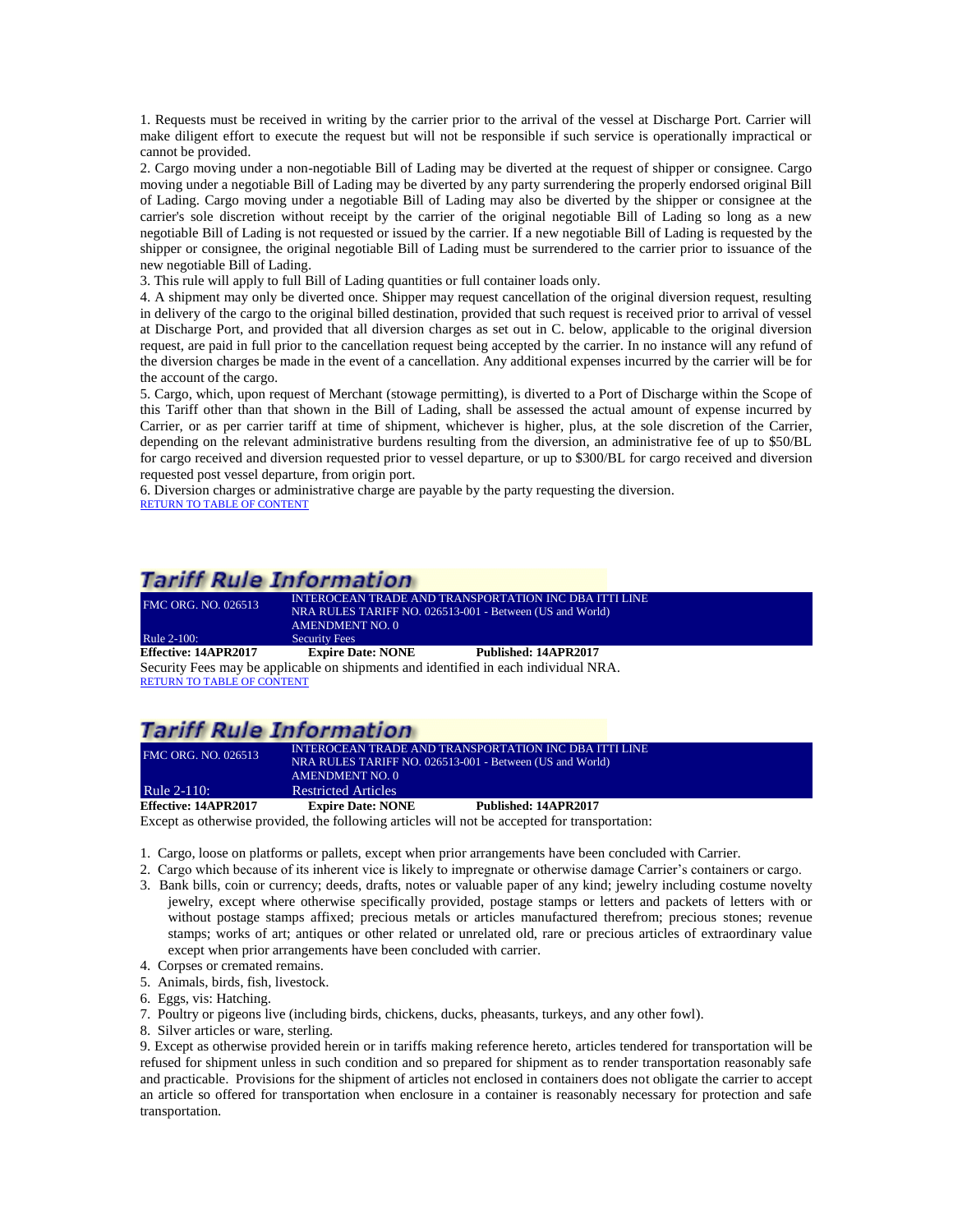1. Requests must be received in writing by the carrier prior to the arrival of the vessel at Discharge Port. Carrier will make diligent effort to execute the request but will not be responsible if such service is operationally impractical or cannot be provided.
2. Cargo moving under a non-negotiable Bill of Lading may be diverted at the request of shipper or consignee. Cargo moving under a negotiable Bill of Lading may be diverted by any party surrendering the properly endorsed original Bill of Lading. Cargo moving under a negotiable Bill of Lading may also be diverted by the shipper or consignee at the carrier's sole discretion without receipt by the carrier of the original negotiable Bill of Lading so long as a new negotiable Bill of Lading is not requested or issued by the carrier. If a new negotiable Bill of Lading is requested by the shipper or consignee, the original negotiable Bill of Lading must be surrendered to the carrier prior to issuance of the new negotiable Bill of Lading.
3. This rule will apply to full Bill of Lading quantities or full container loads only.
4. A shipment may only be diverted once. Shipper may request cancellation of the original diversion request, resulting in delivery of the cargo to the original billed destination, provided that such request is received prior to arrival of vessel at Discharge Port, and provided that all diversion charges as set out in C. below, applicable to the original diversion request, are paid in full prior to the cancellation request being accepted by the carrier. In no instance will any refund of the diversion charges be made in the event of a cancellation. Any additional expenses incurred by the carrier will be for the account of the cargo.
5. Cargo, which, upon request of Merchant (stowage permitting), is diverted to a Port of Discharge within the Scope of this Tariff other than that shown in the Bill of Lading, shall be assessed the actual amount of expense incurred by Carrier, or as per carrier tariff at time of shipment, whichever is higher, plus, at the sole discretion of the Carrier, depending on the relevant administrative burdens resulting from the diversion, an administrative fee of up to $50/BL for cargo received and diversion requested prior to vessel departure, or up to $300/BL for cargo received and diversion requested post vessel departure, from origin port.
6. Diversion charges or administrative charge are payable by the party requesting the diversion.

RETURN TO TABLE OF CONTENT

## Tariff Rule Information

| FMC ORG. NO. 026513 | INTEROCEAN TRADE AND TRANSPORTATION INC DBA ITTI LINE<br>NRA RULES TARIFF NO. 026513-001 - Between (US and World)<br>AMENDMENT NO. 0 | |
|---|---|---|
| Rule 2-100: | Security Fees | |
| **Effective: 14APR2017** | **Expire Date: NONE** | **Published: 14APR2017** |

Security Fees may be applicable on shipments and identified in each individual NRA.

RETURN TO TABLE OF CONTENT

## Tariff Rule Information

| FMC ORG. NO. 026513 | INTEROCEAN TRADE AND TRANSPORTATION INC DBA ITTI LINE<br>NRA RULES TARIFF NO. 026513-001 - Between (US and World)<br>AMENDMENT NO. 0 | |
|---|---|---|
| Rule 2-110: | Restricted Articles | |
| **Effective: 14APR2017** | **Expire Date: NONE** | **Published: 14APR2017** |

Except as otherwise provided, the following articles will not be accepted for transportation:

1. Cargo, loose on platforms or pallets, except when prior arrangements have been concluded with Carrier.
2. Cargo which because of its inherent vice is likely to impregnate or otherwise damage Carrier's containers or cargo.
3. Bank bills, coin or currency; deeds, drafts, notes or valuable paper of any kind; jewelry including costume novelty jewelry, except where otherwise specifically provided, postage stamps or letters and packets of letters with or without postage stamps affixed; precious metals or articles manufactured therefrom; precious stones; revenue stamps; works of art; antiques or other related or unrelated old, rare or precious articles of extraordinary value except when prior arrangements have been concluded with carrier.
4. Corpses or cremated remains.
5. Animals, birds, fish, livestock.
6. Eggs, vis: Hatching.
7. Poultry or pigeons live (including birds, chickens, ducks, pheasants, turkeys, and any other fowl).
8. Silver articles or ware, sterling.
9. Except as otherwise provided herein or in tariffs making reference hereto, articles tendered for transportation will be refused for shipment unless in such condition and so prepared for shipment as to render transportation reasonably safe and practicable. Provisions for the shipment of articles not enclosed in containers does not obligate the carrier to accept an article so offered for transportation when enclosure in a container is reasonably necessary for protection and safe transportation.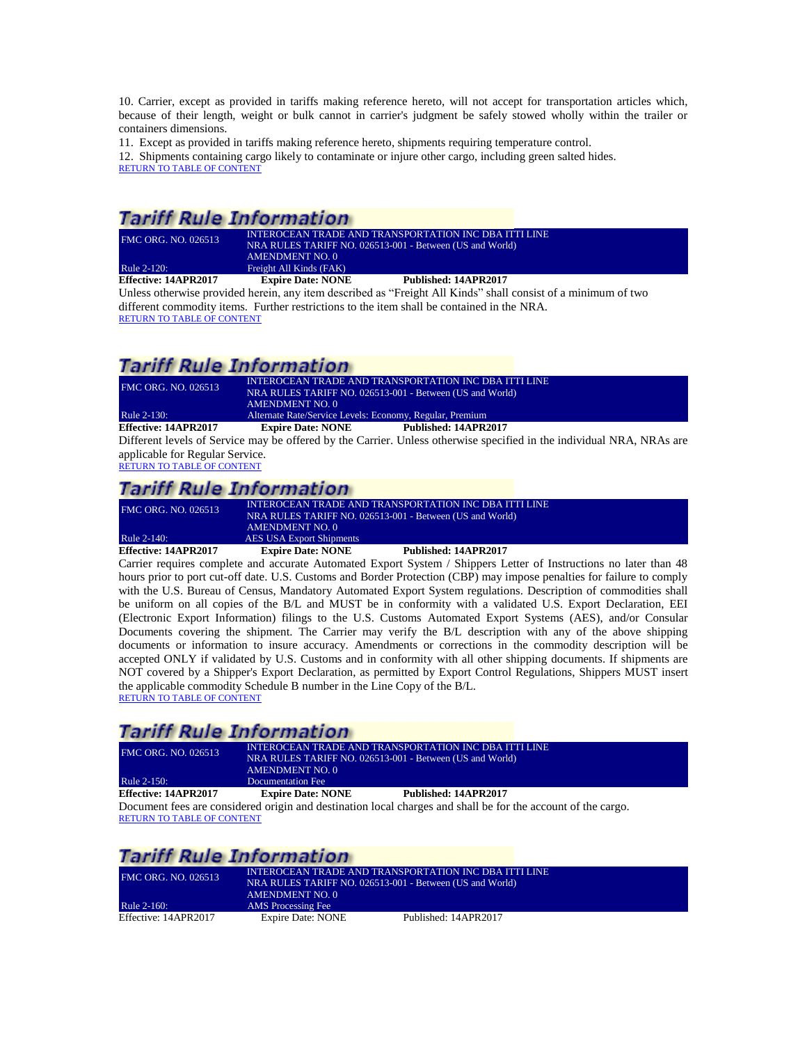10. Carrier, except as provided in tariffs making reference hereto, will not accept for transportation articles which, because of their length, weight or bulk cannot in carrier's judgment be safely stowed wholly within the trailer or containers dimensions.

11. Except as provided in tariffs making reference hereto, shipments requiring temperature control.

12. Shipments containing cargo likely to contaminate or injure other cargo, including green salted hides.

RETURN TO TABLE OF CONTENT

## Tariff Rule Information

| FMC ORG. NO. 026513 | INTEROCEAN TRADE AND TRANSPORTATION INC DBA ITTI LINE<br>NRA RULES TARIFF NO. 026513-001 - Between (US and World)<br>AMENDMENT NO. 0 |
|---|---|
| Rule 2-120: | Freight All Kinds (FAK) |

**Effective: 14APR2017** **Expire Date: NONE** **Published: 14APR2017**

Unless otherwise provided herein, any item described as "Freight All Kinds" shall consist of a minimum of two different commodity items. Further restrictions to the item shall be contained in the NRA.

RETURN TO TABLE OF CONTENT

## Tariff Rule Information

| FMC ORG. NO. 026513 | INTEROCEAN TRADE AND TRANSPORTATION INC DBA ITTI LINE<br>NRA RULES TARIFF NO. 026513-001 - Between (US and World)<br>AMENDMENT NO. 0 |
|---|---|
| Rule 2-130: | Alternate Rate/Service Levels: Economy, Regular, Premium |

**Effective: 14APR2017** **Expire Date: NONE** **Published: 14APR2017**

Different levels of Service may be offered by the Carrier. Unless otherwise specified in the individual NRA, NRAs are applicable for Regular Service.

RETURN TO TABLE OF CONTENT

## Tariff Rule Information

| FMC ORG. NO. 026513 | INTEROCEAN TRADE AND TRANSPORTATION INC DBA ITTI LINE<br>NRA RULES TARIFF NO. 026513-001 - Between (US and World)<br>AMENDMENT NO. 0 |
|---|---|
| Rule 2-140: | AES USA Export Shipments |

**Effective: 14APR2017** **Expire Date: NONE** **Published: 14APR2017**

Carrier requires complete and accurate Automated Export System / Shippers Letter of Instructions no later than 48 hours prior to port cut-off date. U.S. Customs and Border Protection (CBP) may impose penalties for failure to comply with the U.S. Bureau of Census, Mandatory Automated Export System regulations. Description of commodities shall be uniform on all copies of the B/L and MUST be in conformity with a validated U.S. Export Declaration, EEI (Electronic Export Information) filings to the U.S. Customs Automated Export Systems (AES), and/or Consular Documents covering the shipment. The Carrier may verify the B/L description with any of the above shipping documents or information to insure accuracy. Amendments or corrections in the commodity description will be accepted ONLY if validated by U.S. Customs and in conformity with all other shipping documents. If shipments are NOT covered by a Shipper's Export Declaration, as permitted by Export Control Regulations, Shippers MUST insert the applicable commodity Schedule B number in the Line Copy of the B/L.

RETURN TO TABLE OF CONTENT

## Tariff Rule Information

| FMC ORG. NO. 026513 | INTEROCEAN TRADE AND TRANSPORTATION INC DBA ITTI LINE<br>NRA RULES TARIFF NO. 026513-001 - Between (US and World)<br>AMENDMENT NO. 0 |
|---|---|
| Rule 2-150: | Documentation Fee |

**Effective: 14APR2017** **Expire Date: NONE** **Published: 14APR2017**

Document fees are considered origin and destination local charges and shall be for the account of the cargo.

RETURN TO TABLE OF CONTENT

## Tariff Rule Information

| FMC ORG. NO. 026513 | INTEROCEAN TRADE AND TRANSPORTATION INC DBA ITTI LINE<br>NRA RULES TARIFF NO. 026513-001 - Between (US and World)<br>AMENDMENT NO. 0 |
|---|---|
| Rule 2-160: | AMS Processing Fee |

Effective: 14APR2017 Expire Date: NONE Published: 14APR2017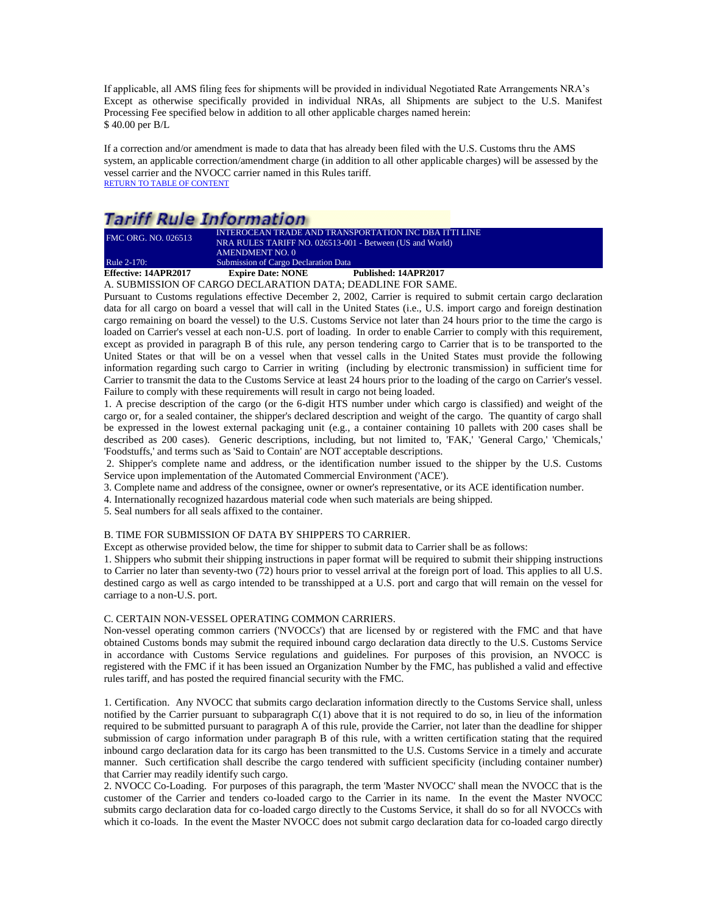If applicable, all AMS filing fees for shipments will be provided in individual Negotiated Rate Arrangements NRA's Except as otherwise specifically provided in individual NRAs, all Shipments are subject to the U.S. Manifest Processing Fee specified below in addition to all other applicable charges named herein:
$ 40.00 per B/L

If a correction and/or amendment is made to data that has already been filed with the U.S. Customs thru the AMS system, an applicable correction/amendment charge (in addition to all other applicable charges) will be assessed by the vessel carrier and the NVOCC carrier named in this Rules tariff.
RETURN TO TABLE OF CONTENT

## Tariff Rule Information

| FMC ORG. NO. 026513 | INTEROCEAN TRADE AND TRANSPORTATION INC DBA ITTI LINE<br>NRA RULES TARIFF NO. 026513-001 - Between (US and World)<br>AMENDMENT NO. 0 |
|---|---|
| Rule 2-170: | Submission of Cargo Declaration Data |

**Effective: 14APR2017** **Expire Date: NONE** **Published: 14APR2017**

A. SUBMISSION OF CARGO DECLARATION DATA; DEADLINE FOR SAME.

Pursuant to Customs regulations effective December 2, 2002, Carrier is required to submit certain cargo declaration data for all cargo on board a vessel that will call in the United States (i.e., U.S. import cargo and foreign destination cargo remaining on board the vessel) to the U.S. Customs Service not later than 24 hours prior to the time the cargo is loaded on Carrier's vessel at each non-U.S. port of loading. In order to enable Carrier to comply with this requirement, except as provided in paragraph B of this rule, any person tendering cargo to Carrier that is to be transported to the United States or that will be on a vessel when that vessel calls in the United States must provide the following information regarding such cargo to Carrier in writing (including by electronic transmission) in sufficient time for Carrier to transmit the data to the Customs Service at least 24 hours prior to the loading of the cargo on Carrier's vessel. Failure to comply with these requirements will result in cargo not being loaded.

1. A precise description of the cargo (or the 6-digit HTS number under which cargo is classified) and weight of the cargo or, for a sealed container, the shipper's declared description and weight of the cargo. The quantity of cargo shall be expressed in the lowest external packaging unit (e.g., a container containing 10 pallets with 200 cases shall be described as 200 cases). Generic descriptions, including, but not limited to, 'FAK,' 'General Cargo,' 'Chemicals,' 'Foodstuffs,' and terms such as 'Said to Contain' are NOT acceptable descriptions.

2. Shipper's complete name and address, or the identification number issued to the shipper by the U.S. Customs Service upon implementation of the Automated Commercial Environment ('ACE').

3. Complete name and address of the consignee, owner or owner's representative, or its ACE identification number.

4. Internationally recognized hazardous material code when such materials are being shipped.

5. Seal numbers for all seals affixed to the container.

B. TIME FOR SUBMISSION OF DATA BY SHIPPERS TO CARRIER.

Except as otherwise provided below, the time for shipper to submit data to Carrier shall be as follows:

1. Shippers who submit their shipping instructions in paper format will be required to submit their shipping instructions to Carrier no later than seventy-two (72) hours prior to vessel arrival at the foreign port of load. This applies to all U.S. destined cargo as well as cargo intended to be transshipped at a U.S. port and cargo that will remain on the vessel for carriage to a non-U.S. port.

C. CERTAIN NON-VESSEL OPERATING COMMON CARRIERS.

Non-vessel operating common carriers ('NVOCCs') that are licensed by or registered with the FMC and that have obtained Customs bonds may submit the required inbound cargo declaration data directly to the U.S. Customs Service in accordance with Customs Service regulations and guidelines. For purposes of this provision, an NVOCC is registered with the FMC if it has been issued an Organization Number by the FMC, has published a valid and effective rules tariff, and has posted the required financial security with the FMC.

1. Certification. Any NVOCC that submits cargo declaration information directly to the Customs Service shall, unless notified by the Carrier pursuant to subparagraph C(1) above that it is not required to do so, in lieu of the information required to be submitted pursuant to paragraph A of this rule, provide the Carrier, not later than the deadline for shipper submission of cargo information under paragraph B of this rule, with a written certification stating that the required inbound cargo declaration data for its cargo has been transmitted to the U.S. Customs Service in a timely and accurate manner. Such certification shall describe the cargo tendered with sufficient specificity (including container number) that Carrier may readily identify such cargo.

2. NVOCC Co-Loading. For purposes of this paragraph, the term 'Master NVOCC' shall mean the NVOCC that is the customer of the Carrier and tenders co-loaded cargo to the Carrier in its name. In the event the Master NVOCC submits cargo declaration data for co-loaded cargo directly to the Customs Service, it shall do so for all NVOCCs with which it co-loads. In the event the Master NVOCC does not submit cargo declaration data for co-loaded cargo directly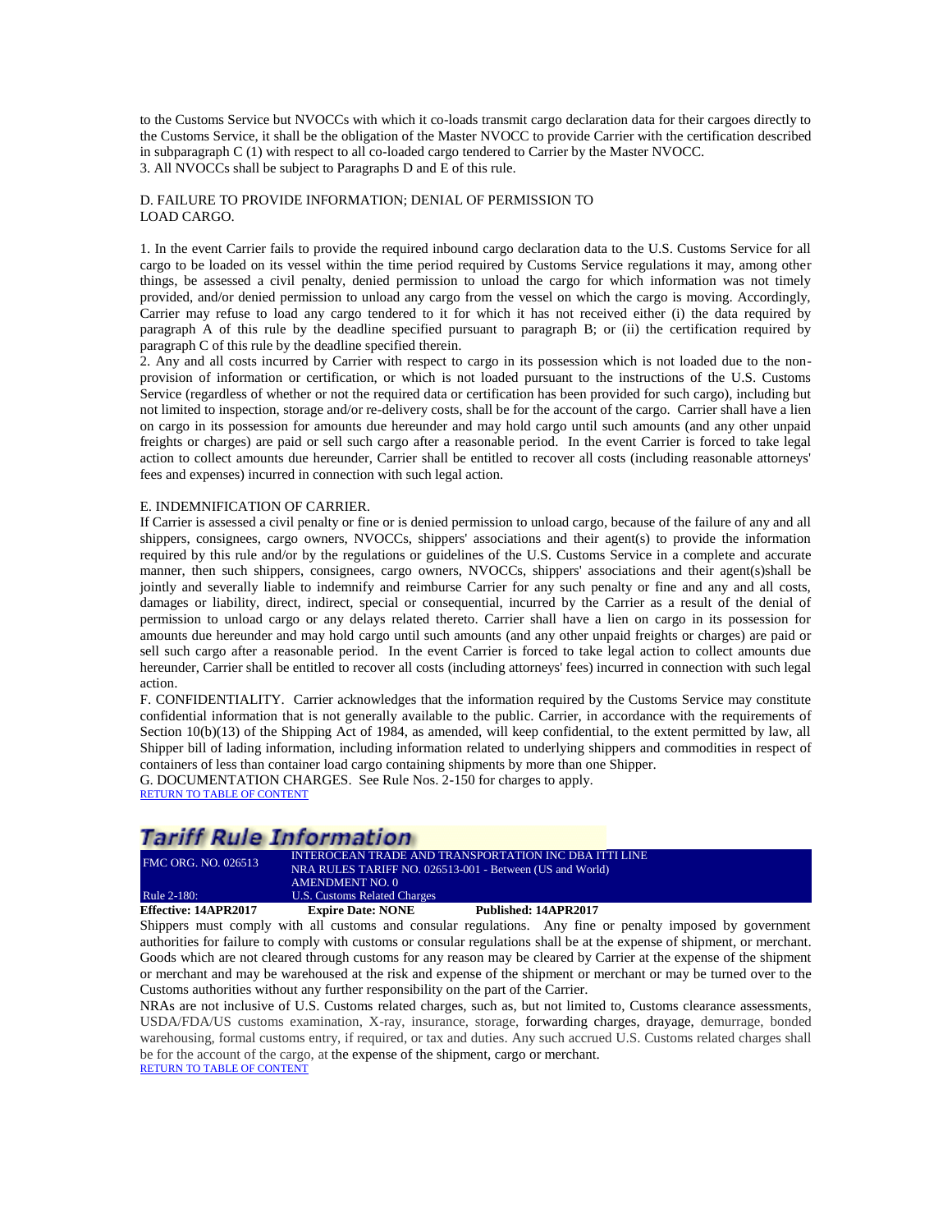to the Customs Service but NVOCCs with which it co-loads transmit cargo declaration data for their cargoes directly to the Customs Service, it shall be the obligation of the Master NVOCC to provide Carrier with the certification described in subparagraph C (1) with respect to all co-loaded cargo tendered to Carrier by the Master NVOCC.
3. All NVOCCs shall be subject to Paragraphs D and E of this rule.

D. FAILURE TO PROVIDE INFORMATION; DENIAL OF PERMISSION TO LOAD CARGO.

1. In the event Carrier fails to provide the required inbound cargo declaration data to the U.S. Customs Service for all cargo to be loaded on its vessel within the time period required by Customs Service regulations it may, among other things, be assessed a civil penalty, denied permission to unload the cargo for which information was not timely provided, and/or denied permission to unload any cargo from the vessel on which the cargo is moving. Accordingly, Carrier may refuse to load any cargo tendered to it for which it has not received either (i) the data required by paragraph A of this rule by the deadline specified pursuant to paragraph B; or (ii) the certification required by paragraph C of this rule by the deadline specified therein.
2. Any and all costs incurred by Carrier with respect to cargo in its possession which is not loaded due to the non-provision of information or certification, or which is not loaded pursuant to the instructions of the U.S. Customs Service (regardless of whether or not the required data or certification has been provided for such cargo), including but not limited to inspection, storage and/or re-delivery costs, shall be for the account of the cargo. Carrier shall have a lien on cargo in its possession for amounts due hereunder and may hold cargo until such amounts (and any other unpaid freights or charges) are paid or sell such cargo after a reasonable period. In the event Carrier is forced to take legal action to collect amounts due hereunder, Carrier shall be entitled to recover all costs (including reasonable attorneys' fees and expenses) incurred in connection with such legal action.

E. INDEMNIFICATION OF CARRIER.
If Carrier is assessed a civil penalty or fine or is denied permission to unload cargo, because of the failure of any and all shippers, consignees, cargo owners, NVOCCs, shippers' associations and their agent(s) to provide the information required by this rule and/or by the regulations or guidelines of the U.S. Customs Service in a complete and accurate manner, then such shippers, consignees, cargo owners, NVOCCs, shippers' associations and their agent(s)shall be jointly and severally liable to indemnify and reimburse Carrier for any such penalty or fine and any and all costs, damages or liability, direct, indirect, special or consequential, incurred by the Carrier as a result of the denial of permission to unload cargo or any delays related thereto. Carrier shall have a lien on cargo in its possession for amounts due hereunder and may hold cargo until such amounts (and any other unpaid freights or charges) are paid or sell such cargo after a reasonable period. In the event Carrier is forced to take legal action to collect amounts due hereunder, Carrier shall be entitled to recover all costs (including attorneys' fees) incurred in connection with such legal action.
F. CONFIDENTIALITY. Carrier acknowledges that the information required by the Customs Service may constitute confidential information that is not generally available to the public. Carrier, in accordance with the requirements of Section 10(b)(13) of the Shipping Act of 1984, as amended, will keep confidential, to the extent permitted by law, all Shipper bill of lading information, including information related to underlying shippers and commodities in respect of containers of less than container load cargo containing shipments by more than one Shipper.
G. DOCUMENTATION CHARGES. See Rule Nos. 2-150 for charges to apply.
RETURN TO TABLE OF CONTENT

# Tariff Rule Information

| FMC ORG. NO. 026513 | INTEROCEAN TRADE AND TRANSPORTATION INC DBA ITTI LINE<br>NRA RULES TARIFF NO. 026513-001 - Between (US and World)<br>AMENDMENT NO. 0 |
|---|---|
| Rule 2-180: | U.S. Customs Related Charges |

**Effective: 14APR2017** **Expire Date: NONE** **Published: 14APR2017**

Shippers must comply with all customs and consular regulations. Any fine or penalty imposed by government authorities for failure to comply with customs or consular regulations shall be at the expense of shipment, or merchant. Goods which are not cleared through customs for any reason may be cleared by Carrier at the expense of the shipment or merchant and may be warehoused at the risk and expense of the shipment or merchant or may be turned over to the Customs authorities without any further responsibility on the part of the Carrier.

NRAs are not inclusive of U.S. Customs related charges, such as, but not limited to, Customs clearance assessments, USDA/FDA/US customs examination, X-ray, insurance, storage, forwarding charges, drayage, demurrage, bonded warehousing, formal customs entry, if required, or tax and duties. Any such accrued U.S. Customs related charges shall be for the account of the cargo, at the expense of the shipment, cargo or merchant.
RETURN TO TABLE OF CONTENT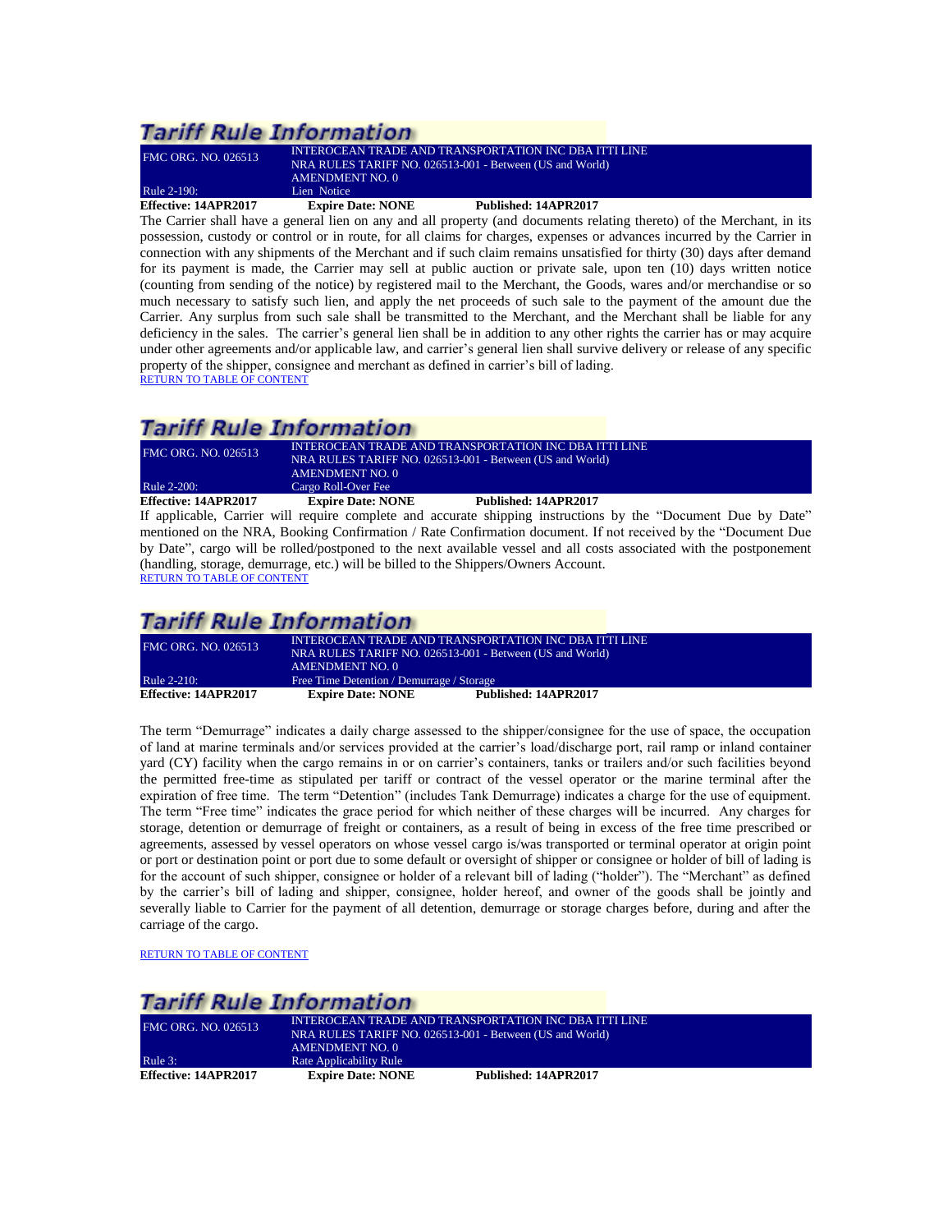## Tariff Rule Information

| FMC ORG. NO. 026513 | INTEROCEAN TRADE AND TRANSPORTATION INC DBA ITTI LINE<br>NRA RULES TARIFF NO. 026513-001 - Between (US and World)<br>AMENDMENT NO. 0 |
|---|---|
| Rule 2-190: | Lien Notice |

**Effective: 14APR2017** **Expire Date: NONE** **Published: 14APR2017**

The Carrier shall have a general lien on any and all property (and documents relating thereto) of the Merchant, in its possession, custody or control or in route, for all claims for charges, expenses or advances incurred by the Carrier in connection with any shipments of the Merchant and if such claim remains unsatisfied for thirty (30) days after demand for its payment is made, the Carrier may sell at public auction or private sale, upon ten (10) days written notice (counting from sending of the notice) by registered mail to the Merchant, the Goods, wares and/or merchandise or so much necessary to satisfy such lien, and apply the net proceeds of such sale to the payment of the amount due the Carrier. Any surplus from such sale shall be transmitted to the Merchant, and the Merchant shall be liable for any deficiency in the sales. The carrier's general lien shall be in addition to any other rights the carrier has or may acquire under other agreements and/or applicable law, and carrier's general lien shall survive delivery or release of any specific property of the shipper, consignee and merchant as defined in carrier's bill of lading.

RETURN TO TABLE OF CONTENT

## Tariff Rule Information

| FMC ORG. NO. 026513 | INTEROCEAN TRADE AND TRANSPORTATION INC DBA ITTI LINE<br>NRA RULES TARIFF NO. 026513-001 - Between (US and World)<br>AMENDMENT NO. 0 |
|---|---|
| Rule 2-200: | Cargo Roll-Over Fee |

**Effective: 14APR2017** **Expire Date: NONE** **Published: 14APR2017**

If applicable, Carrier will require complete and accurate shipping instructions by the "Document Due by Date" mentioned on the NRA, Booking Confirmation / Rate Confirmation document. If not received by the "Document Due by Date", cargo will be rolled/postponed to the next available vessel and all costs associated with the postponement (handling, storage, demurrage, etc.) will be billed to the Shippers/Owners Account.

RETURN TO TABLE OF CONTENT

## Tariff Rule Information

| FMC ORG. NO. 026513 | INTEROCEAN TRADE AND TRANSPORTATION INC DBA ITTI LINE<br>NRA RULES TARIFF NO. 026513-001 - Between (US and World)<br>AMENDMENT NO. 0 |
|---|---|
| Rule 2-210: | Free Time Detention / Demurrage / Storage |

**Effective: 14APR2017** **Expire Date: NONE** **Published: 14APR2017**

The term "Demurrage" indicates a daily charge assessed to the shipper/consignee for the use of space, the occupation of land at marine terminals and/or services provided at the carrier's load/discharge port, rail ramp or inland container yard (CY) facility when the cargo remains in or on carrier's containers, tanks or trailers and/or such facilities beyond the permitted free-time as stipulated per tariff or contract of the vessel operator or the marine terminal after the expiration of free time. The term "Detention" (includes Tank Demurrage) indicates a charge for the use of equipment. The term "Free time" indicates the grace period for which neither of these charges will be incurred. Any charges for storage, detention or demurrage of freight or containers, as a result of being in excess of the free time prescribed or agreements, assessed by vessel operators on whose vessel cargo is/was transported or terminal operator at origin point or port or destination point or port due to some default or oversight of shipper or consignee or holder of bill of lading is for the account of such shipper, consignee or holder of a relevant bill of lading ("holder"). The "Merchant" as defined by the carrier's bill of lading and shipper, consignee, holder hereof, and owner of the goods shall be jointly and severally liable to Carrier for the payment of all detention, demurrage or storage charges before, during and after the carriage of the cargo.

RETURN TO TABLE OF CONTENT

## Tariff Rule Information

| FMC ORG. NO. 026513 | INTEROCEAN TRADE AND TRANSPORTATION INC DBA ITTI LINE<br>NRA RULES TARIFF NO. 026513-001 - Between (US and World)<br>AMENDMENT NO. 0 |
|---|---|
| Rule 3: | Rate Applicability Rule |

**Effective: 14APR2017** **Expire Date: NONE** **Published: 14APR2017**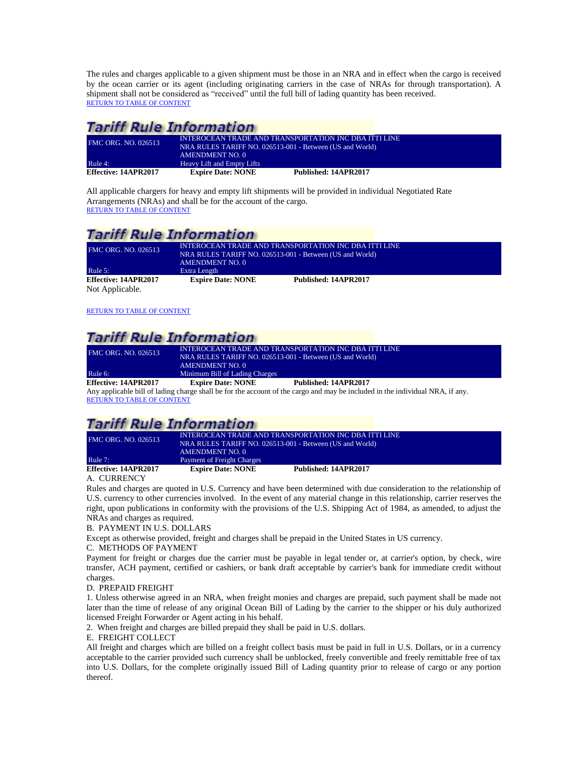The rules and charges applicable to a given shipment must be those in an NRA and in effect when the cargo is received by the ocean carrier or its agent (including originating carriers in the case of NRAs for through transportation). A shipment shall not be considered as "received" until the full bill of lading quantity has been received.
RETURN TO TABLE OF CONTENT

## Tariff Rule Information

| FMC ORG. NO. 026513 | INTEROCEAN TRADE AND TRANSPORTATION INC DBA ITTI LINE<br>NRA RULES TARIFF NO. 026513-001 - Between (US and World)<br>AMENDMENT NO. 0 | |
|---|---|---|
| Rule 4: | Heavy Lift and Empty Lifts | |
| **Effective: 14APR2017** | **Expire Date: NONE** | **Published: 14APR2017** |

All applicable chargers for heavy and empty lift shipments will be provided in individual Negotiated Rate Arrangements (NRAs) and shall be for the account of the cargo.
RETURN TO TABLE OF CONTENT

## Tariff Rule Information

| FMC ORG. NO. 026513 | INTEROCEAN TRADE AND TRANSPORTATION INC DBA ITTI LINE<br>NRA RULES TARIFF NO. 026513-001 - Between (US and World)<br>AMENDMENT NO. 0 | |
|---|---|---|
| Rule 5: | Extra Length | |
| **Effective: 14APR2017** | **Expire Date: NONE** | **Published: 14APR2017** |

Not Applicable.

RETURN TO TABLE OF CONTENT

## Tariff Rule Information

| FMC ORG. NO. 026513 | INTEROCEAN TRADE AND TRANSPORTATION INC DBA ITTI LINE<br>NRA RULES TARIFF NO. 026513-001 - Between (US and World)<br>AMENDMENT NO. 0 | |
|---|---|---|
| Rule 6: | Minimum Bill of Lading Charges | |
| **Effective: 14APR2017** | **Expire Date: NONE** | **Published: 14APR2017** |

Any applicable bill of lading charge shall be for the account of the cargo and may be included in the individual NRA, if any.
RETURN TO TABLE OF CONTENT

## Tariff Rule Information

| FMC ORG. NO. 026513 | INTEROCEAN TRADE AND TRANSPORTATION INC DBA ITTI LINE<br>NRA RULES TARIFF NO. 026513-001 - Between (US and World)<br>AMENDMENT NO. 0 | |
|---|---|---|
| Rule 7: | Payment of Freight Charges | |
| **Effective: 14APR2017** | **Expire Date: NONE** | **Published: 14APR2017** |

A. CURRENCY

Rules and charges are quoted in U.S. Currency and have been determined with due consideration to the relationship of U.S. currency to other currencies involved. In the event of any material change in this relationship, carrier reserves the right, upon publications in conformity with the provisions of the U.S. Shipping Act of 1984, as amended, to adjust the NRAs and charges as required.

B. PAYMENT IN U.S. DOLLARS

Except as otherwise provided, freight and charges shall be prepaid in the United States in US currency.

C. METHODS OF PAYMENT

Payment for freight or charges due the carrier must be payable in legal tender or, at carrier's option, by check, wire transfer, ACH payment, certified or cashiers, or bank draft acceptable by carrier's bank for immediate credit without charges.

D. PREPAID FREIGHT

1. Unless otherwise agreed in an NRA, when freight monies and charges are prepaid, such payment shall be made not later than the time of release of any original Ocean Bill of Lading by the carrier to the shipper or his duly authorized licensed Freight Forwarder or Agent acting in his behalf.
2. When freight and charges are billed prepaid they shall be paid in U.S. dollars.

E. FREIGHT COLLECT

All freight and charges which are billed on a freight collect basis must be paid in full in U.S. Dollars, or in a currency acceptable to the carrier provided such currency shall be unblocked, freely convertible and freely remittable free of tax into U.S. Dollars, for the complete originally issued Bill of Lading quantity prior to release of cargo or any portion thereof.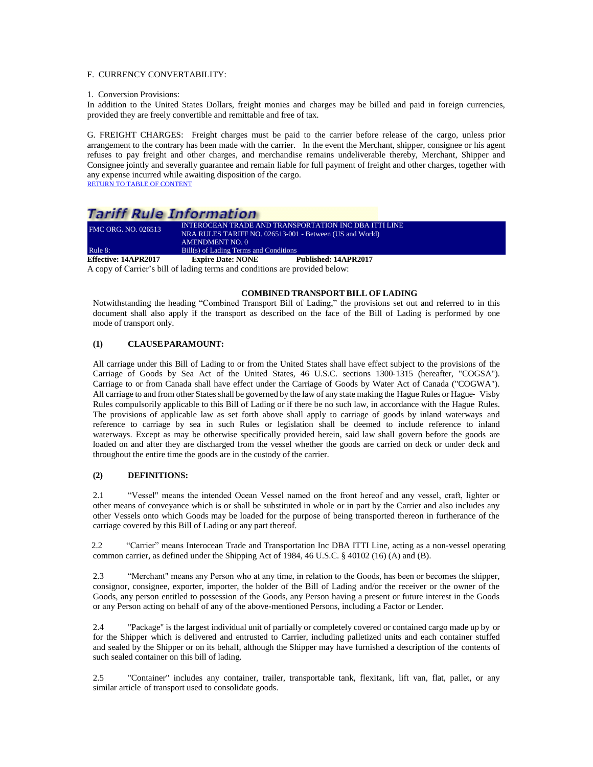F. CURRENCY CONVERTABILITY:

1. Conversion Provisions:
In addition to the United States Dollars, freight monies and charges may be billed and paid in foreign currencies, provided they are freely convertible and remittable and free of tax.

G. FREIGHT CHARGES: Freight charges must be paid to the carrier before release of the cargo, unless prior arrangement to the contrary has been made with the carrier. In the event the Merchant, shipper, consignee or his agent refuses to pay freight and other charges, and merchandise remains undeliverable thereby, Merchant, Shipper and Consignee jointly and severally guarantee and remain liable for full payment of freight and other charges, together with any expense incurred while awaiting disposition of the cargo.
RETURN TO TABLE OF CONTENT

## Tariff Rule Information

| FMC ORG. NO. 026513 | INTEROCEAN TRADE AND TRANSPORTATION INC DBA ITTI LINE<br>NRA RULES TARIFF NO. 026513-001 - Between (US and World)<br>AMENDMENT NO. 0 | |
|---|---|---|
| Rule 8: | Bill(s) of Lading Terms and Conditions | |
| **Effective: 14APR2017** | **Expire Date: NONE** | **Published: 14APR2017** |

A copy of Carrier's bill of lading terms and conditions are provided below:

**COMBINED TRANSPORT BILL OF LADING**

Notwithstanding the heading "Combined Transport Bill of Lading," the provisions set out and referred to in this document shall also apply if the transport as described on the face of the Bill of Lading is performed by one mode of transport only.

**(1) CLAUSE PARAMOUNT:**

All carriage under this Bill of Lading to or from the United States shall have effect subject to the provisions of the Carriage of Goods by Sea Act of the United States, 46 U.S.C. sections 1300-1315 (hereafter, "COGSA"). Carriage to or from Canada shall have effect under the Carriage of Goods by Water Act of Canada ("COGWA"). All carriage to and from other States shall be governed by the law of any state making the Hague Rules or Hague- Visby Rules compulsorily applicable to this Bill of Lading or if there be no such law, in accordance with the Hague Rules. The provisions of applicable law as set forth above shall apply to carriage of goods by inland waterways and reference to carriage by sea in such Rules or legislation shall be deemed to include reference to inland waterways. Except as may be otherwise specifically provided herein, said law shall govern before the goods are loaded on and after they are discharged from the vessel whether the goods are carried on deck or under deck and throughout the entire time the goods are in the custody of the carrier.

**(2) DEFINITIONS:**

2.1 "Vessel" means the intended Ocean Vessel named on the front hereof and any vessel, craft, lighter or other means of conveyance which is or shall be substituted in whole or in part by the Carrier and also includes any other Vessels onto which Goods may be loaded for the purpose of being transported thereon in furtherance of the carriage covered by this Bill of Lading or any part thereof.

2.2 "Carrier" means Interocean Trade and Transportation Inc DBA ITTI Line, acting as a non-vessel operating common carrier, as defined under the Shipping Act of 1984, 46 U.S.C. § 40102 (16) (A) and (B).

2.3 "Merchant" means any Person who at any time, in relation to the Goods, has been or becomes the shipper, consignor, consignee, exporter, importer, the holder of the Bill of Lading and/or the receiver or the owner of the Goods, any person entitled to possession of the Goods, any Person having a present or future interest in the Goods or any Person acting on behalf of any of the above-mentioned Persons, including a Factor or Lender.

2.4 "Package" is the largest individual unit of partially or completely covered or contained cargo made up by or for the Shipper which is delivered and entrusted to Carrier, including palletized units and each container stuffed and sealed by the Shipper or on its behalf, although the Shipper may have furnished a description of the contents of such sealed container on this bill of lading.

2.5 "Container" includes any container, trailer, transportable tank, flexitank, lift van, flat, pallet, or any similar article of transport used to consolidate goods.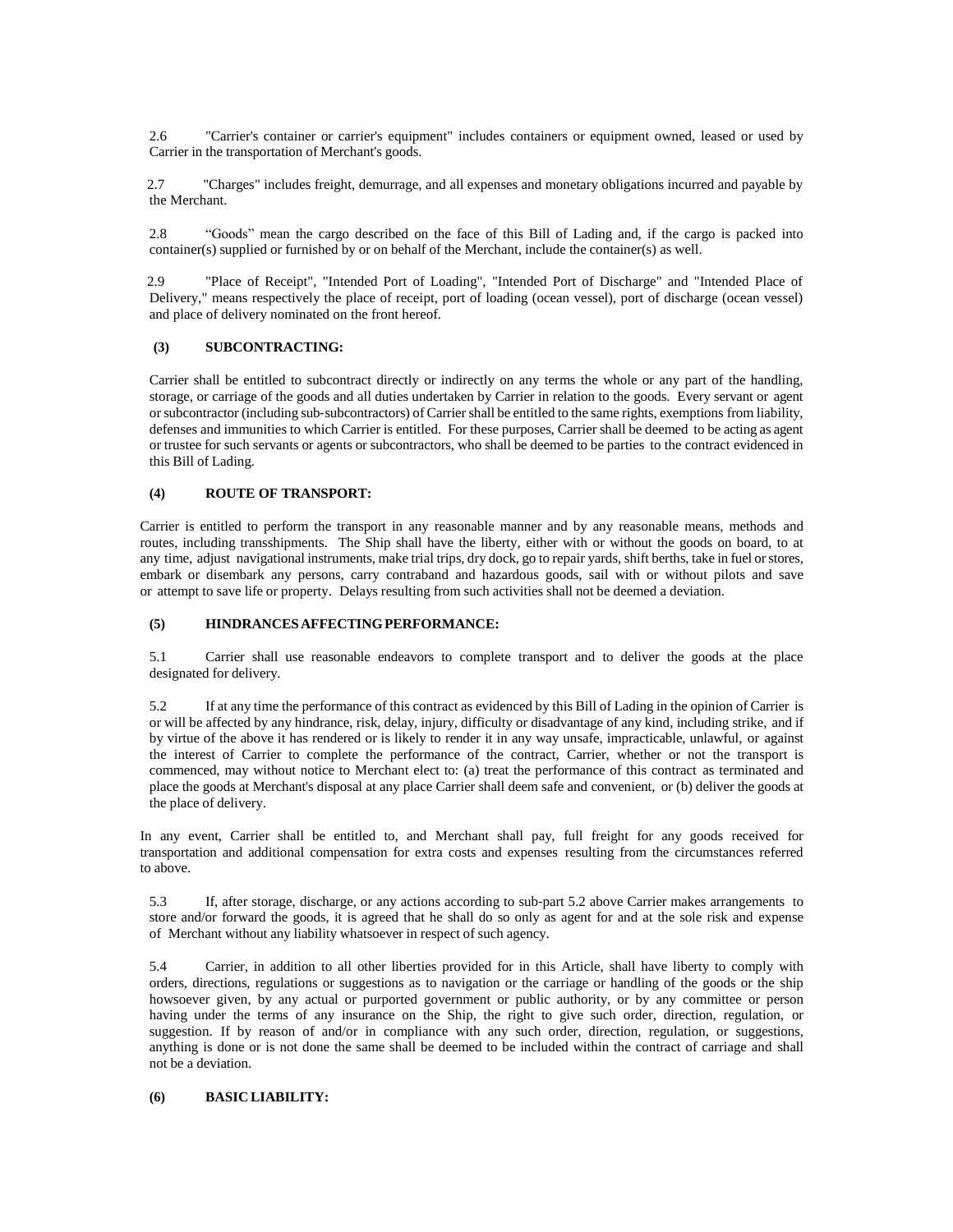2.6 "Carrier's container or carrier's equipment" includes containers or equipment owned, leased or used by Carrier in the transportation of Merchant's goods.

2.7 "Charges" includes freight, demurrage, and all expenses and monetary obligations incurred and payable by the Merchant.

2.8 "Goods" mean the cargo described on the face of this Bill of Lading and, if the cargo is packed into container(s) supplied or furnished by or on behalf of the Merchant, include the container(s) as well.

2.9 "Place of Receipt", "Intended Port of Loading", "Intended Port of Discharge" and "Intended Place of Delivery," means respectively the place of receipt, port of loading (ocean vessel), port of discharge (ocean vessel) and place of delivery nominated on the front hereof.

### (3) SUBCONTRACTING:

Carrier shall be entitled to subcontract directly or indirectly on any terms the whole or any part of the handling, storage, or carriage of the goods and all duties undertaken by Carrier in relation to the goods. Every servant or agent or subcontractor (including sub-subcontractors) of Carrier shall be entitled to the same rights, exemptions from liability, defenses and immunities to which Carrier is entitled. For these purposes, Carrier shall be deemed to be acting as agent or trustee for such servants or agents or subcontractors, who shall be deemed to be parties to the contract evidenced in this Bill of Lading.

### (4) ROUTE OF TRANSPORT:

Carrier is entitled to perform the transport in any reasonable manner and by any reasonable means, methods and routes, including transshipments. The Ship shall have the liberty, either with or without the goods on board, to at any time, adjust navigational instruments, make trial trips, dry dock, go to repair yards, shift berths, take in fuel or stores, embark or disembark any persons, carry contraband and hazardous goods, sail with or without pilots and save or attempt to save life or property. Delays resulting from such activities shall not be deemed a deviation.

### (5) HINDRANCES AFFECTING PERFORMANCE:

5.1 Carrier shall use reasonable endeavors to complete transport and to deliver the goods at the place designated for delivery.

5.2 If at any time the performance of this contract as evidenced by this Bill of Lading in the opinion of Carrier is or will be affected by any hindrance, risk, delay, injury, difficulty or disadvantage of any kind, including strike, and if by virtue of the above it has rendered or is likely to render it in any way unsafe, impracticable, unlawful, or against the interest of Carrier to complete the performance of the contract, Carrier, whether or not the transport is commenced, may without notice to Merchant elect to: (a) treat the performance of this contract as terminated and place the goods at Merchant's disposal at any place Carrier shall deem safe and convenient, or (b) deliver the goods at the place of delivery.

In any event, Carrier shall be entitled to, and Merchant shall pay, full freight for any goods received for transportation and additional compensation for extra costs and expenses resulting from the circumstances referred to above.

5.3 If, after storage, discharge, or any actions according to sub-part 5.2 above Carrier makes arrangements to store and/or forward the goods, it is agreed that he shall do so only as agent for and at the sole risk and expense of Merchant without any liability whatsoever in respect of such agency.

5.4 Carrier, in addition to all other liberties provided for in this Article, shall have liberty to comply with orders, directions, regulations or suggestions as to navigation or the carriage or handling of the goods or the ship howsoever given, by any actual or purported government or public authority, or by any committee or person having under the terms of any insurance on the Ship, the right to give such order, direction, regulation, or suggestion. If by reason of and/or in compliance with any such order, direction, regulation, or suggestions, anything is done or is not done the same shall be deemed to be included within the contract of carriage and shall not be a deviation.

### (6) BASIC LIABILITY: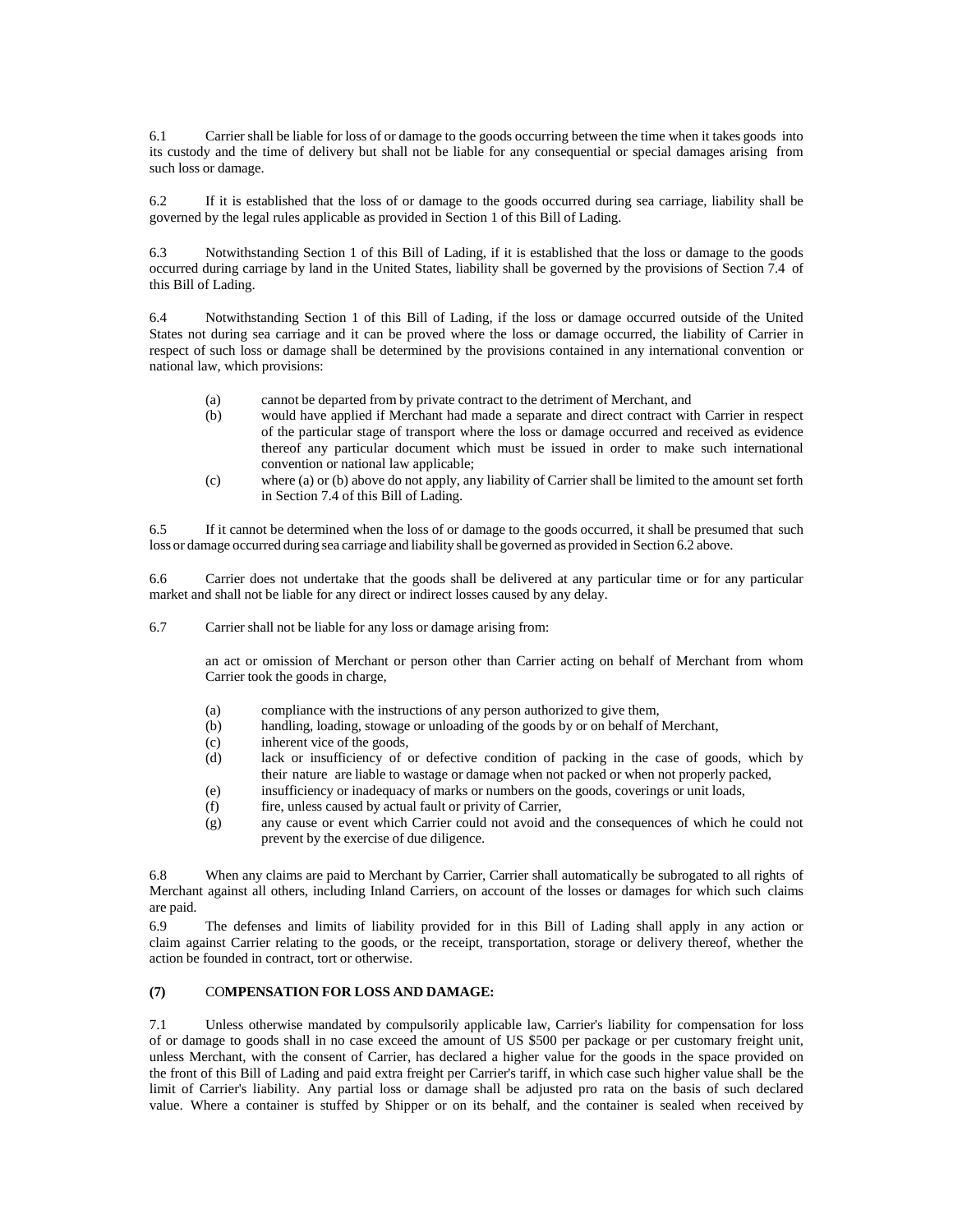6.1 Carrier shall be liable for loss of or damage to the goods occurring between the time when it takes goods into its custody and the time of delivery but shall not be liable for any consequential or special damages arising from such loss or damage.

6.2 If it is established that the loss of or damage to the goods occurred during sea carriage, liability shall be governed by the legal rules applicable as provided in Section 1 of this Bill of Lading.

6.3 Notwithstanding Section 1 of this Bill of Lading, if it is established that the loss or damage to the goods occurred during carriage by land in the United States, liability shall be governed by the provisions of Section 7.4 of this Bill of Lading.

6.4 Notwithstanding Section 1 of this Bill of Lading, if the loss or damage occurred outside of the United States not during sea carriage and it can be proved where the loss or damage occurred, the liability of Carrier in respect of such loss or damage shall be determined by the provisions contained in any international convention or national law, which provisions:

- (a) cannot be departed from by private contract to the detriment of Merchant, and
- (b) would have applied if Merchant had made a separate and direct contract with Carrier in respect of the particular stage of transport where the loss or damage occurred and received as evidence thereof any particular document which must be issued in order to make such international convention or national law applicable;
- (c) where (a) or (b) above do not apply, any liability of Carrier shall be limited to the amount set forth in Section 7.4 of this Bill of Lading.

6.5 If it cannot be determined when the loss of or damage to the goods occurred, it shall be presumed that such loss or damage occurred during sea carriage and liability shall be governed as provided in Section 6.2 above.

6.6 Carrier does not undertake that the goods shall be delivered at any particular time or for any particular market and shall not be liable for any direct or indirect losses caused by any delay.

6.7 Carrier shall not be liable for any loss or damage arising from:

an act or omission of Merchant or person other than Carrier acting on behalf of Merchant from whom Carrier took the goods in charge,

- (a) compliance with the instructions of any person authorized to give them,
- (b) handling, loading, stowage or unloading of the goods by or on behalf of Merchant,
- (c) inherent vice of the goods,
- (d) lack or insufficiency of or defective condition of packing in the case of goods, which by their nature are liable to wastage or damage when not packed or when not properly packed,
- (e) insufficiency or inadequacy of marks or numbers on the goods, coverings or unit loads,
- (f) fire, unless caused by actual fault or privity of Carrier,
- (g) any cause or event which Carrier could not avoid and the consequences of which he could not prevent by the exercise of due diligence.

6.8 When any claims are paid to Merchant by Carrier, Carrier shall automatically be subrogated to all rights of Merchant against all others, including Inland Carriers, on account of the losses or damages for which such claims are paid.

6.9 The defenses and limits of liability provided for in this Bill of Lading shall apply in any action or claim against Carrier relating to the goods, or the receipt, transportation, storage or delivery thereof, whether the action be founded in contract, tort or otherwise.

## (7) COMPENSATION FOR LOSS AND DAMAGE:

7.1 Unless otherwise mandated by compulsorily applicable law, Carrier's liability for compensation for loss of or damage to goods shall in no case exceed the amount of US $500 per package or per customary freight unit, unless Merchant, with the consent of Carrier, has declared a higher value for the goods in the space provided on the front of this Bill of Lading and paid extra freight per Carrier's tariff, in which case such higher value shall be the limit of Carrier's liability. Any partial loss or damage shall be adjusted pro rata on the basis of such declared value. Where a container is stuffed by Shipper or on its behalf, and the container is sealed when received by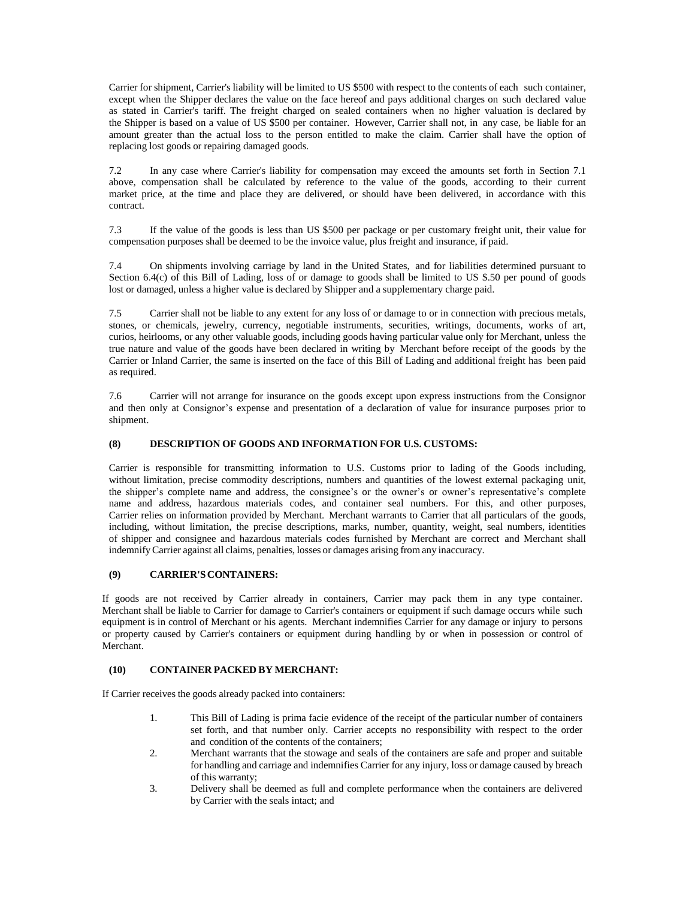Carrier for shipment, Carrier's liability will be limited to US $500 with respect to the contents of each such container, except when the Shipper declares the value on the face hereof and pays additional charges on such declared value as stated in Carrier's tariff. The freight charged on sealed containers when no higher valuation is declared by the Shipper is based on a value of US $500 per container. However, Carrier shall not, in any case, be liable for an amount greater than the actual loss to the person entitled to make the claim. Carrier shall have the option of replacing lost goods or repairing damaged goods.

7.2 In any case where Carrier's liability for compensation may exceed the amounts set forth in Section 7.1 above, compensation shall be calculated by reference to the value of the goods, according to their current market price, at the time and place they are delivered, or should have been delivered, in accordance with this contract.

7.3 If the value of the goods is less than US $500 per package or per customary freight unit, their value for compensation purposes shall be deemed to be the invoice value, plus freight and insurance, if paid.

7.4 On shipments involving carriage by land in the United States, and for liabilities determined pursuant to Section 6.4(c) of this Bill of Lading, loss of or damage to goods shall be limited to US $.50 per pound of goods lost or damaged, unless a higher value is declared by Shipper and a supplementary charge paid.

7.5 Carrier shall not be liable to any extent for any loss of or damage to or in connection with precious metals, stones, or chemicals, jewelry, currency, negotiable instruments, securities, writings, documents, works of art, curios, heirlooms, or any other valuable goods, including goods having particular value only for Merchant, unless the true nature and value of the goods have been declared in writing by Merchant before receipt of the goods by the Carrier or Inland Carrier, the same is inserted on the face of this Bill of Lading and additional freight has been paid as required.

7.6 Carrier will not arrange for insurance on the goods except upon express instructions from the Consignor and then only at Consignor's expense and presentation of a declaration of value for insurance purposes prior to shipment.

**(8) DESCRIPTION OF GOODS AND INFORMATION FOR U.S. CUSTOMS:**

Carrier is responsible for transmitting information to U.S. Customs prior to lading of the Goods including, without limitation, precise commodity descriptions, numbers and quantities of the lowest external packaging unit, the shipper's complete name and address, the consignee's or the owner's or owner's representative's complete name and address, hazardous materials codes, and container seal numbers. For this, and other purposes, Carrier relies on information provided by Merchant. Merchant warrants to Carrier that all particulars of the goods, including, without limitation, the precise descriptions, marks, number, quantity, weight, seal numbers, identities of shipper and consignee and hazardous materials codes furnished by Merchant are correct and Merchant shall indemnify Carrier against all claims, penalties, losses or damages arising from any inaccuracy.

**(9) CARRIER'S CONTAINERS:**

If goods are not received by Carrier already in containers, Carrier may pack them in any type container. Merchant shall be liable to Carrier for damage to Carrier's containers or equipment if such damage occurs while such equipment is in control of Merchant or his agents. Merchant indemnifies Carrier for any damage or injury to persons or property caused by Carrier's containers or equipment during handling by or when in possession or control of Merchant.

**(10) CONTAINER PACKED BY MERCHANT:**

If Carrier receives the goods already packed into containers:

1. This Bill of Lading is prima facie evidence of the receipt of the particular number of containers set forth, and that number only. Carrier accepts no responsibility with respect to the order and condition of the contents of the containers;
2. Merchant warrants that the stowage and seals of the containers are safe and proper and suitable for handling and carriage and indemnifies Carrier for any injury, loss or damage caused by breach of this warranty;
3. Delivery shall be deemed as full and complete performance when the containers are delivered by Carrier with the seals intact; and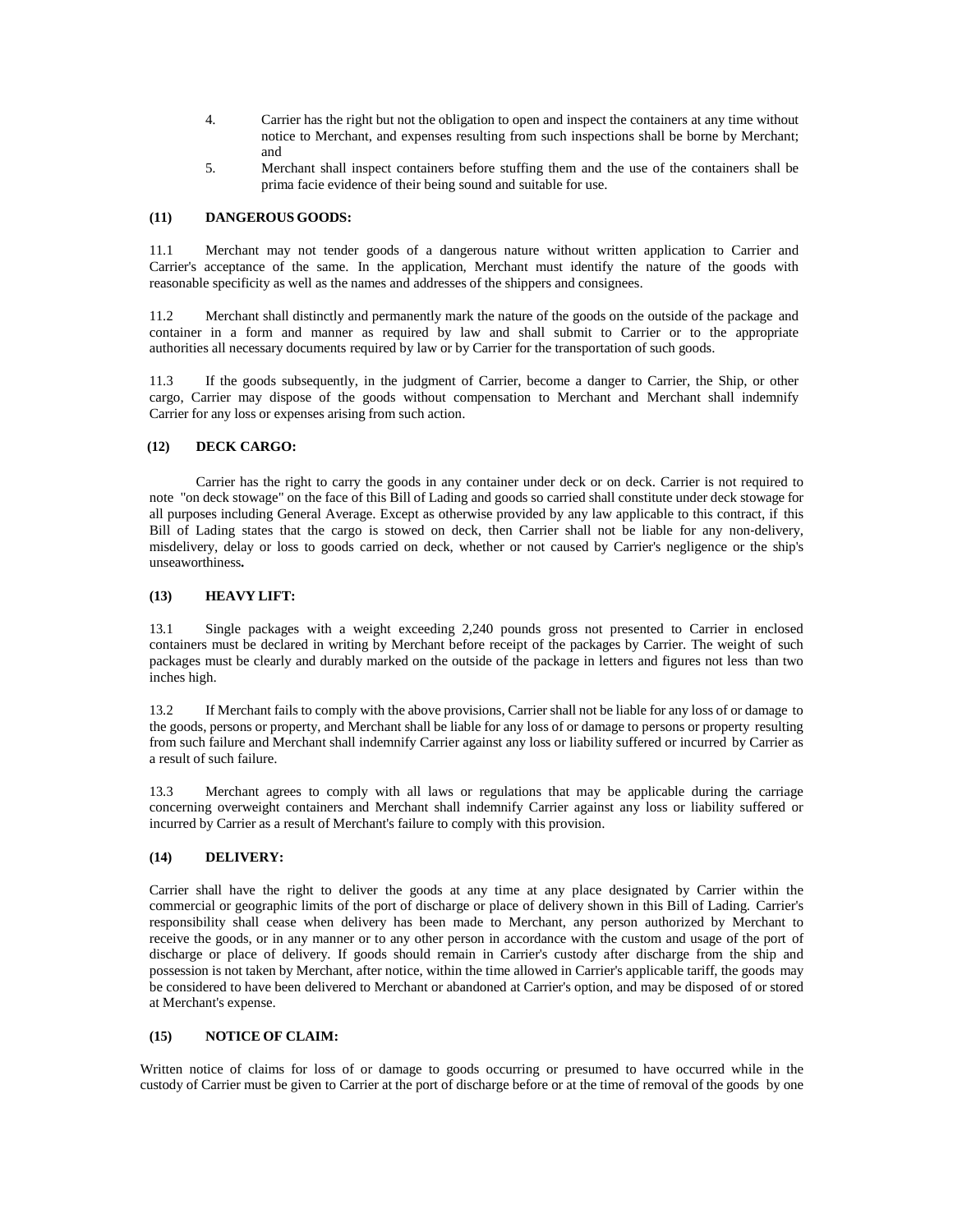4. Carrier has the right but not the obligation to open and inspect the containers at any time without notice to Merchant, and expenses resulting from such inspections shall be borne by Merchant; and

5. Merchant shall inspect containers before stuffing them and the use of the containers shall be prima facie evidence of their being sound and suitable for use.

**(11) DANGEROUS GOODS:**

11.1 Merchant may not tender goods of a dangerous nature without written application to Carrier and Carrier's acceptance of the same. In the application, Merchant must identify the nature of the goods with reasonable specificity as well as the names and addresses of the shippers and consignees.

11.2 Merchant shall distinctly and permanently mark the nature of the goods on the outside of the package and container in a form and manner as required by law and shall submit to Carrier or to the appropriate authorities all necessary documents required by law or by Carrier for the transportation of such goods.

11.3 If the goods subsequently, in the judgment of Carrier, become a danger to Carrier, the Ship, or other cargo, Carrier may dispose of the goods without compensation to Merchant and Merchant shall indemnify Carrier for any loss or expenses arising from such action.

**(12) DECK CARGO:**

Carrier has the right to carry the goods in any container under deck or on deck. Carrier is not required to note "on deck stowage" on the face of this Bill of Lading and goods so carried shall constitute under deck stowage for all purposes including General Average. Except as otherwise provided by any law applicable to this contract, if this Bill of Lading states that the cargo is stowed on deck, then Carrier shall not be liable for any non-delivery, misdelivery, delay or loss to goods carried on deck, whether or not caused by Carrier's negligence or the ship's unseaworthiness**.**

**(13) HEAVY LIFT:**

13.1 Single packages with a weight exceeding 2,240 pounds gross not presented to Carrier in enclosed containers must be declared in writing by Merchant before receipt of the packages by Carrier. The weight of such packages must be clearly and durably marked on the outside of the package in letters and figures not less than two inches high.

13.2 If Merchant fails to comply with the above provisions, Carrier shall not be liable for any loss of or damage to the goods, persons or property, and Merchant shall be liable for any loss of or damage to persons or property resulting from such failure and Merchant shall indemnify Carrier against any loss or liability suffered or incurred by Carrier as a result of such failure.

13.3 Merchant agrees to comply with all laws or regulations that may be applicable during the carriage concerning overweight containers and Merchant shall indemnify Carrier against any loss or liability suffered or incurred by Carrier as a result of Merchant's failure to comply with this provision.

**(14) DELIVERY:**

Carrier shall have the right to deliver the goods at any time at any place designated by Carrier within the commercial or geographic limits of the port of discharge or place of delivery shown in this Bill of Lading. Carrier's responsibility shall cease when delivery has been made to Merchant, any person authorized by Merchant to receive the goods, or in any manner or to any other person in accordance with the custom and usage of the port of discharge or place of delivery. If goods should remain in Carrier's custody after discharge from the ship and possession is not taken by Merchant, after notice, within the time allowed in Carrier's applicable tariff, the goods may be considered to have been delivered to Merchant or abandoned at Carrier's option, and may be disposed of or stored at Merchant's expense.

**(15) NOTICE OF CLAIM:**

Written notice of claims for loss of or damage to goods occurring or presumed to have occurred while in the custody of Carrier must be given to Carrier at the port of discharge before or at the time of removal of the goods by one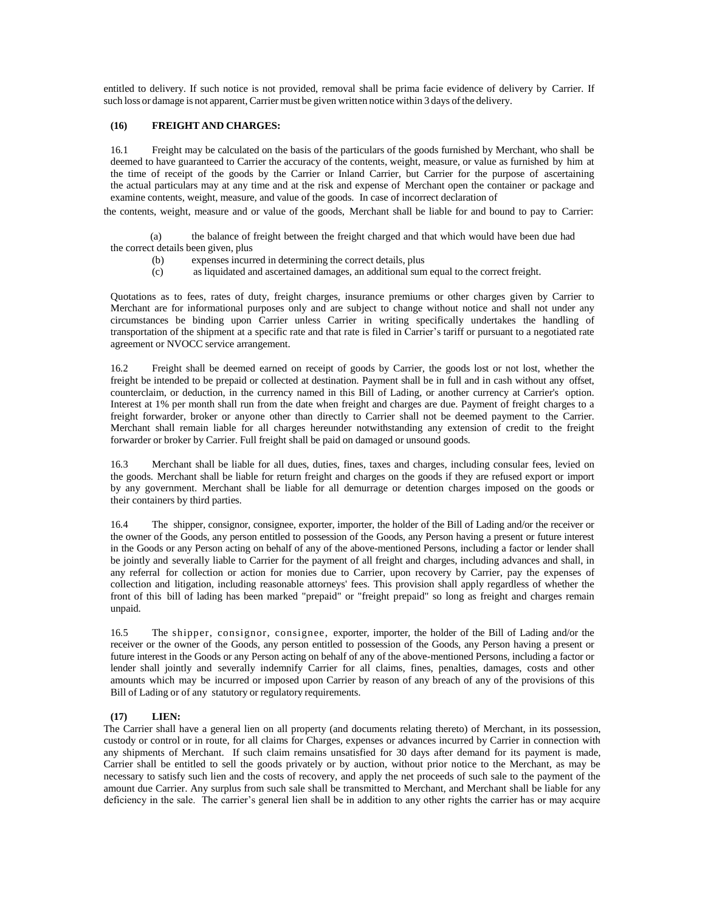entitled to delivery. If such notice is not provided, removal shall be prima facie evidence of delivery by Carrier. If such loss or damage is not apparent, Carrier must be given written notice within 3 days of the delivery.

**(16) FREIGHT AND CHARGES:**

16.1 Freight may be calculated on the basis of the particulars of the goods furnished by Merchant, who shall be deemed to have guaranteed to Carrier the accuracy of the contents, weight, measure, or value as furnished by him at the time of receipt of the goods by the Carrier or Inland Carrier, but Carrier for the purpose of ascertaining the actual particulars may at any time and at the risk and expense of Merchant open the container or package and examine contents, weight, measure, and value of the goods. In case of incorrect declaration of the contents, weight, measure and or value of the goods, Merchant shall be liable for and bound to pay to Carrier:

(a) the balance of freight between the freight charged and that which would have been due had the correct details been given, plus

(b) expenses incurred in determining the correct details, plus

(c) as liquidated and ascertained damages, an additional sum equal to the correct freight.

Quotations as to fees, rates of duty, freight charges, insurance premiums or other charges given by Carrier to Merchant are for informational purposes only and are subject to change without notice and shall not under any circumstances be binding upon Carrier unless Carrier in writing specifically undertakes the handling of transportation of the shipment at a specific rate and that rate is filed in Carrier's tariff or pursuant to a negotiated rate agreement or NVOCC service arrangement.

16.2 Freight shall be deemed earned on receipt of goods by Carrier, the goods lost or not lost, whether the freight be intended to be prepaid or collected at destination. Payment shall be in full and in cash without any offset, counterclaim, or deduction, in the currency named in this Bill of Lading, or another currency at Carrier's option. Interest at 1% per month shall run from the date when freight and charges are due. Payment of freight charges to a freight forwarder, broker or anyone other than directly to Carrier shall not be deemed payment to the Carrier. Merchant shall remain liable for all charges hereunder notwithstanding any extension of credit to the freight forwarder or broker by Carrier. Full freight shall be paid on damaged or unsound goods.

16.3 Merchant shall be liable for all dues, duties, fines, taxes and charges, including consular fees, levied on the goods. Merchant shall be liable for return freight and charges on the goods if they are refused export or import by any government. Merchant shall be liable for all demurrage or detention charges imposed on the goods or their containers by third parties.

16.4 The shipper, consignor, consignee, exporter, importer, the holder of the Bill of Lading and/or the receiver or the owner of the Goods, any person entitled to possession of the Goods, any Person having a present or future interest in the Goods or any Person acting on behalf of any of the above-mentioned Persons, including a factor or lender shall be jointly and severally liable to Carrier for the payment of all freight and charges, including advances and shall, in any referral for collection or action for monies due to Carrier, upon recovery by Carrier, pay the expenses of collection and litigation, including reasonable attorneys' fees. This provision shall apply regardless of whether the front of this bill of lading has been marked "prepaid" or "freight prepaid" so long as freight and charges remain unpaid.

16.5 The shipper, consignor, consignee, exporter, importer, the holder of the Bill of Lading and/or the receiver or the owner of the Goods, any person entitled to possession of the Goods, any Person having a present or future interest in the Goods or any Person acting on behalf of any of the above-mentioned Persons, including a factor or lender shall jointly and severally indemnify Carrier for all claims, fines, penalties, damages, costs and other amounts which may be incurred or imposed upon Carrier by reason of any breach of any of the provisions of this Bill of Lading or of any statutory or regulatory requirements.

**(17) LIEN:**

The Carrier shall have a general lien on all property (and documents relating thereto) of Merchant, in its possession, custody or control or in route, for all claims for Charges, expenses or advances incurred by Carrier in connection with any shipments of Merchant. If such claim remains unsatisfied for 30 days after demand for its payment is made, Carrier shall be entitled to sell the goods privately or by auction, without prior notice to the Merchant, as may be necessary to satisfy such lien and the costs of recovery, and apply the net proceeds of such sale to the payment of the amount due Carrier. Any surplus from such sale shall be transmitted to Merchant, and Merchant shall be liable for any deficiency in the sale. The carrier's general lien shall be in addition to any other rights the carrier has or may acquire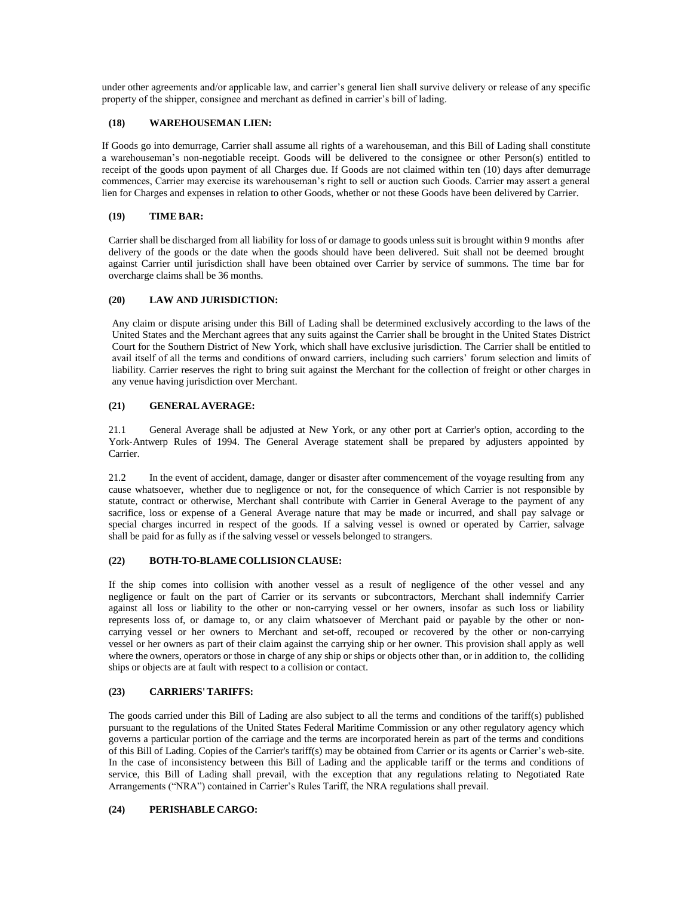under other agreements and/or applicable law, and carrier's general lien shall survive delivery or release of any specific property of the shipper, consignee and merchant as defined in carrier's bill of lading.

### (18) WAREHOUSEMAN LIEN:

If Goods go into demurrage, Carrier shall assume all rights of a warehouseman, and this Bill of Lading shall constitute a warehouseman's non-negotiable receipt. Goods will be delivered to the consignee or other Person(s) entitled to receipt of the goods upon payment of all Charges due. If Goods are not claimed within ten (10) days after demurrage commences, Carrier may exercise its warehouseman's right to sell or auction such Goods. Carrier may assert a general lien for Charges and expenses in relation to other Goods, whether or not these Goods have been delivered by Carrier.

### (19) TIME BAR:

Carrier shall be discharged from all liability for loss of or damage to goods unless suit is brought within 9 months after delivery of the goods or the date when the goods should have been delivered. Suit shall not be deemed brought against Carrier until jurisdiction shall have been obtained over Carrier by service of summons. The time bar for overcharge claims shall be 36 months.

### (20) LAW AND JURISDICTION:

Any claim or dispute arising under this Bill of Lading shall be determined exclusively according to the laws of the United States and the Merchant agrees that any suits against the Carrier shall be brought in the United States District Court for the Southern District of New York, which shall have exclusive jurisdiction. The Carrier shall be entitled to avail itself of all the terms and conditions of onward carriers, including such carriers' forum selection and limits of liability. Carrier reserves the right to bring suit against the Merchant for the collection of freight or other charges in any venue having jurisdiction over Merchant.

### (21) GENERAL AVERAGE:

21.1 General Average shall be adjusted at New York, or any other port at Carrier's option, according to the York-Antwerp Rules of 1994. The General Average statement shall be prepared by adjusters appointed by Carrier.

21.2 In the event of accident, damage, danger or disaster after commencement of the voyage resulting from any cause whatsoever, whether due to negligence or not, for the consequence of which Carrier is not responsible by statute, contract or otherwise, Merchant shall contribute with Carrier in General Average to the payment of any sacrifice, loss or expense of a General Average nature that may be made or incurred, and shall pay salvage or special charges incurred in respect of the goods. If a salving vessel is owned or operated by Carrier, salvage shall be paid for as fully as if the salving vessel or vessels belonged to strangers.

### (22) BOTH-TO-BLAME COLLISION CLAUSE:

If the ship comes into collision with another vessel as a result of negligence of the other vessel and any negligence or fault on the part of Carrier or its servants or subcontractors, Merchant shall indemnify Carrier against all loss or liability to the other or non-carrying vessel or her owners, insofar as such loss or liability represents loss of, or damage to, or any claim whatsoever of Merchant paid or payable by the other or non-carrying vessel or her owners to Merchant and set-off, recouped or recovered by the other or non-carrying vessel or her owners as part of their claim against the carrying ship or her owner. This provision shall apply as well where the owners, operators or those in charge of any ship or ships or objects other than, or in addition to, the colliding ships or objects are at fault with respect to a collision or contact.

### (23) CARRIERS' TARIFFS:

The goods carried under this Bill of Lading are also subject to all the terms and conditions of the tariff(s) published pursuant to the regulations of the United States Federal Maritime Commission or any other regulatory agency which governs a particular portion of the carriage and the terms are incorporated herein as part of the terms and conditions of this Bill of Lading. Copies of the Carrier's tariff(s) may be obtained from Carrier or its agents or Carrier's web-site. In the case of inconsistency between this Bill of Lading and the applicable tariff or the terms and conditions of service, this Bill of Lading shall prevail, with the exception that any regulations relating to Negotiated Rate Arrangements ("NRA") contained in Carrier's Rules Tariff, the NRA regulations shall prevail.

### (24) PERISHABLE CARGO: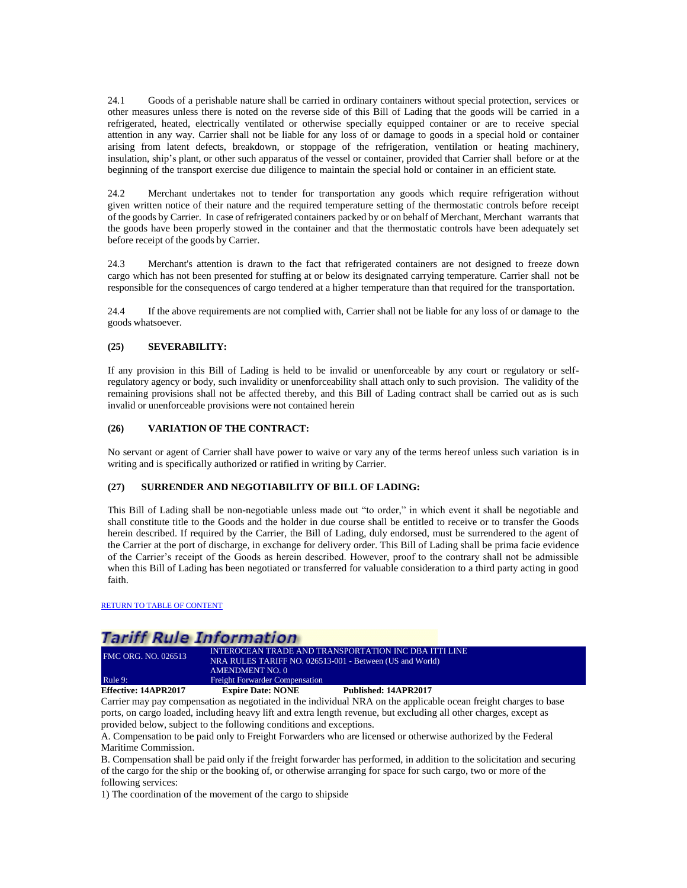24.1 Goods of a perishable nature shall be carried in ordinary containers without special protection, services or other measures unless there is noted on the reverse side of this Bill of Lading that the goods will be carried in a refrigerated, heated, electrically ventilated or otherwise specially equipped container or are to receive special attention in any way. Carrier shall not be liable for any loss of or damage to goods in a special hold or container arising from latent defects, breakdown, or stoppage of the refrigeration, ventilation or heating machinery, insulation, ship's plant, or other such apparatus of the vessel or container, provided that Carrier shall before or at the beginning of the transport exercise due diligence to maintain the special hold or container in an efficient state.

24.2 Merchant undertakes not to tender for transportation any goods which require refrigeration without given written notice of their nature and the required temperature setting of the thermostatic controls before receipt of the goods by Carrier. In case of refrigerated containers packed by or on behalf of Merchant, Merchant warrants that the goods have been properly stowed in the container and that the thermostatic controls have been adequately set before receipt of the goods by Carrier.

24.3 Merchant's attention is drawn to the fact that refrigerated containers are not designed to freeze down cargo which has not been presented for stuffing at or below its designated carrying temperature. Carrier shall not be responsible for the consequences of cargo tendered at a higher temperature than that required for the transportation.

24.4 If the above requirements are not complied with, Carrier shall not be liable for any loss of or damage to the goods whatsoever.

**(25) SEVERABILITY:**

If any provision in this Bill of Lading is held to be invalid or unenforceable by any court or regulatory or self-regulatory agency or body, such invalidity or unenforceability shall attach only to such provision. The validity of the remaining provisions shall not be affected thereby, and this Bill of Lading contract shall be carried out as is such invalid or unenforceable provisions were not contained herein

**(26) VARIATION OF THE CONTRACT:**

No servant or agent of Carrier shall have power to waive or vary any of the terms hereof unless such variation is in writing and is specifically authorized or ratified in writing by Carrier.

**(27) SURRENDER AND NEGOTIABILITY OF BILL OF LADING:**

This Bill of Lading shall be non-negotiable unless made out "to order," in which event it shall be negotiable and shall constitute title to the Goods and the holder in due course shall be entitled to receive or to transfer the Goods herein described. If required by the Carrier, the Bill of Lading, duly endorsed, must be surrendered to the agent of the Carrier at the port of discharge, in exchange for delivery order. This Bill of Lading shall be prima facie evidence of the Carrier's receipt of the Goods as herein described. However, proof to the contrary shall not be admissible when this Bill of Lading has been negotiated or transferred for valuable consideration to a third party acting in good faith.

RETURN TO TABLE OF CONTENT

# Tariff Rule Information

| FMC ORG. NO. 026513 | INTEROCEAN TRADE AND TRANSPORTATION INC DBA ITTI LINE<br>NRA RULES TARIFF NO. 026513-001 - Between (US and World)<br>AMENDMENT NO. 0 |
|---|---|
| Rule 9: | Freight Forwarder Compensation |

**Effective: 14APR2017** **Expire Date: NONE** **Published: 14APR2017**

Carrier may pay compensation as negotiated in the individual NRA on the applicable ocean freight charges to base ports, on cargo loaded, including heavy lift and extra length revenue, but excluding all other charges, except as provided below, subject to the following conditions and exceptions.

A. Compensation to be paid only to Freight Forwarders who are licensed or otherwise authorized by the Federal Maritime Commission.

B. Compensation shall be paid only if the freight forwarder has performed, in addition to the solicitation and securing of the cargo for the ship or the booking of, or otherwise arranging for space for such cargo, two or more of the following services:

1) The coordination of the movement of the cargo to shipside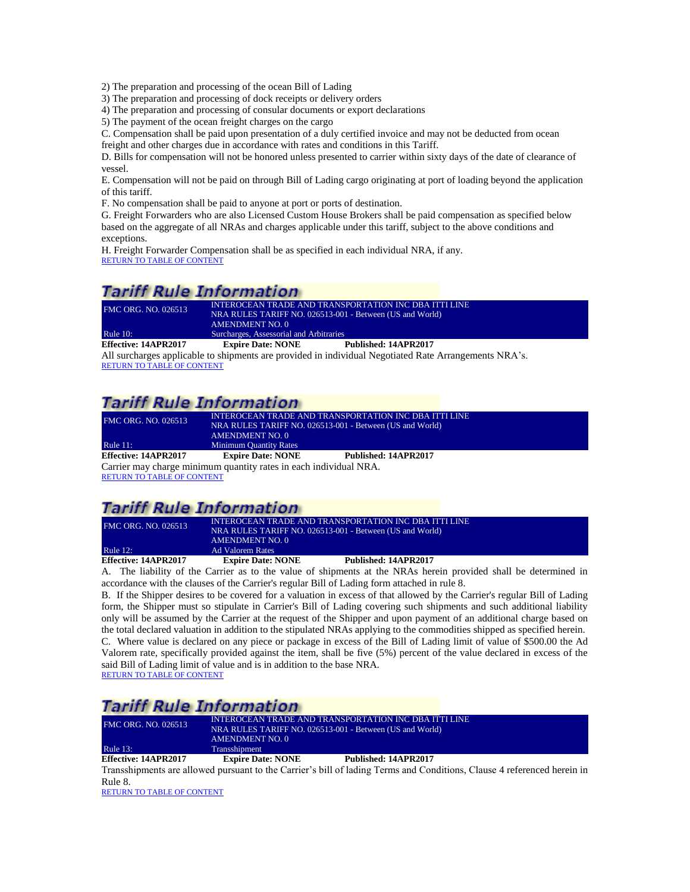2) The preparation and processing of the ocean Bill of Lading
3) The preparation and processing of dock receipts or delivery orders
4) The preparation and processing of consular documents or export declarations
5) The payment of the ocean freight charges on the cargo

C. Compensation shall be paid upon presentation of a duly certified invoice and may not be deducted from ocean freight and other charges due in accordance with rates and conditions in this Tariff.

D. Bills for compensation will not be honored unless presented to carrier within sixty days of the date of clearance of vessel.

E. Compensation will not be paid on through Bill of Lading cargo originating at port of loading beyond the application of this tariff.

F. No compensation shall be paid to anyone at port or ports of destination.

G. Freight Forwarders who are also Licensed Custom House Brokers shall be paid compensation as specified below based on the aggregate of all NRAs and charges applicable under this tariff, subject to the above conditions and exceptions.

H. Freight Forwarder Compensation shall be as specified in each individual NRA, if any.

RETURN TO TABLE OF CONTENT

## Tariff Rule Information

| FMC ORG. NO. 026513 | INTEROCEAN TRADE AND TRANSPORTATION INC DBA ITTI LINE<br>NRA RULES TARIFF NO. 026513-001 - Between (US and World)<br>AMENDMENT NO. 0 |
|---|---|
| Rule 10: | Surcharges, Assessorial and Arbitraries |

**Effective: 14APR2017** **Expire Date: NONE** **Published: 14APR2017**

All surcharges applicable to shipments are provided in individual Negotiated Rate Arrangements NRA's.

RETURN TO TABLE OF CONTENT

## Tariff Rule Information

| FMC ORG. NO. 026513 | INTEROCEAN TRADE AND TRANSPORTATION INC DBA ITTI LINE<br>NRA RULES TARIFF NO. 026513-001 - Between (US and World)<br>AMENDMENT NO. 0 |
|---|---|
| Rule 11: | Minimum Quantity Rates |

**Effective: 14APR2017** **Expire Date: NONE** **Published: 14APR2017**

Carrier may charge minimum quantity rates in each individual NRA.

RETURN TO TABLE OF CONTENT

## Tariff Rule Information

| FMC ORG. NO. 026513 | INTEROCEAN TRADE AND TRANSPORTATION INC DBA ITTI LINE<br>NRA RULES TARIFF NO. 026513-001 - Between (US and World)<br>AMENDMENT NO. 0 |
|---|---|
| Rule 12: | Ad Valorem Rates |

**Effective: 14APR2017** **Expire Date: NONE** **Published: 14APR2017**

A. The liability of the Carrier as to the value of shipments at the NRAs herein provided shall be determined in accordance with the clauses of the Carrier's regular Bill of Lading form attached in rule 8.

B. If the Shipper desires to be covered for a valuation in excess of that allowed by the Carrier's regular Bill of Lading form, the Shipper must so stipulate in Carrier's Bill of Lading covering such shipments and such additional liability only will be assumed by the Carrier at the request of the Shipper and upon payment of an additional charge based on the total declared valuation in addition to the stipulated NRAs applying to the commodities shipped as specified herein.

C. Where value is declared on any piece or package in excess of the Bill of Lading limit of value of $500.00 the Ad Valorem rate, specifically provided against the item, shall be five (5%) percent of the value declared in excess of the said Bill of Lading limit of value and is in addition to the base NRA.

RETURN TO TABLE OF CONTENT

## Tariff Rule Information

| FMC ORG. NO. 026513 | INTEROCEAN TRADE AND TRANSPORTATION INC DBA ITTI LINE<br>NRA RULES TARIFF NO. 026513-001 - Between (US and World)<br>AMENDMENT NO. 0 |
|---|---|
| Rule 13: | Transshipment |

**Effective: 14APR2017** **Expire Date: NONE** **Published: 14APR2017**

Transshipments are allowed pursuant to the Carrier's bill of lading Terms and Conditions, Clause 4 referenced herein in Rule 8.

RETURN TO TABLE OF CONTENT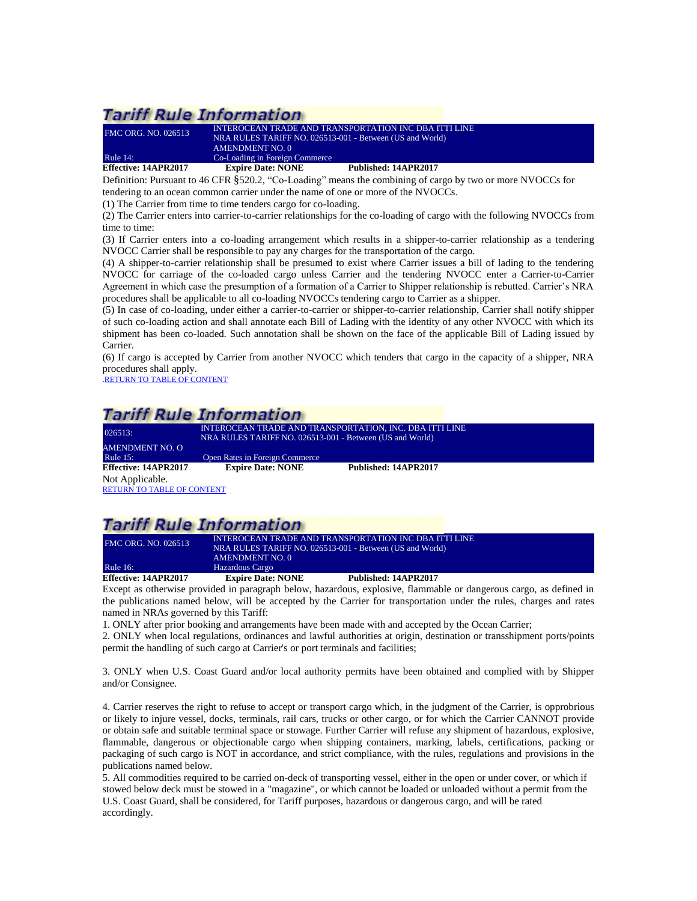## Tariff Rule Information

| FMC ORG. NO. 026513 | INTEROCEAN TRADE AND TRANSPORTATION INC DBA ITTI LINE<br>NRA RULES TARIFF NO. 026513-001 - Between (US and World)<br>AMENDMENT NO. 0 |
|---|---|
| Rule 14: | Co-Loading in Foreign Commerce |

**Effective: 14APR2017** **Expire Date: NONE** **Published: 14APR2017**

Definition: Pursuant to 46 CFR §520.2, "Co-Loading" means the combining of cargo by two or more NVOCCs for tendering to an ocean common carrier under the name of one or more of the NVOCCs.

(1) The Carrier from time to time tenders cargo for co-loading.

(2) The Carrier enters into carrier-to-carrier relationships for the co-loading of cargo with the following NVOCCs from time to time:

(3) If Carrier enters into a co-loading arrangement which results in a shipper-to-carrier relationship as a tendering NVOCC Carrier shall be responsible to pay any charges for the transportation of the cargo.

(4) A shipper-to-carrier relationship shall be presumed to exist where Carrier issues a bill of lading to the tendering NVOCC for carriage of the co-loaded cargo unless Carrier and the tendering NVOCC enter a Carrier-to-Carrier Agreement in which case the presumption of a formation of a Carrier to Shipper relationship is rebutted. Carrier's NRA procedures shall be applicable to all co-loading NVOCCs tendering cargo to Carrier as a shipper.

(5) In case of co-loading, under either a carrier-to-carrier or shipper-to-carrier relationship, Carrier shall notify shipper of such co-loading action and shall annotate each Bill of Lading with the identity of any other NVOCC with which its shipment has been co-loaded. Such annotation shall be shown on the face of the applicable Bill of Lading issued by Carrier.

(6) If cargo is accepted by Carrier from another NVOCC which tenders that cargo in the capacity of a shipper, NRA procedures shall apply.

.RETURN TO TABLE OF CONTENT

## Tariff Rule Information

| 026513: | INTEROCEAN TRADE AND TRANSPORTATION, INC. DBA ITTI LINE<br>NRA RULES TARIFF NO. 026513-001 - Between (US and World) |
|---|---|
| AMENDMENT NO. O | |
| Rule 15: | Open Rates in Foreign Commerce |

**Effective: 14APR2017** **Expire Date: NONE** **Published: 14APR2017**

Not Applicable.

RETURN TO TABLE OF CONTENT

## Tariff Rule Information

| FMC ORG. NO. 026513 | INTEROCEAN TRADE AND TRANSPORTATION INC DBA ITTI LINE<br>NRA RULES TARIFF NO. 026513-001 - Between (US and World)<br>AMENDMENT NO. 0 |
|---|---|
| Rule 16: | Hazardous Cargo |

**Effective: 14APR2017** **Expire Date: NONE** **Published: 14APR2017**

Except as otherwise provided in paragraph below, hazardous, explosive, flammable or dangerous cargo, as defined in the publications named below, will be accepted by the Carrier for transportation under the rules, charges and rates named in NRAs governed by this Tariff:

1. ONLY after prior booking and arrangements have been made with and accepted by the Ocean Carrier;
2. ONLY when local regulations, ordinances and lawful authorities at origin, destination or transshipment ports/points permit the handling of such cargo at Carrier's or port terminals and facilities;

3. ONLY when U.S. Coast Guard and/or local authority permits have been obtained and complied with by Shipper and/or Consignee.

4. Carrier reserves the right to refuse to accept or transport cargo which, in the judgment of the Carrier, is opprobrious or likely to injure vessel, docks, terminals, rail cars, trucks or other cargo, or for which the Carrier CANNOT provide or obtain safe and suitable terminal space or stowage. Further Carrier will refuse any shipment of hazardous, explosive, flammable, dangerous or objectionable cargo when shipping containers, marking, labels, certifications, packing or packaging of such cargo is NOT in accordance, and strict compliance, with the rules, regulations and provisions in the publications named below.

5. All commodities required to be carried on-deck of transporting vessel, either in the open or under cover, or which if stowed below deck must be stowed in a "magazine", or which cannot be loaded or unloaded without a permit from the U.S. Coast Guard, shall be considered, for Tariff purposes, hazardous or dangerous cargo, and will be rated accordingly.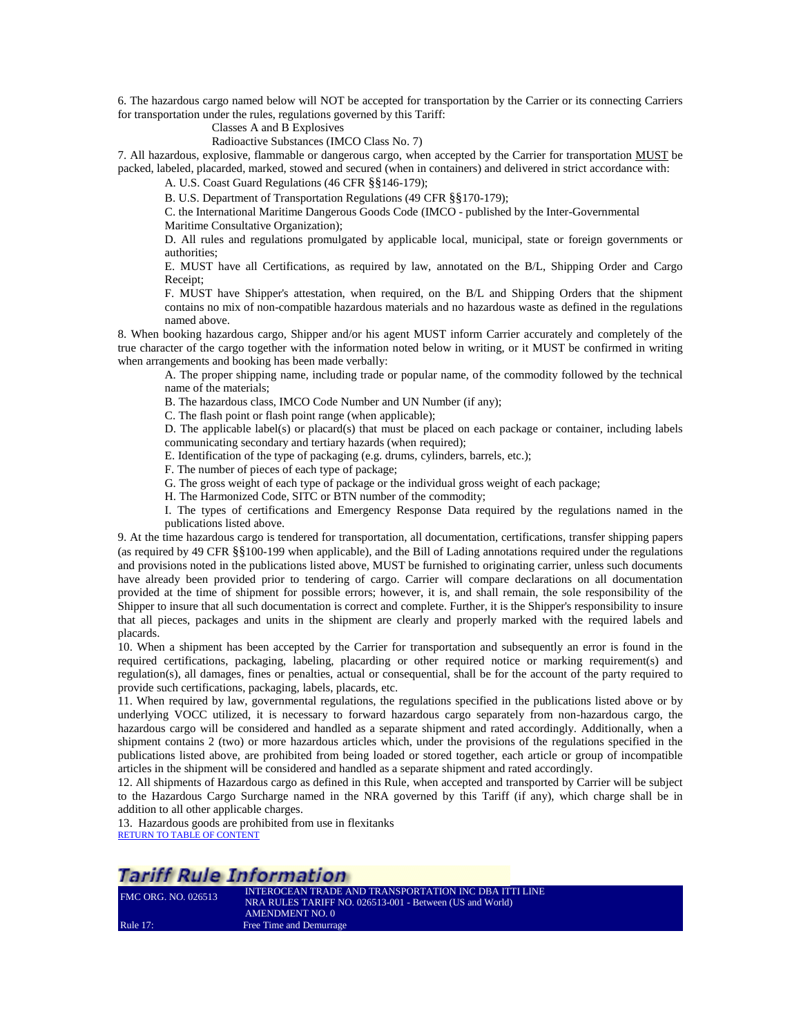6. The hazardous cargo named below will NOT be accepted for transportation by the Carrier or its connecting Carriers for transportation under the rules, regulations governed by this Tariff:

Classes A and B Explosives

Radioactive Substances (IMCO Class No. 7)

7. All hazardous, explosive, flammable or dangerous cargo, when accepted by the Carrier for transportation MUST be packed, labeled, placarded, marked, stowed and secured (when in containers) and delivered in strict accordance with:

A. U.S. Coast Guard Regulations (46 CFR §§146-179);

B. U.S. Department of Transportation Regulations (49 CFR §§170-179);

C. the International Maritime Dangerous Goods Code (IMCO - published by the Inter-Governmental Maritime Consultative Organization);

D. All rules and regulations promulgated by applicable local, municipal, state or foreign governments or authorities;

E. MUST have all Certifications, as required by law, annotated on the B/L, Shipping Order and Cargo Receipt;

F. MUST have Shipper's attestation, when required, on the B/L and Shipping Orders that the shipment contains no mix of non-compatible hazardous materials and no hazardous waste as defined in the regulations named above.

8. When booking hazardous cargo, Shipper and/or his agent MUST inform Carrier accurately and completely of the true character of the cargo together with the information noted below in writing, or it MUST be confirmed in writing when arrangements and booking has been made verbally:

A. The proper shipping name, including trade or popular name, of the commodity followed by the technical name of the materials;

B. The hazardous class, IMCO Code Number and UN Number (if any);

C. The flash point or flash point range (when applicable);

D. The applicable label(s) or placard(s) that must be placed on each package or container, including labels communicating secondary and tertiary hazards (when required);

E. Identification of the type of packaging (e.g. drums, cylinders, barrels, etc.);

F. The number of pieces of each type of package;

G. The gross weight of each type of package or the individual gross weight of each package;

H. The Harmonized Code, SITC or BTN number of the commodity;

I. The types of certifications and Emergency Response Data required by the regulations named in the publications listed above.

9. At the time hazardous cargo is tendered for transportation, all documentation, certifications, transfer shipping papers (as required by 49 CFR §§100-199 when applicable), and the Bill of Lading annotations required under the regulations and provisions noted in the publications listed above, MUST be furnished to originating carrier, unless such documents have already been provided prior to tendering of cargo. Carrier will compare declarations on all documentation provided at the time of shipment for possible errors; however, it is, and shall remain, the sole responsibility of the Shipper to insure that all such documentation is correct and complete. Further, it is the Shipper's responsibility to insure that all pieces, packages and units in the shipment are clearly and properly marked with the required labels and placards.

10. When a shipment has been accepted by the Carrier for transportation and subsequently an error is found in the required certifications, packaging, labeling, placarding or other required notice or marking requirement(s) and regulation(s), all damages, fines or penalties, actual or consequential, shall be for the account of the party required to provide such certifications, packaging, labels, placards, etc.

11. When required by law, governmental regulations, the regulations specified in the publications listed above or by underlying VOCC utilized, it is necessary to forward hazardous cargo separately from non-hazardous cargo, the hazardous cargo will be considered and handled as a separate shipment and rated accordingly. Additionally, when a shipment contains 2 (two) or more hazardous articles which, under the provisions of the regulations specified in the publications listed above, are prohibited from being loaded or stored together, each article or group of incompatible articles in the shipment will be considered and handled as a separate shipment and rated accordingly.

12. All shipments of Hazardous cargo as defined in this Rule, when accepted and transported by Carrier will be subject to the Hazardous Cargo Surcharge named in the NRA governed by this Tariff (if any), which charge shall be in addition to all other applicable charges.

13. Hazardous goods are prohibited from use in flexitanks

RETURN TO TABLE OF CONTENT

## Tariff Rule Information

| FMC ORG. NO. 026513 | INTEROCEAN TRADE AND TRANSPORTATION INC DBA ITTI LINE<br>NRA RULES TARIFF NO. 026513-001 - Between (US and World)<br>AMENDMENT NO. 0 |
|---|---|
| Rule 17: | Free Time and Demurrage |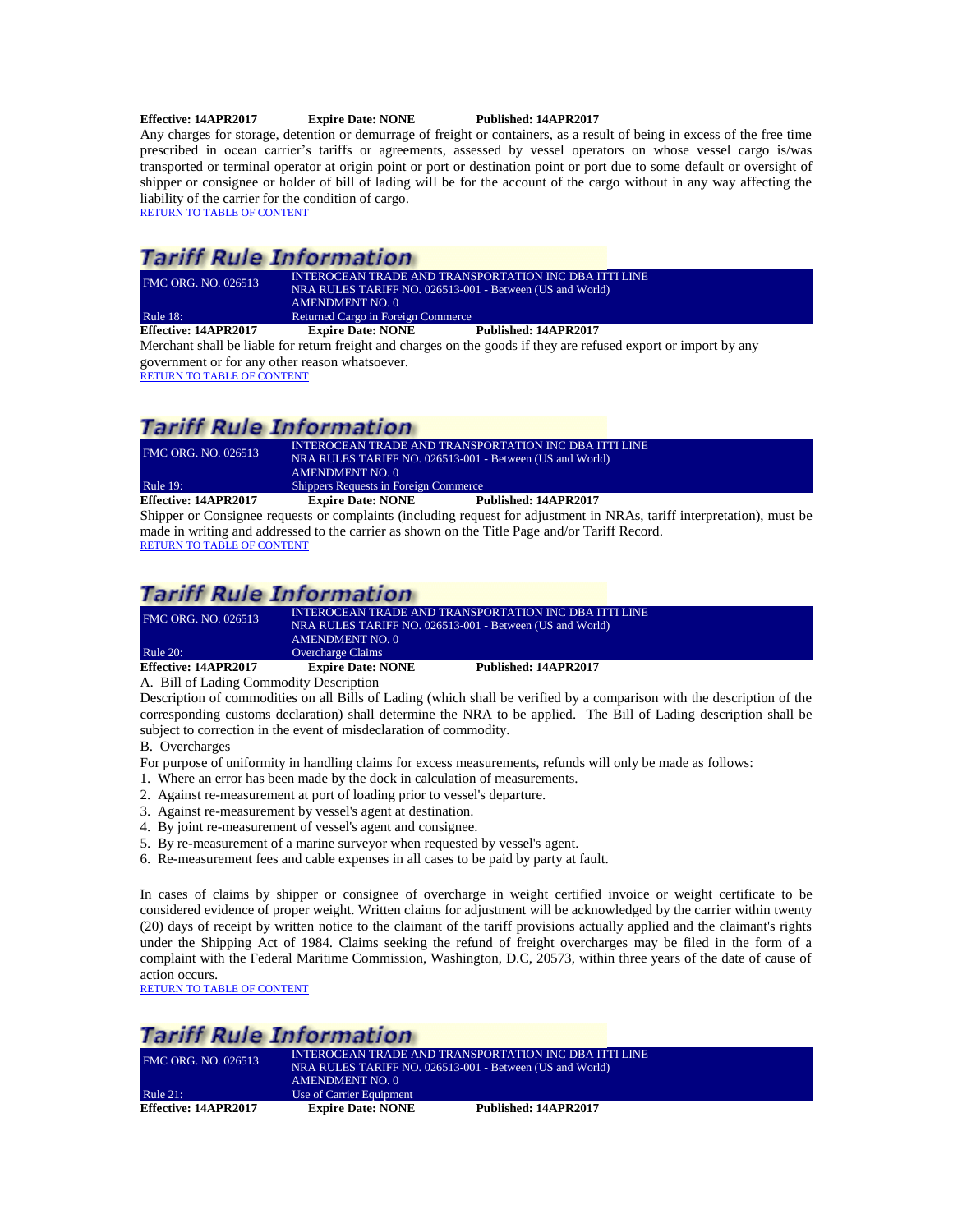**Effective: 14APR2017** **Expire Date: NONE** **Published: 14APR2017**

Any charges for storage, detention or demurrage of freight or containers, as a result of being in excess of the free time prescribed in ocean carrier's tariffs or agreements, assessed by vessel operators on whose vessel cargo is/was transported or terminal operator at origin point or port or destination point or port due to some default or oversight of shipper or consignee or holder of bill of lading will be for the account of the cargo without in any way affecting the liability of the carrier for the condition of cargo.

RETURN TO TABLE OF CONTENT

## Tariff Rule Information

| FMC ORG. NO. 026513 | INTEROCEAN TRADE AND TRANSPORTATION INC DBA ITTI LINE<br>NRA RULES TARIFF NO. 026513-001 - Between (US and World)<br>AMENDMENT NO. 0 |
|---|---|
| Rule 18: | Returned Cargo in Foreign Commerce |

**Effective: 14APR2017** **Expire Date: NONE** **Published: 14APR2017**

Merchant shall be liable for return freight and charges on the goods if they are refused export or import by any government or for any other reason whatsoever.

RETURN TO TABLE OF CONTENT

## Tariff Rule Information

| FMC ORG. NO. 026513 | INTEROCEAN TRADE AND TRANSPORTATION INC DBA ITTI LINE<br>NRA RULES TARIFF NO. 026513-001 - Between (US and World)<br>AMENDMENT NO. 0 |
|---|---|
| Rule 19: | Shippers Requests in Foreign Commerce |

**Effective: 14APR2017** **Expire Date: NONE** **Published: 14APR2017**

Shipper or Consignee requests or complaints (including request for adjustment in NRAs, tariff interpretation), must be made in writing and addressed to the carrier as shown on the Title Page and/or Tariff Record.

RETURN TO TABLE OF CONTENT

## Tariff Rule Information

| FMC ORG. NO. 026513 | INTEROCEAN TRADE AND TRANSPORTATION INC DBA ITTI LINE<br>NRA RULES TARIFF NO. 026513-001 - Between (US and World)<br>AMENDMENT NO. 0 |
|---|---|
| Rule 20: | Overcharge Claims |

**Effective: 14APR2017** **Expire Date: NONE** **Published: 14APR2017**

A. Bill of Lading Commodity Description

Description of commodities on all Bills of Lading (which shall be verified by a comparison with the description of the corresponding customs declaration) shall determine the NRA to be applied. The Bill of Lading description shall be subject to correction in the event of misdeclaration of commodity.

B. Overcharges

For purpose of uniformity in handling claims for excess measurements, refunds will only be made as follows:

1. Where an error has been made by the dock in calculation of measurements.
2. Against re-measurement at port of loading prior to vessel's departure.
3. Against re-measurement by vessel's agent at destination.
4. By joint re-measurement of vessel's agent and consignee.
5. By re-measurement of a marine surveyor when requested by vessel's agent.
6. Re-measurement fees and cable expenses in all cases to be paid by party at fault.

In cases of claims by shipper or consignee of overcharge in weight certified invoice or weight certificate to be considered evidence of proper weight. Written claims for adjustment will be acknowledged by the carrier within twenty (20) days of receipt by written notice to the claimant of the tariff provisions actually applied and the claimant's rights under the Shipping Act of 1984. Claims seeking the refund of freight overcharges may be filed in the form of a complaint with the Federal Maritime Commission, Washington, D.C, 20573, within three years of the date of cause of action occurs.

RETURN TO TABLE OF CONTENT

## Tariff Rule Information

| FMC ORG. NO. 026513 | INTEROCEAN TRADE AND TRANSPORTATION INC DBA ITTI LINE<br>NRA RULES TARIFF NO. 026513-001 - Between (US and World)<br>AMENDMENT NO. 0 |
|---|---|
| Rule 21: | Use of Carrier Equipment |

**Effective: 14APR2017** **Expire Date: NONE** **Published: 14APR2017**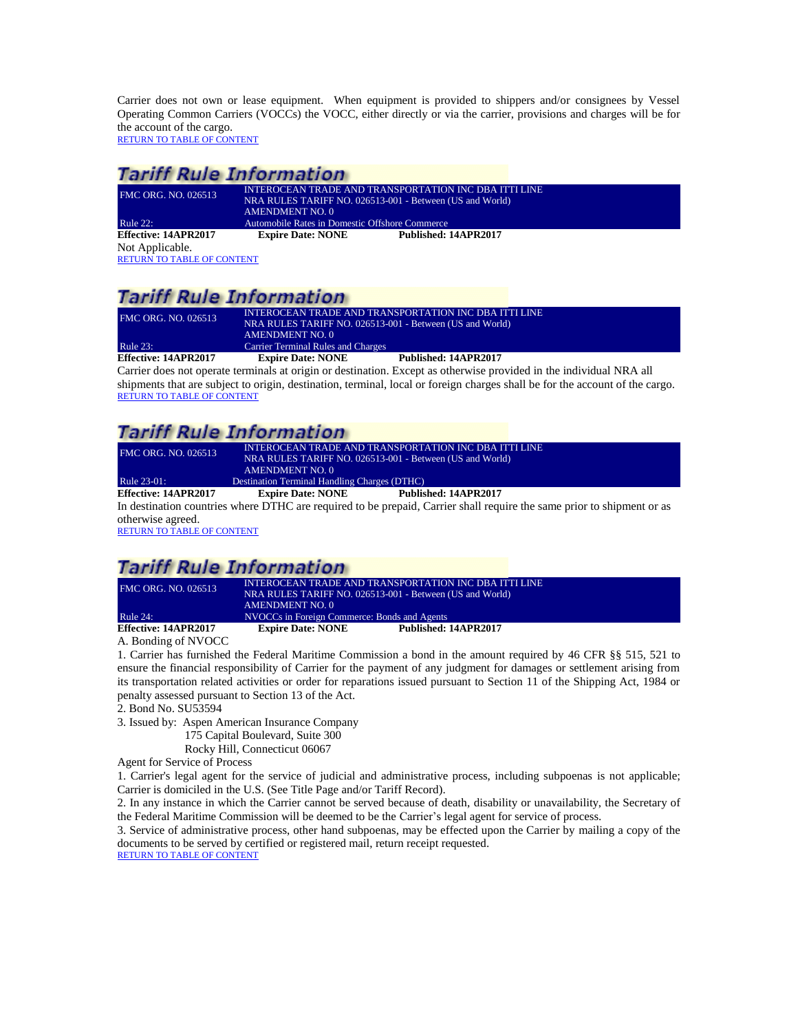Carrier does not own or lease equipment. When equipment is provided to shippers and/or consignees by Vessel Operating Common Carriers (VOCCs) the VOCC, either directly or via the carrier, provisions and charges will be for the account of the cargo.

[RETURN TO TABLE OF CONTENT]

## Tariff Rule Information

| FMC ORG. NO. 026513 | INTEROCEAN TRADE AND TRANSPORTATION INC DBA ITTI LINE<br>NRA RULES TARIFF NO. 026513-001 - Between (US and World)<br>AMENDMENT NO. 0 | |
|---|---|---|
| Rule 22: | Automobile Rates in Domestic Offshore Commerce | |
| **Effective: 14APR2017** | **Expire Date: NONE** | **Published: 14APR2017** |

Not Applicable.

[RETURN TO TABLE OF CONTENT]

## Tariff Rule Information

| FMC ORG. NO. 026513 | INTEROCEAN TRADE AND TRANSPORTATION INC DBA ITTI LINE<br>NRA RULES TARIFF NO. 026513-001 - Between (US and World)<br>AMENDMENT NO. 0 | |
|---|---|---|
| Rule 23: | Carrier Terminal Rules and Charges | |
| **Effective: 14APR2017** | **Expire Date: NONE** | **Published: 14APR2017** |

Carrier does not operate terminals at origin or destination. Except as otherwise provided in the individual NRA all shipments that are subject to origin, destination, terminal, local or foreign charges shall be for the account of the cargo.

[RETURN TO TABLE OF CONTENT]

## Tariff Rule Information

| FMC ORG. NO. 026513 | INTEROCEAN TRADE AND TRANSPORTATION INC DBA ITTI LINE<br>NRA RULES TARIFF NO. 026513-001 - Between (US and World)<br>AMENDMENT NO. 0 | |
|---|---|---|
| Rule 23-01: | Destination Terminal Handling Charges (DTHC) | |
| **Effective: 14APR2017** | **Expire Date: NONE** | **Published: 14APR2017** |

In destination countries where DTHC are required to be prepaid, Carrier shall require the same prior to shipment or as otherwise agreed.

[RETURN TO TABLE OF CONTENT]

## Tariff Rule Information

| FMC ORG. NO. 026513 | INTEROCEAN TRADE AND TRANSPORTATION INC DBA ITTI LINE<br>NRA RULES TARIFF NO. 026513-001 - Between (US and World)<br>AMENDMENT NO. 0 | |
|---|---|---|
| Rule 24: | NVOCCs in Foreign Commerce: Bonds and Agents | |
| **Effective: 14APR2017** | **Expire Date: NONE** | **Published: 14APR2017** |

A. Bonding of NVOCC

1. Carrier has furnished the Federal Maritime Commission a bond in the amount required by 46 CFR §§ 515, 521 to ensure the financial responsibility of Carrier for the payment of any judgment for damages or settlement arising from its transportation related activities or order for reparations issued pursuant to Section 11 of the Shipping Act, 1984 or penalty assessed pursuant to Section 13 of the Act.

2. Bond No. SU53594

3. Issued by: Aspen American Insurance Company
175 Capital Boulevard, Suite 300
Rocky Hill, Connecticut 06067

Agent for Service of Process

1. Carrier's legal agent for the service of judicial and administrative process, including subpoenas is not applicable; Carrier is domiciled in the U.S. (See Title Page and/or Tariff Record).

2. In any instance in which the Carrier cannot be served because of death, disability or unavailability, the Secretary of the Federal Maritime Commission will be deemed to be the Carrier's legal agent for service of process.

3. Service of administrative process, other hand subpoenas, may be effected upon the Carrier by mailing a copy of the documents to be served by certified or registered mail, return receipt requested.

[RETURN TO TABLE OF CONTENT]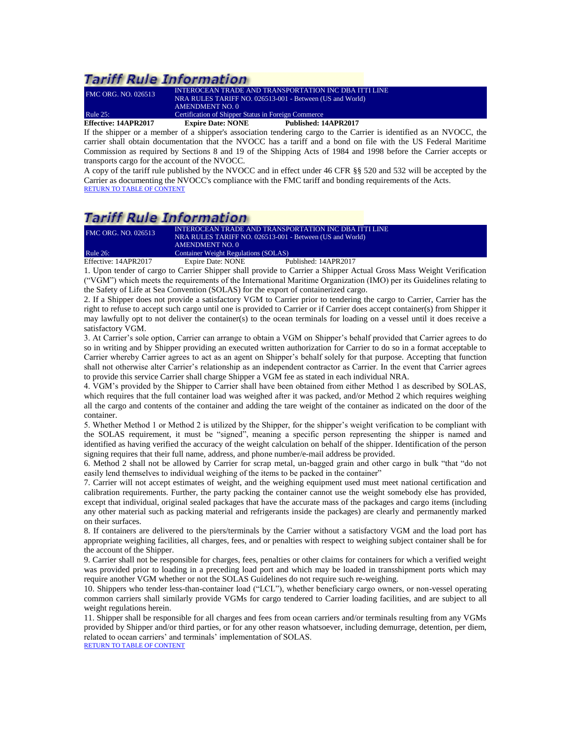## Tariff Rule Information

| FMC ORG. NO. 026513 | INTEROCEAN TRADE AND TRANSPORTATION INC DBA ITTI LINE<br>NRA RULES TARIFF NO. 026513-001 - Between (US and World)<br>AMENDMENT NO. 0 |
| --- | --- |
| Rule 25: | Certification of Shipper Status in Foreign Commerce |

**Effective: 14APR2017** **Expire Date: NONE** **Published: 14APR2017**

If the shipper or a member of a shipper's association tendering cargo to the Carrier is identified as an NVOCC, the carrier shall obtain documentation that the NVOCC has a tariff and a bond on file with the US Federal Maritime Commission as required by Sections 8 and 19 of the Shipping Acts of 1984 and 1998 before the Carrier accepts or transports cargo for the account of the NVOCC.

A copy of the tariff rule published by the NVOCC and in effect under 46 CFR §§ 520 and 532 will be accepted by the Carrier as documenting the NVOCC's compliance with the FMC tariff and bonding requirements of the Acts.

RETURN TO TABLE OF CONTENT

## Tariff Rule Information

| FMC ORG. NO. 026513 | INTEROCEAN TRADE AND TRANSPORTATION INC DBA ITTI LINE<br>NRA RULES TARIFF NO. 026513-001 - Between (US and World)<br>AMENDMENT NO. 0 |
| --- | --- |
| Rule 26: | Container Weight Regulations (SOLAS) |

Effective: 14APR2017 Expire Date: NONE Published: 14APR2017

1. Upon tender of cargo to Carrier Shipper shall provide to Carrier a Shipper Actual Gross Mass Weight Verification ("VGM") which meets the requirements of the International Maritime Organization (IMO) per its Guidelines relating to the Safety of Life at Sea Convention (SOLAS) for the export of containerized cargo.
2. If a Shipper does not provide a satisfactory VGM to Carrier prior to tendering the cargo to Carrier, Carrier has the right to refuse to accept such cargo until one is provided to Carrier or if Carrier does accept container(s) from Shipper it may lawfully opt to not deliver the container(s) to the ocean terminals for loading on a vessel until it does receive a satisfactory VGM.
3. At Carrier's sole option, Carrier can arrange to obtain a VGM on Shipper's behalf provided that Carrier agrees to do so in writing and by Shipper providing an executed written authorization for Carrier to do so in a format acceptable to Carrier whereby Carrier agrees to act as an agent on Shipper's behalf solely for that purpose. Accepting that function shall not otherwise alter Carrier's relationship as an independent contractor as Carrier. In the event that Carrier agrees to provide this service Carrier shall charge Shipper a VGM fee as stated in each individual NRA.
4. VGM's provided by the Shipper to Carrier shall have been obtained from either Method 1 as described by SOLAS, which requires that the full container load was weighed after it was packed, and/or Method 2 which requires weighing all the cargo and contents of the container and adding the tare weight of the container as indicated on the door of the container.
5. Whether Method 1 or Method 2 is utilized by the Shipper, for the shipper's weight verification to be compliant with the SOLAS requirement, it must be "signed", meaning a specific person representing the shipper is named and identified as having verified the accuracy of the weight calculation on behalf of the shipper. Identification of the person signing requires that their full name, address, and phone number/e-mail address be provided.
6. Method 2 shall not be allowed by Carrier for scrap metal, un-bagged grain and other cargo in bulk "that "do not easily lend themselves to individual weighing of the items to be packed in the container"
7. Carrier will not accept estimates of weight, and the weighing equipment used must meet national certification and calibration requirements. Further, the party packing the container cannot use the weight somebody else has provided, except that individual, original sealed packages that have the accurate mass of the packages and cargo items (including any other material such as packing material and refrigerants inside the packages) are clearly and permanently marked on their surfaces.
8. If containers are delivered to the piers/terminals by the Carrier without a satisfactory VGM and the load port has appropriate weighing facilities, all charges, fees, and or penalties with respect to weighing subject container shall be for the account of the Shipper.
9. Carrier shall not be responsible for charges, fees, penalties or other claims for containers for which a verified weight was provided prior to loading in a preceding load port and which may be loaded in transshipment ports which may require another VGM whether or not the SOLAS Guidelines do not require such re-weighing.
10. Shippers who tender less-than-container load ("LCL"), whether beneficiary cargo owners, or non-vessel operating common carriers shall similarly provide VGMs for cargo tendered to Carrier loading facilities, and are subject to all weight regulations herein.
11. Shipper shall be responsible for all charges and fees from ocean carriers and/or terminals resulting from any VGMs provided by Shipper and/or third parties, or for any other reason whatsoever, including demurrage, detention, per diem, related to ocean carriers' and terminals' implementation of SOLAS.

RETURN TO TABLE OF CONTENT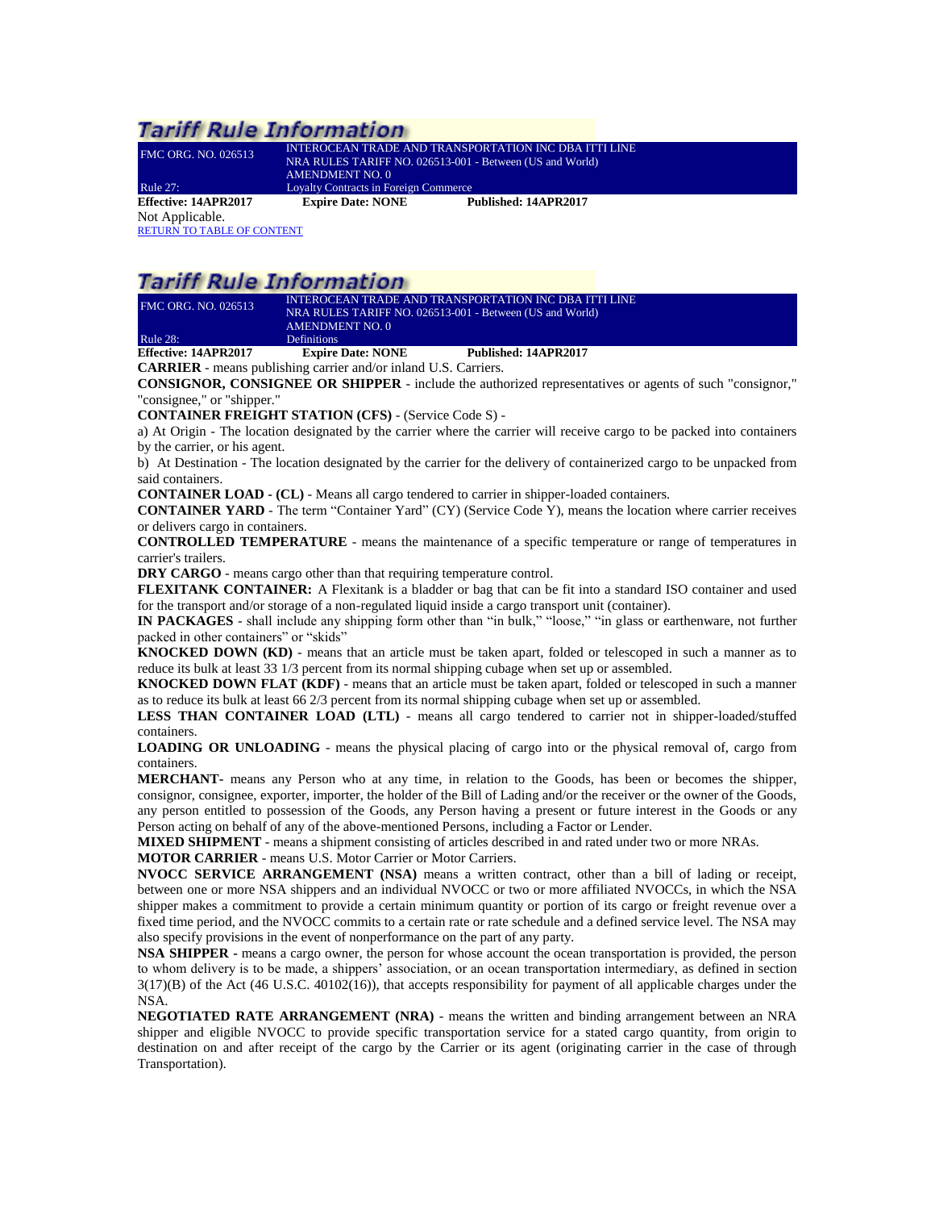## Tariff Rule Information

| FMC ORG. NO. 026513 | INTEROCEAN TRADE AND TRANSPORTATION INC DBA ITTI LINE<br>NRA RULES TARIFF NO. 026513-001 - Between (US and World)<br>AMENDMENT NO. 0 |
| --- | --- |
| Rule 27: | Loyalty Contracts in Foreign Commerce |

**Effective: 14APR2017** **Expire Date: NONE** **Published: 14APR2017**

Not Applicable.

RETURN TO TABLE OF CONTENT

## Tariff Rule Information

| FMC ORG. NO. 026513 | INTEROCEAN TRADE AND TRANSPORTATION INC DBA ITTI LINE<br>NRA RULES TARIFF NO. 026513-001 - Between (US and World)<br>AMENDMENT NO. 0 |
| --- | --- |
| Rule 28: | Definitions |

**Effective: 14APR2017** **Expire Date: NONE** **Published: 14APR2017**

**CARRIER** - means publishing carrier and/or inland U.S. Carriers.

**CONSIGNOR, CONSIGNEE OR SHIPPER** - include the authorized representatives or agents of such "consignor," "consignee," or "shipper."

**CONTAINER FREIGHT STATION (CFS)** - (Service Code S) -

a) At Origin - The location designated by the carrier where the carrier will receive cargo to be packed into containers by the carrier, or his agent.

b) At Destination - The location designated by the carrier for the delivery of containerized cargo to be unpacked from said containers.

**CONTAINER LOAD - (CL)** - Means all cargo tendered to carrier in shipper-loaded containers.

**CONTAINER YARD** - The term "Container Yard" (CY) (Service Code Y), means the location where carrier receives or delivers cargo in containers.

**CONTROLLED TEMPERATURE** - means the maintenance of a specific temperature or range of temperatures in carrier's trailers.

**DRY CARGO** - means cargo other than that requiring temperature control.

**FLEXITANK CONTAINER:** A Flexitank is a bladder or bag that can be fit into a standard ISO container and used for the transport and/or storage of a non-regulated liquid inside a cargo transport unit (container).

**IN PACKAGES** - shall include any shipping form other than "in bulk," "loose," "in glass or earthenware, not further packed in other containers" or "skids"

**KNOCKED DOWN (KD)** - means that an article must be taken apart, folded or telescoped in such a manner as to reduce its bulk at least 33 1/3 percent from its normal shipping cubage when set up or assembled.

**KNOCKED DOWN FLAT (KDF)** - means that an article must be taken apart, folded or telescoped in such a manner as to reduce its bulk at least 66 2/3 percent from its normal shipping cubage when set up or assembled.

**LESS THAN CONTAINER LOAD (LTL)** - means all cargo tendered to carrier not in shipper-loaded/stuffed containers.

**LOADING OR UNLOADING** - means the physical placing of cargo into or the physical removal of, cargo from containers.

**MERCHANT-** means any Person who at any time, in relation to the Goods, has been or becomes the shipper, consignor, consignee, exporter, importer, the holder of the Bill of Lading and/or the receiver or the owner of the Goods, any person entitled to possession of the Goods, any Person having a present or future interest in the Goods or any Person acting on behalf of any of the above-mentioned Persons, including a Factor or Lender.

**MIXED SHIPMENT** - means a shipment consisting of articles described in and rated under two or more NRAs.

**MOTOR CARRIER** - means U.S. Motor Carrier or Motor Carriers.

**NVOCC SERVICE ARRANGEMENT (NSA)** means a written contract, other than a bill of lading or receipt, between one or more NSA shippers and an individual NVOCC or two or more affiliated NVOCCs, in which the NSA shipper makes a commitment to provide a certain minimum quantity or portion of its cargo or freight revenue over a fixed time period, and the NVOCC commits to a certain rate or rate schedule and a defined service level. The NSA may also specify provisions in the event of nonperformance on the part of any party.

**NSA SHIPPER -** means a cargo owner, the person for whose account the ocean transportation is provided, the person to whom delivery is to be made, a shippers' association, or an ocean transportation intermediary, as defined in section 3(17)(B) of the Act (46 U.S.C. 40102(16)), that accepts responsibility for payment of all applicable charges under the NSA.

**NEGOTIATED RATE ARRANGEMENT (NRA)** - means the written and binding arrangement between an NRA shipper and eligible NVOCC to provide specific transportation service for a stated cargo quantity, from origin to destination on and after receipt of the cargo by the Carrier or its agent (originating carrier in the case of through Transportation).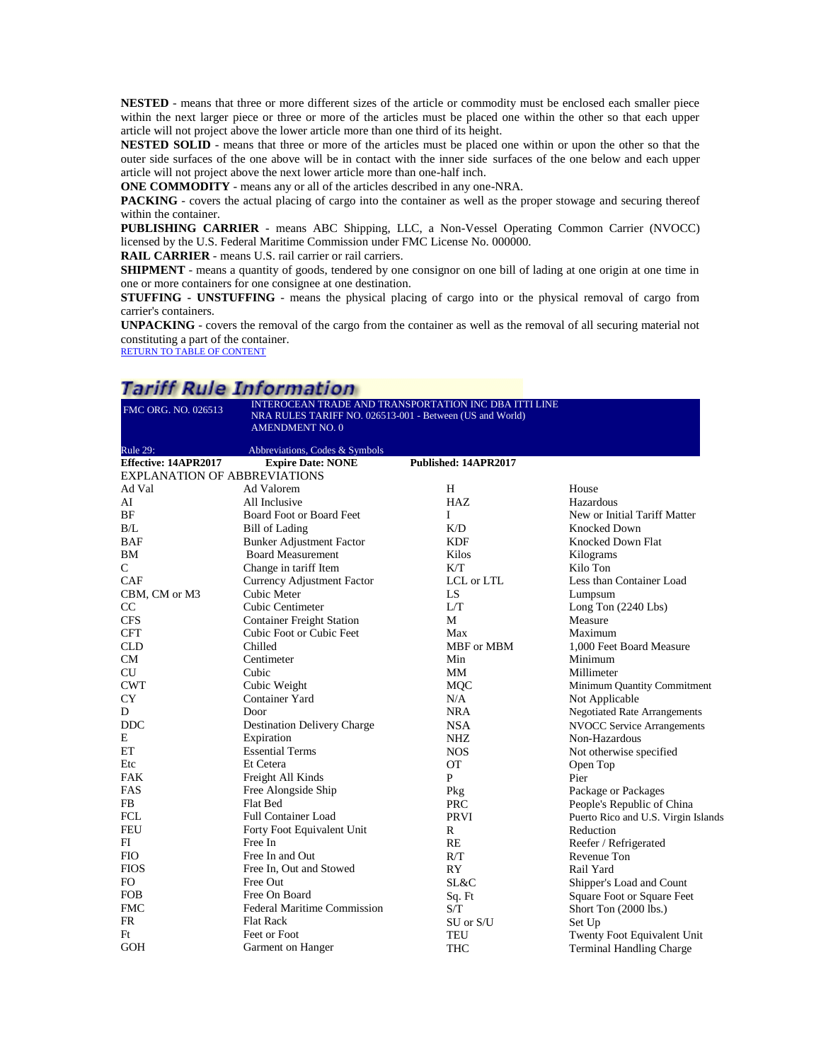**NESTED** - means that three or more different sizes of the article or commodity must be enclosed each smaller piece within the next larger piece or three or more of the articles must be placed one within the other so that each upper article will not project above the lower article more than one third of its height.

**NESTED SOLID** - means that three or more of the articles must be placed one within or upon the other so that the outer side surfaces of the one above will be in contact with the inner side surfaces of the one below and each upper article will not project above the next lower article more than one-half inch.

**ONE COMMODITY** - means any or all of the articles described in any one-NRA.

**PACKING** - covers the actual placing of cargo into the container as well as the proper stowage and securing thereof within the container.

**PUBLISHING CARRIER** - means ABC Shipping, LLC, a Non-Vessel Operating Common Carrier (NVOCC) licensed by the U.S. Federal Maritime Commission under FMC License No. 000000.

**RAIL CARRIER** - means U.S. rail carrier or rail carriers.

**SHIPMENT** - means a quantity of goods, tendered by one consignor on one bill of lading at one origin at one time in one or more containers for one consignee at one destination.

**STUFFING - UNSTUFFING** - means the physical placing of cargo into or the physical removal of cargo from carrier's containers.

**UNPACKING** - covers the removal of the cargo from the container as well as the removal of all securing material not constituting a part of the container.

RETURN TO TABLE OF CONTENT

## Tariff Rule Information

| FMC ORG. NO. 026513 | INTEROCEAN TRADE AND TRANSPORTATION INC DBA ITTI LINE<br>NRA RULES TARIFF NO. 026513-001 - Between (US and World)<br>AMENDMENT NO. 0 |
|---|---|
| Rule 29: | Abbreviations, Codes & Symbols |

**Effective: 14APR2017** **Expire Date: NONE** **Published: 14APR2017**

EXPLANATION OF ABBREVIATIONS

| Abbreviation | Meaning | Abbreviation | Meaning |
|---|---|---|---|
| Ad Val | Ad Valorem | H | House |
| AI | All Inclusive | HAZ | Hazardous |
| BF | Board Foot or Board Feet | I | New or Initial Tariff Matter |
| B/L | Bill of Lading | K/D | Knocked Down |
| BAF | Bunker Adjustment Factor | KDF | Knocked Down Flat |
| BM | Board Measurement | Kilos | Kilograms |
| C | Change in tariff Item | K/T | Kilo Ton |
| CAF | Currency Adjustment Factor | LCL or LTL | Less than Container Load |
| CBM, CM or M3 | Cubic Meter | LS | Lumpsum |
| CC | Cubic Centimeter | L/T | Long Ton (2240 Lbs) |
| CFS | Container Freight Station | M | Measure |
| CFT | Cubic Foot or Cubic Feet | Max | Maximum |
| CLD | Chilled | MBF or MBM | 1,000 Feet Board Measure |
| CM | Centimeter | Min | Minimum |
| CU | Cubic | MM | Millimeter |
| CWT | Cubic Weight | MQC | Minimum Quantity Commitment |
| CY | Container Yard | N/A | Not Applicable |
| D | Door | NRA | Negotiated Rate Arrangements |
| DDC | Destination Delivery Charge | NSA | NVOCC Service Arrangements |
| E | Expiration | NHZ | Non-Hazardous |
| ET | Essential Terms | NOS | Not otherwise specified |
| Etc | Et Cetera | OT | Open Top |
| FAK | Freight All Kinds | P | Pier |
| FAS | Free Alongside Ship | Pkg | Package or Packages |
| FB | Flat Bed | PRC | People's Republic of China |
| FCL | Full Container Load | PRVI | Puerto Rico and U.S. Virgin Islands |
| FEU | Forty Foot Equivalent Unit | R | Reduction |
| FI | Free In | RE | Reefer / Refrigerated |
| FIO | Free In and Out | R/T | Revenue Ton |
| FIOS | Free In, Out and Stowed | RY | Rail Yard |
| FO | Free Out | SL&C | Shipper's Load and Count |
| FOB | Free On Board | Sq. Ft | Square Foot or Square Feet |
| FMC | Federal Maritime Commission | S/T | Short Ton (2000 lbs.) |
| FR | Flat Rack | SU or S/U | Set Up |
| Ft | Feet or Foot | TEU | Twenty Foot Equivalent Unit |
| GOH | Garment on Hanger | THC | Terminal Handling Charge |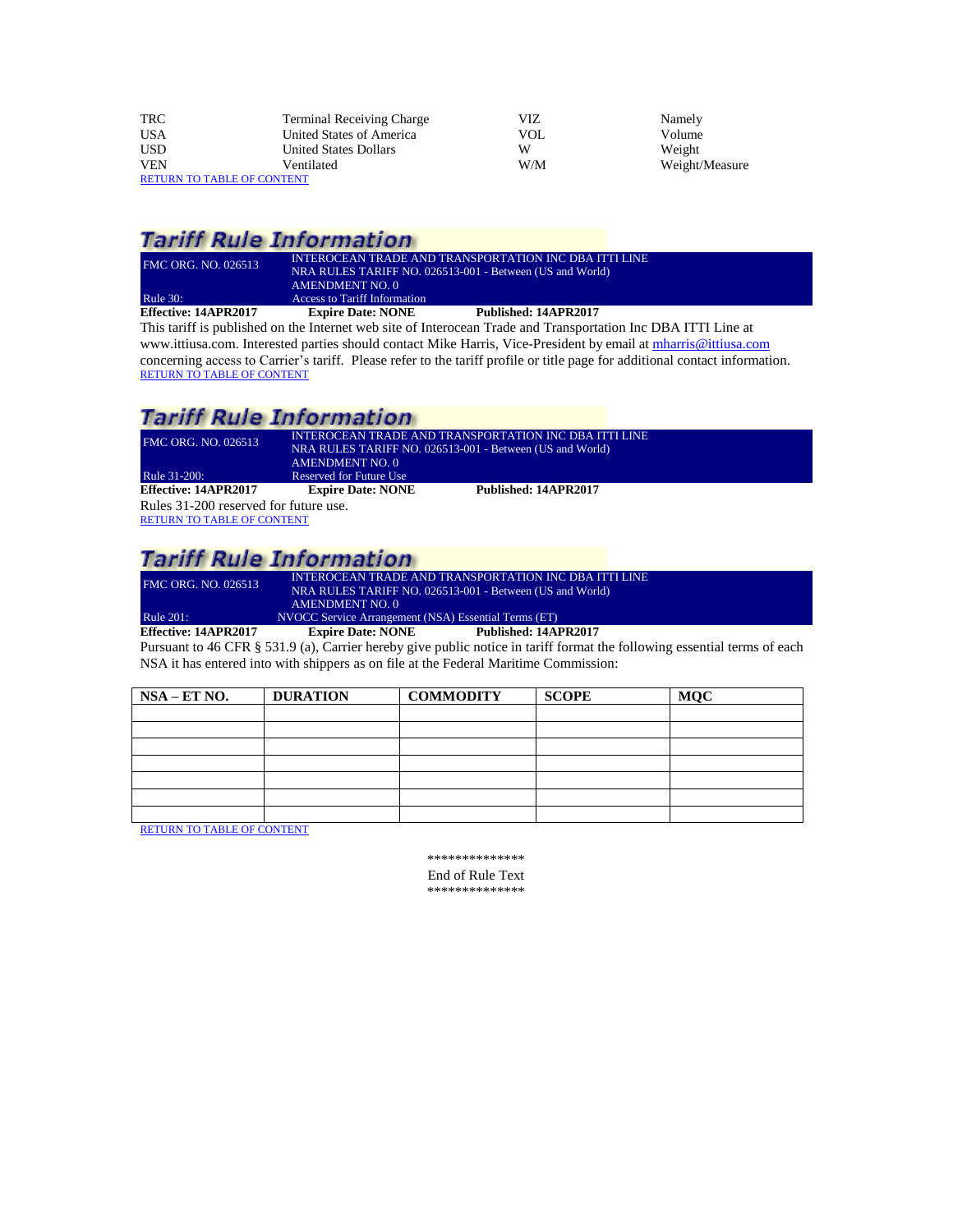| | | | |
|---|---|---|---|
| TRC | Terminal Receiving Charge | VIZ | Namely |
| USA | United States of America | VOL | Volume |
| USD | United States Dollars | W | Weight |
| VEN | Ventilated | W/M | Weight/Measure |

RETURN TO TABLE OF CONTENT

## Tariff Rule Information

| FMC ORG. NO. 026513 | INTEROCEAN TRADE AND TRANSPORTATION INC DBA ITTI LINE<br>NRA RULES TARIFF NO. 026513-001 - Between (US and World)<br>AMENDMENT NO. 0 |
|---|---|
| Rule 30: | Access to Tariff Information |

**Effective: 14APR2017** **Expire Date: NONE** **Published: 14APR2017**

This tariff is published on the Internet web site of Interocean Trade and Transportation Inc DBA ITTI Line at www.ittiusa.com. Interested parties should contact Mike Harris, Vice-President by email at mharris@ittiusa.com concerning access to Carrier's tariff. Please refer to the tariff profile or title page for additional contact information.

RETURN TO TABLE OF CONTENT

## Tariff Rule Information

| FMC ORG. NO. 026513 | INTEROCEAN TRADE AND TRANSPORTATION INC DBA ITTI LINE<br>NRA RULES TARIFF NO. 026513-001 - Between (US and World)<br>AMENDMENT NO. 0 |
|---|---|
| Rule 31-200: | Reserved for Future Use |

**Effective: 14APR2017** **Expire Date: NONE** **Published: 14APR2017**

Rules 31-200 reserved for future use.

RETURN TO TABLE OF CONTENT

## Tariff Rule Information

| FMC ORG. NO. 026513 | INTEROCEAN TRADE AND TRANSPORTATION INC DBA ITTI LINE<br>NRA RULES TARIFF NO. 026513-001 - Between (US and World)<br>AMENDMENT NO. 0 |
|---|---|
| Rule 201: | NVOCC Service Arrangement (NSA) Essential Terms (ET) |

**Effective: 14APR2017** **Expire Date: NONE** **Published: 14APR2017**

Pursuant to 46 CFR § 531.9 (a), Carrier hereby give public notice in tariff format the following essential terms of each NSA it has entered into with shippers as on file at the Federal Maritime Commission:

| NSA – ET NO. | DURATION | COMMODITY | SCOPE | MQC |
|---|---|---|---|---|
| | | | | |
| | | | | |
| | | | | |
| | | | | |
| | | | | |
| | | | | |
| | | | | |

RETURN TO TABLE OF CONTENT

**************

End of Rule Text

**************